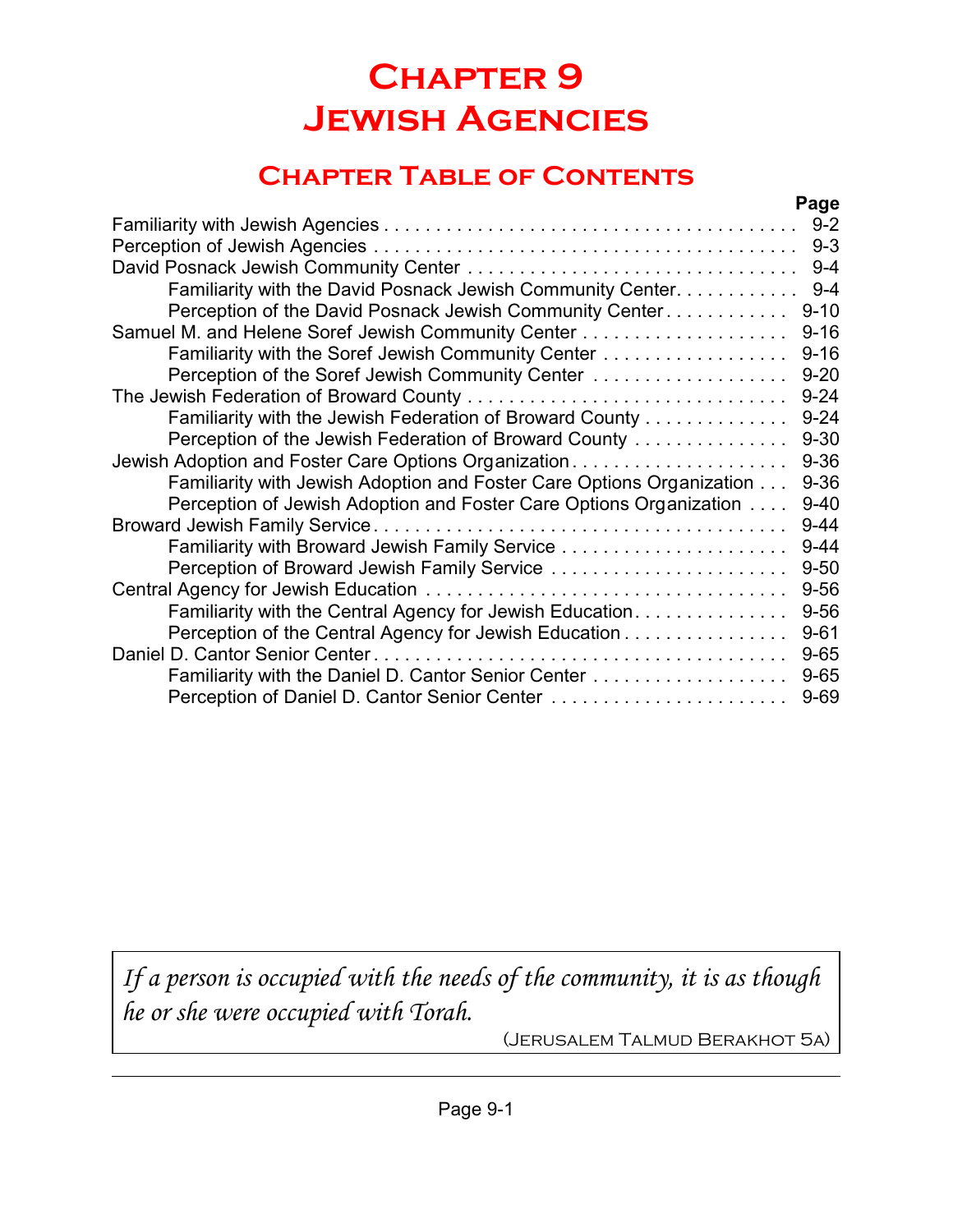# Chapter 9
# Jewish Agencies

## Chapter Table of Contents

| | Page |
|---|---|
| Familiarity with Jewish Agencies | 9-2 |
| Perception of Jewish Agencies | 9-3 |
| David Posnack Jewish Community Center | 9-4 |
| Familiarity with the David Posnack Jewish Community Center | 9-4 |
| Perception of the David Posnack Jewish Community Center | 9-10 |
| Samuel M. and Helene Soref Jewish Community Center | 9-16 |
| Familiarity with the Soref Jewish Community Center | 9-16 |
| Perception of the Soref Jewish Community Center | 9-20 |
| The Jewish Federation of Broward County | 9-24 |
| Familiarity with the Jewish Federation of Broward County | 9-24 |
| Perception of the Jewish Federation of Broward County | 9-30 |
| Jewish Adoption and Foster Care Options Organization | 9-36 |
| Familiarity with Jewish Adoption and Foster Care Options Organization | 9-36 |
| Perception of Jewish Adoption and Foster Care Options Organization | 9-40 |
| Broward Jewish Family Service | 9-44 |
| Familiarity with Broward Jewish Family Service | 9-44 |
| Perception of Broward Jewish Family Service | 9-50 |
| Central Agency for Jewish Education | 9-56 |
| Familiarity with the Central Agency for Jewish Education | 9-56 |
| Perception of the Central Agency for Jewish Education | 9-61 |
| Daniel D. Cantor Senior Center | 9-65 |
| Familiarity with the Daniel D. Cantor Senior Center | 9-65 |
| Perception of Daniel D. Cantor Senior Center | 9-69 |

> *If a person is occupied with the needs of the community, it is as though he or she were occupied with Torah.*
>
> (Jerusalem Talmud Berakhot 5a)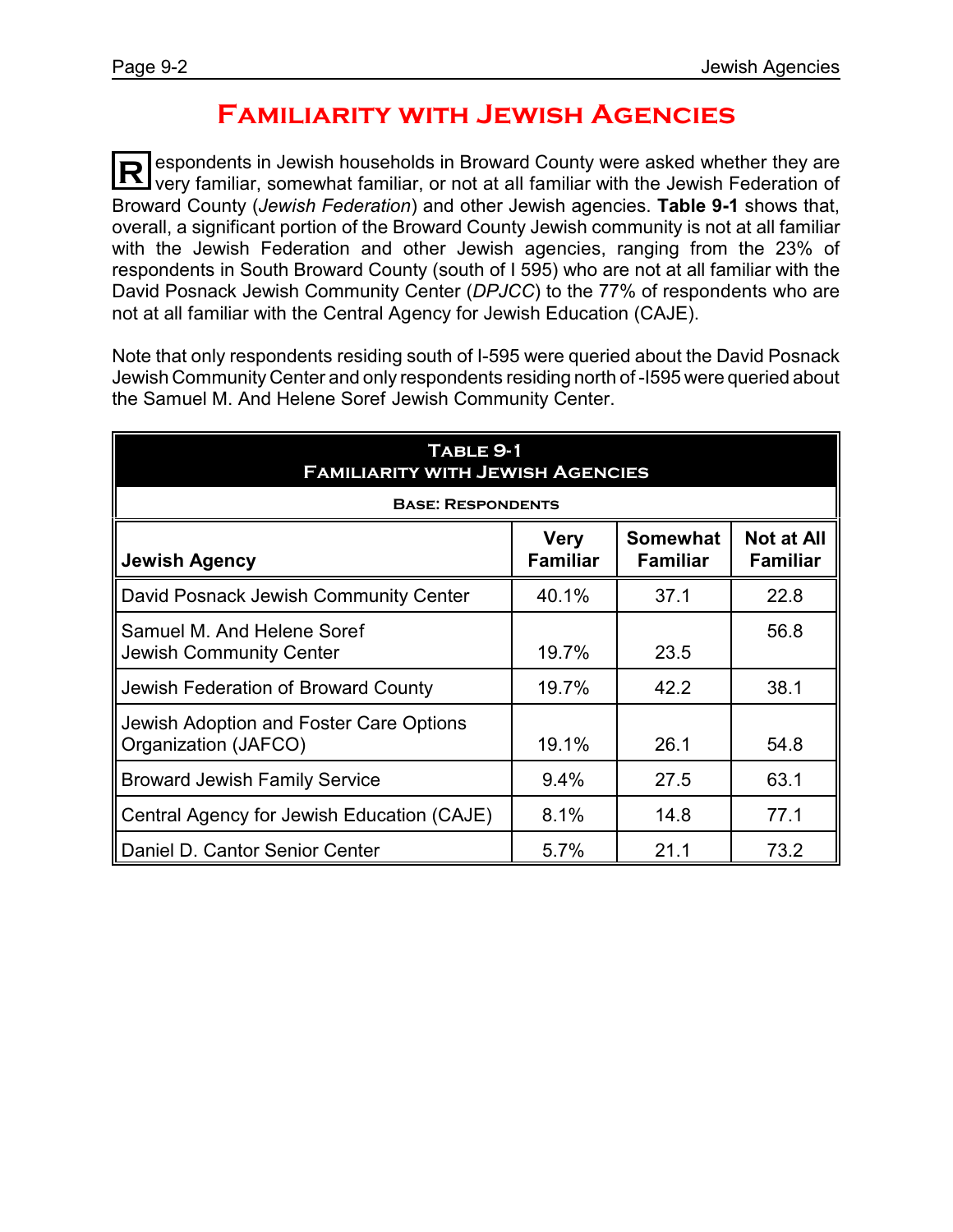# Familiarity with Jewish Agencies

Respondents in Jewish households in Broward County were asked whether they are very familiar, somewhat familiar, or not at all familiar with the Jewish Federation of Broward County (*Jewish Federation*) and other Jewish agencies. **Table 9-1** shows that, overall, a significant portion of the Broward County Jewish community is not at all familiar with the Jewish Federation and other Jewish agencies, ranging from the 23% of respondents in South Broward County (south of I 595) who are not at all familiar with the David Posnack Jewish Community Center (*DPJCC*) to the 77% of respondents who are not at all familiar with the Central Agency for Jewish Education (CAJE).

Note that only respondents residing south of I-595 were queried about the David Posnack Jewish Community Center and only respondents residing north of -I595 were queried about the Samuel M. And Helene Soref Jewish Community Center.

**Table 9-1**
**Familiarity with Jewish Agencies**
**Base: Respondents**

| Jewish Agency | Very Familiar | Somewhat Familiar | Not at All Familiar |
|---|---|---|---|
| David Posnack Jewish Community Center | 40.1% | 37.1 | 22.8 |
| Samuel M. And Helene Soref Jewish Community Center | 19.7% | 23.5 | 56.8 |
| Jewish Federation of Broward County | 19.7% | 42.2 | 38.1 |
| Jewish Adoption and Foster Care Options Organization (JAFCO) | 19.1% | 26.1 | 54.8 |
| Broward Jewish Family Service | 9.4% | 27.5 | 63.1 |
| Central Agency for Jewish Education (CAJE) | 8.1% | 14.8 | 77.1 |
| Daniel D. Cantor Senior Center | 5.7% | 21.1 | 73.2 |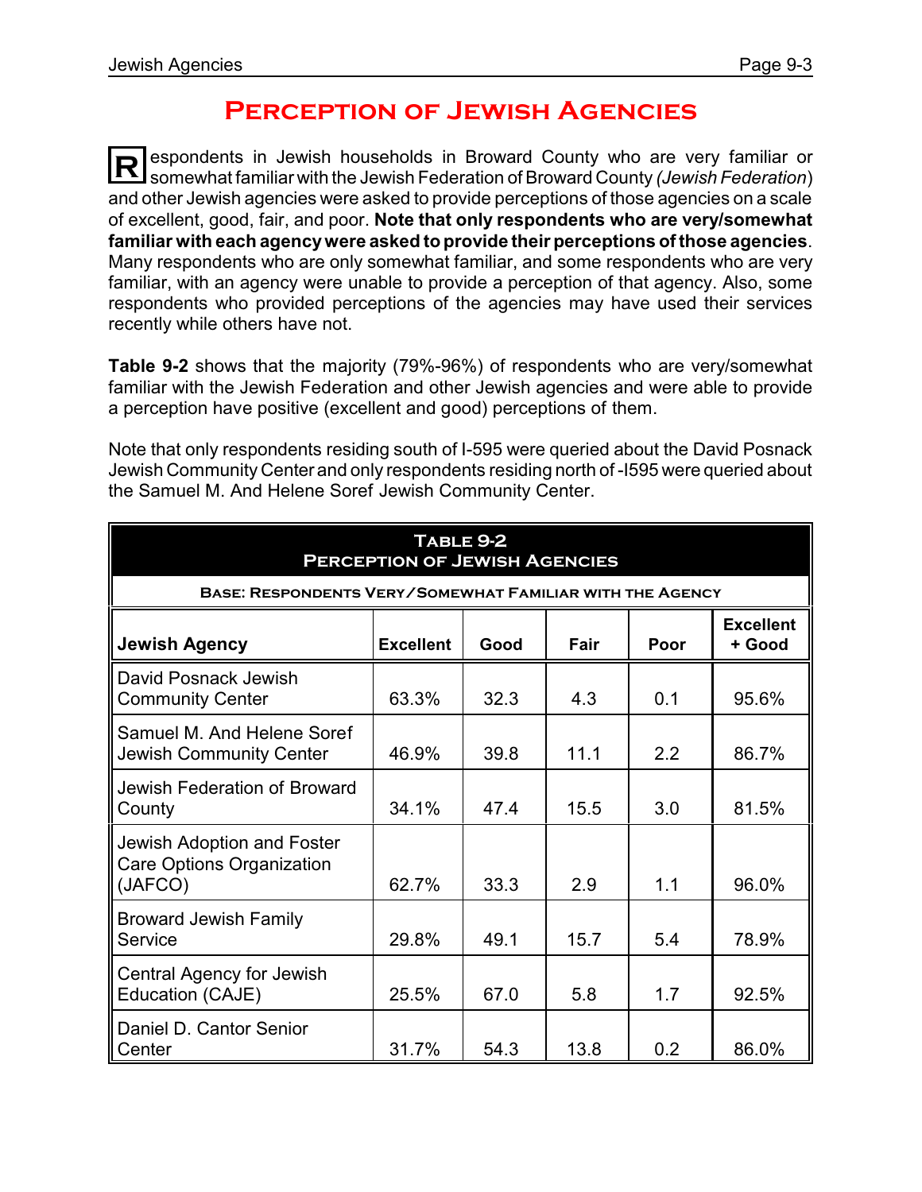# Perception of Jewish Agencies

Respondents in Jewish households in Broward County who are very familiar or somewhat familiar with the Jewish Federation of Broward County (*Jewish Federation*) and other Jewish agencies were asked to provide perceptions of those agencies on a scale of excellent, good, fair, and poor. **Note that only respondents who are very/somewhat familiar with each agency were asked to provide their perceptions of those agencies**. Many respondents who are only somewhat familiar, and some respondents who are very familiar, with an agency were unable to provide a perception of that agency. Also, some respondents who provided perceptions of the agencies may have used their services recently while others have not.

**Table 9-2** shows that the majority (79%-96%) of respondents who are very/somewhat familiar with the Jewish Federation and other Jewish agencies and were able to provide a perception have positive (excellent and good) perceptions of them.

Note that only respondents residing south of I-595 were queried about the David Posnack Jewish Community Center and only respondents residing north of -I595 were queried about the Samuel M. And Helene Soref Jewish Community Center.

**Table 9-2**
**Perception of Jewish Agencies**
**Base: Respondents Very/Somewhat Familiar with the Agency**

| Jewish Agency | Excellent | Good | Fair | Poor | Excellent + Good |
|---|---|---|---|---|---|
| David Posnack Jewish Community Center | 63.3% | 32.3 | 4.3 | 0.1 | 95.6% |
| Samuel M. And Helene Soref Jewish Community Center | 46.9% | 39.8 | 11.1 | 2.2 | 86.7% |
| Jewish Federation of Broward County | 34.1% | 47.4 | 15.5 | 3.0 | 81.5% |
| Jewish Adoption and Foster Care Options Organization (JAFCO) | 62.7% | 33.3 | 2.9 | 1.1 | 96.0% |
| Broward Jewish Family Service | 29.8% | 49.1 | 15.7 | 5.4 | 78.9% |
| Central Agency for Jewish Education (CAJE) | 25.5% | 67.0 | 5.8 | 1.7 | 92.5% |
| Daniel D. Cantor Senior Center | 31.7% | 54.3 | 13.8 | 0.2 | 86.0% |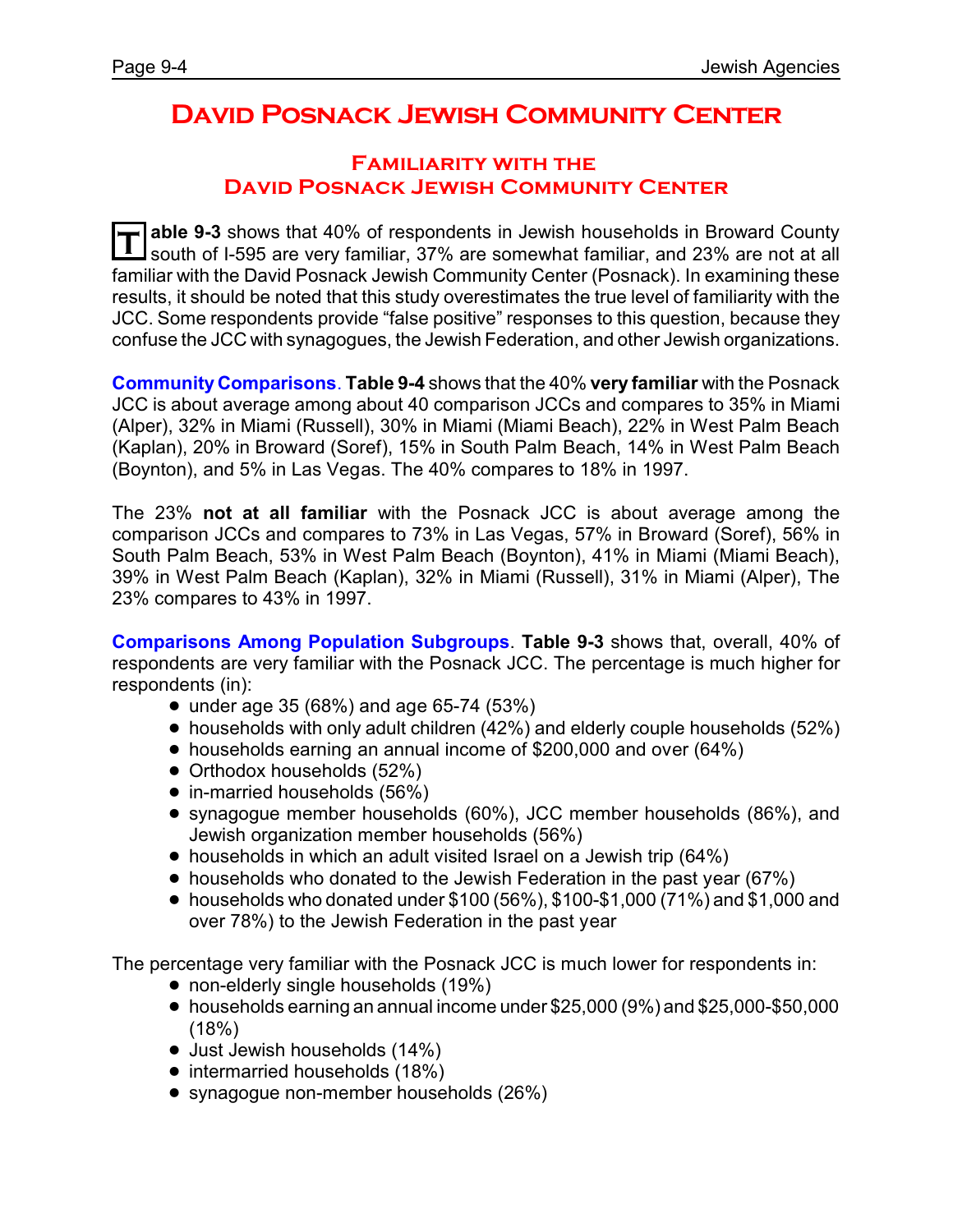# David Posnack Jewish Community Center

## Familiarity with the David Posnack Jewish Community Center

**Table 9-3** shows that 40% of respondents in Jewish households in Broward County south of I-595 are very familiar, 37% are somewhat familiar, and 23% are not at all familiar with the David Posnack Jewish Community Center (Posnack). In examining these results, it should be noted that this study overestimates the true level of familiarity with the JCC. Some respondents provide "false positive" responses to this question, because they confuse the JCC with synagogues, the Jewish Federation, and other Jewish organizations.

**Community Comparisons**. **Table 9-4** shows that the 40% **very familiar** with the Posnack JCC is about average among about 40 comparison JCCs and compares to 35% in Miami (Alper), 32% in Miami (Russell), 30% in Miami (Miami Beach), 22% in West Palm Beach (Kaplan), 20% in Broward (Soref), 15% in South Palm Beach, 14% in West Palm Beach (Boynton), and 5% in Las Vegas. The 40% compares to 18% in 1997.

The 23% **not at all familiar** with the Posnack JCC is about average among the comparison JCCs and compares to 73% in Las Vegas, 57% in Broward (Soref), 56% in South Palm Beach, 53% in West Palm Beach (Boynton), 41% in Miami (Miami Beach), 39% in West Palm Beach (Kaplan), 32% in Miami (Russell), 31% in Miami (Alper), The 23% compares to 43% in 1997.

**Comparisons Among Population Subgroups**. **Table 9-3** shows that, overall, 40% of respondents are very familiar with the Posnack JCC. The percentage is much higher for respondents (in):

- under age 35 (68%) and age 65-74 (53%)
- households with only adult children (42%) and elderly couple households (52%)
- households earning an annual income of $200,000 and over (64%)
- Orthodox households (52%)
- in-married households (56%)
- synagogue member households (60%), JCC member households (86%), and Jewish organization member households (56%)
- households in which an adult visited Israel on a Jewish trip (64%)
- households who donated to the Jewish Federation in the past year (67%)
- households who donated under $100 (56%), $100-$1,000 (71%) and $1,000 and over 78%) to the Jewish Federation in the past year

The percentage very familiar with the Posnack JCC is much lower for respondents in:

- non-elderly single households (19%)
- households earning an annual income under $25,000 (9%) and $25,000-$50,000 (18%)
- Just Jewish households (14%)
- intermarried households (18%)
- synagogue non-member households (26%)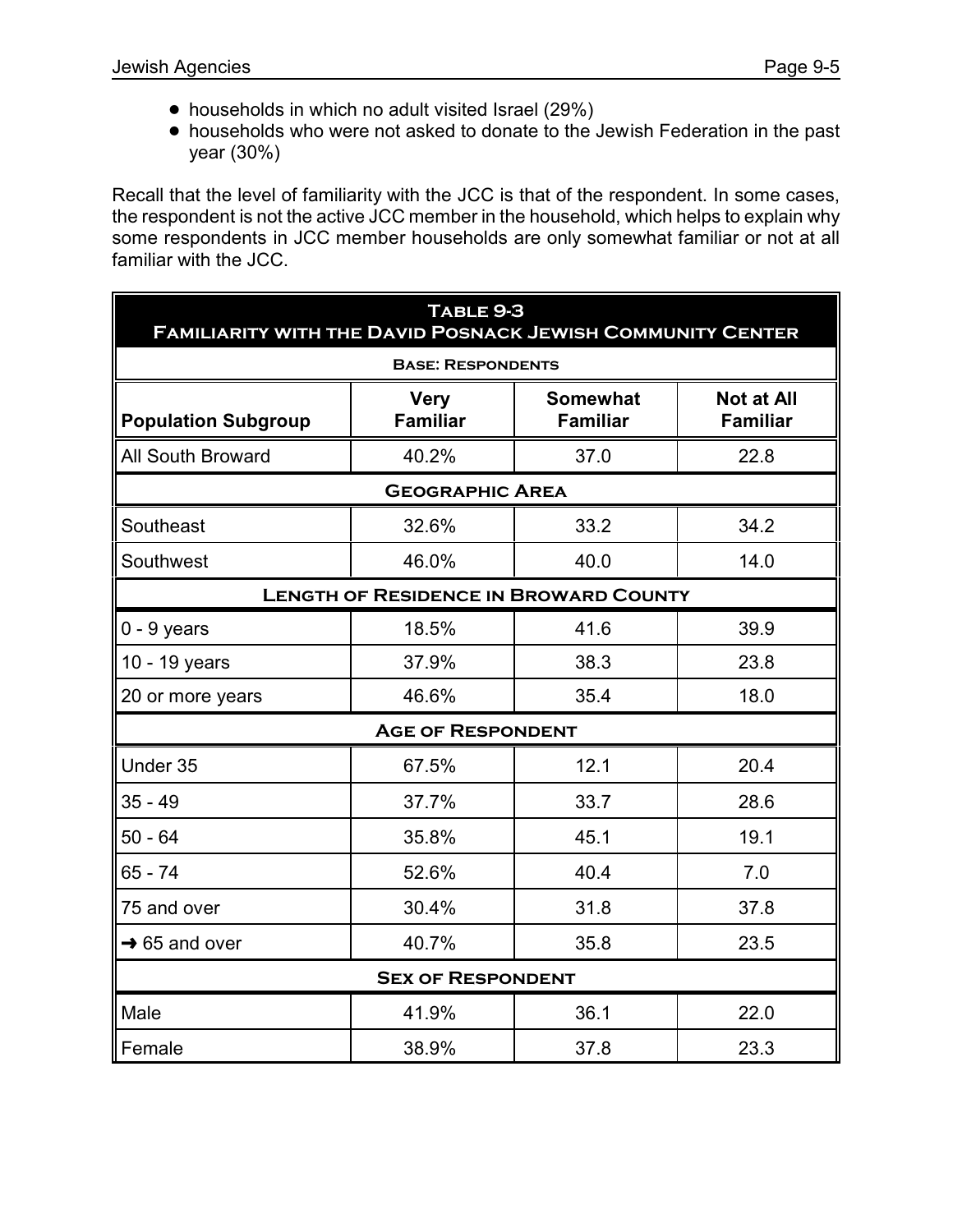- households in which no adult visited Israel (29%)
- households who were not asked to donate to the Jewish Federation in the past year (30%)

Recall that the level of familiarity with the JCC is that of the respondent. In some cases, the respondent is not the active JCC member in the household, which helps to explain why some respondents in JCC member households are only somewhat familiar or not at all familiar with the JCC.

**Table 9-3**
**Familiarity with the David Posnack Jewish Community Center**

**Base: Respondents**

| Population Subgroup | Very Familiar | Somewhat Familiar | Not at All Familiar |
|---|---|---|---|
| All South Broward | 40.2% | 37.0 | 22.8 |
| **Geographic Area** | | | |
| Southeast | 32.6% | 33.2 | 34.2 |
| Southwest | 46.0% | 40.0 | 14.0 |
| **Length of Residence in Broward County** | | | |
| 0 - 9 years | 18.5% | 41.6 | 39.9 |
| 10 - 19 years | 37.9% | 38.3 | 23.8 |
| 20 or more years | 46.6% | 35.4 | 18.0 |
| **Age of Respondent** | | | |
| Under 35 | 67.5% | 12.1 | 20.4 |
| 35 - 49 | 37.7% | 33.7 | 28.6 |
| 50 - 64 | 35.8% | 45.1 | 19.1 |
| 65 - 74 | 52.6% | 40.4 | 7.0 |
| 75 and over | 30.4% | 31.8 | 37.8 |
| → 65 and over | 40.7% | 35.8 | 23.5 |
| **Sex of Respondent** | | | |
| Male | 41.9% | 36.1 | 22.0 |
| Female | 38.9% | 37.8 | 23.3 |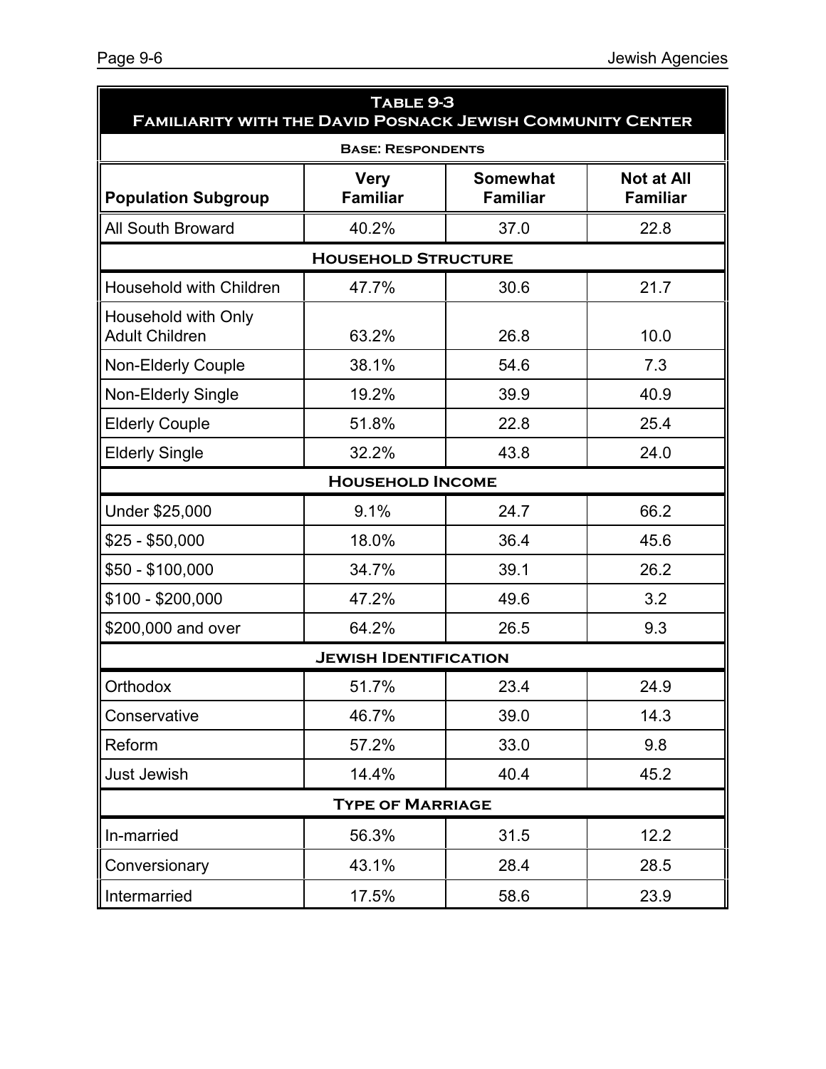## Table 9-3
## Familiarity with the David Posnack Jewish Community Center

**Base: Respondents**

| Population Subgroup | Very Familiar | Somewhat Familiar | Not at All Familiar |
|---|---|---|---|
| All South Broward | 40.2% | 37.0 | 22.8 |
| **Household Structure** | | | |
| Household with Children | 47.7% | 30.6 | 21.7 |
| Household with Only Adult Children | 63.2% | 26.8 | 10.0 |
| Non-Elderly Couple | 38.1% | 54.6 | 7.3 |
| Non-Elderly Single | 19.2% | 39.9 | 40.9 |
| Elderly Couple | 51.8% | 22.8 | 25.4 |
| Elderly Single | 32.2% | 43.8 | 24.0 |
| **Household Income** | | | |
| Under $25,000 | 9.1% | 24.7 | 66.2 |
| $25 - $50,000 | 18.0% | 36.4 | 45.6 |
| $50 - $100,000 | 34.7% | 39.1 | 26.2 |
| $100 - $200,000 | 47.2% | 49.6 | 3.2 |
| $200,000 and over | 64.2% | 26.5 | 9.3 |
| **Jewish Identification** | | | |
| Orthodox | 51.7% | 23.4 | 24.9 |
| Conservative | 46.7% | 39.0 | 14.3 |
| Reform | 57.2% | 33.0 | 9.8 |
| Just Jewish | 14.4% | 40.4 | 45.2 |
| **Type of Marriage** | | | |
| In-married | 56.3% | 31.5 | 12.2 |
| Conversionary | 43.1% | 28.4 | 28.5 |
| Intermarried | 17.5% | 58.6 | 23.9 |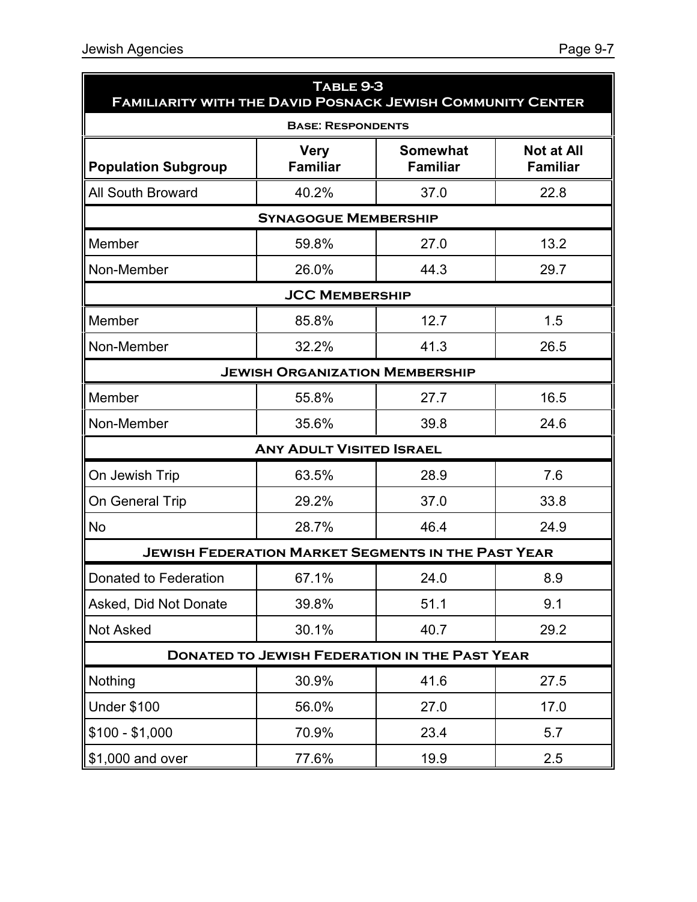## Table 9-3
## Familiarity with the David Posnack Jewish Community Center

| Population Subgroup | Very Familiar | Somewhat Familiar | Not at All Familiar |
|---|---|---|---|
| **Base: Respondents** | | | |
| All South Broward | 40.2% | 37.0 | 22.8 |
| **Synagogue Membership** | | | |
| Member | 59.8% | 27.0 | 13.2 |
| Non-Member | 26.0% | 44.3 | 29.7 |
| **JCC Membership** | | | |
| Member | 85.8% | 12.7 | 1.5 |
| Non-Member | 32.2% | 41.3 | 26.5 |
| **Jewish Organization Membership** | | | |
| Member | 55.8% | 27.7 | 16.5 |
| Non-Member | 35.6% | 39.8 | 24.6 |
| **Any Adult Visited Israel** | | | |
| On Jewish Trip | 63.5% | 28.9 | 7.6 |
| On General Trip | 29.2% | 37.0 | 33.8 |
| No | 28.7% | 46.4 | 24.9 |
| **Jewish Federation Market Segments in the Past Year** | | | |
| Donated to Federation | 67.1% | 24.0 | 8.9 |
| Asked, Did Not Donate | 39.8% | 51.1 | 9.1 |
| Not Asked | 30.1% | 40.7 | 29.2 |
| **Donated to Jewish Federation in the Past Year** | | | |
| Nothing | 30.9% | 41.6 | 27.5 |
| Under $100 | 56.0% | 27.0 | 17.0 |
| $100 - $1,000 | 70.9% | 23.4 | 5.7 |
| $1,000 and over | 77.6% | 19.9 | 2.5 |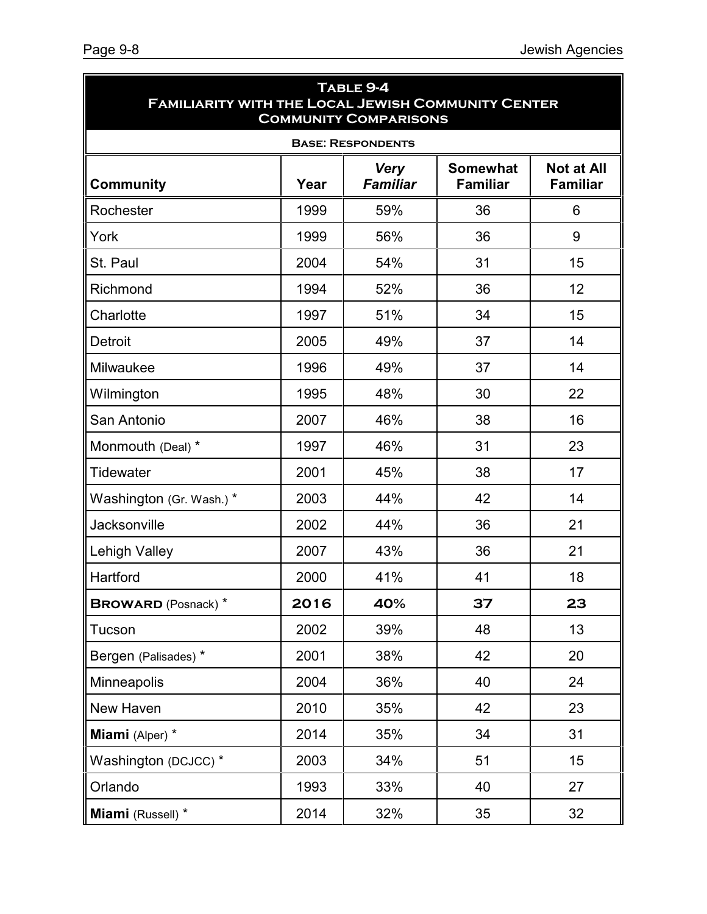## Table 9-4
## Familiarity with the Local Jewish Community Center
## Community Comparisons

**Base: Respondents**

| Community | Year | *Very Familiar* | Somewhat Familiar | Not at All Familiar |
|---|---|---|---|---|
| Rochester | 1999 | 59% | 36 | 6 |
| York | 1999 | 56% | 36 | 9 |
| St. Paul | 2004 | 54% | 31 | 15 |
| Richmond | 1994 | 52% | 36 | 12 |
| Charlotte | 1997 | 51% | 34 | 15 |
| Detroit | 2005 | 49% | 37 | 14 |
| Milwaukee | 1996 | 49% | 37 | 14 |
| Wilmington | 1995 | 48% | 30 | 22 |
| San Antonio | 2007 | 46% | 38 | 16 |
| Monmouth (Deal) * | 1997 | 46% | 31 | 23 |
| Tidewater | 2001 | 45% | 38 | 17 |
| Washington (Gr. Wash.) * | 2003 | 44% | 42 | 14 |
| Jacksonville | 2002 | 44% | 36 | 21 |
| Lehigh Valley | 2007 | 43% | 36 | 21 |
| Hartford | 2000 | 41% | 41 | 18 |
| **BROWARD** (Posnack) * | **2016** | **40%** | **37** | **23** |
| Tucson | 2002 | 39% | 48 | 13 |
| Bergen (Palisades) * | 2001 | 38% | 42 | 20 |
| Minneapolis | 2004 | 36% | 40 | 24 |
| New Haven | 2010 | 35% | 42 | 23 |
| **Miami** (Alper) * | 2014 | 35% | 34 | 31 |
| Washington (DCJCC) * | 2003 | 34% | 51 | 15 |
| Orlando | 1993 | 33% | 40 | 27 |
| **Miami** (Russell) * | 2014 | 32% | 35 | 32 |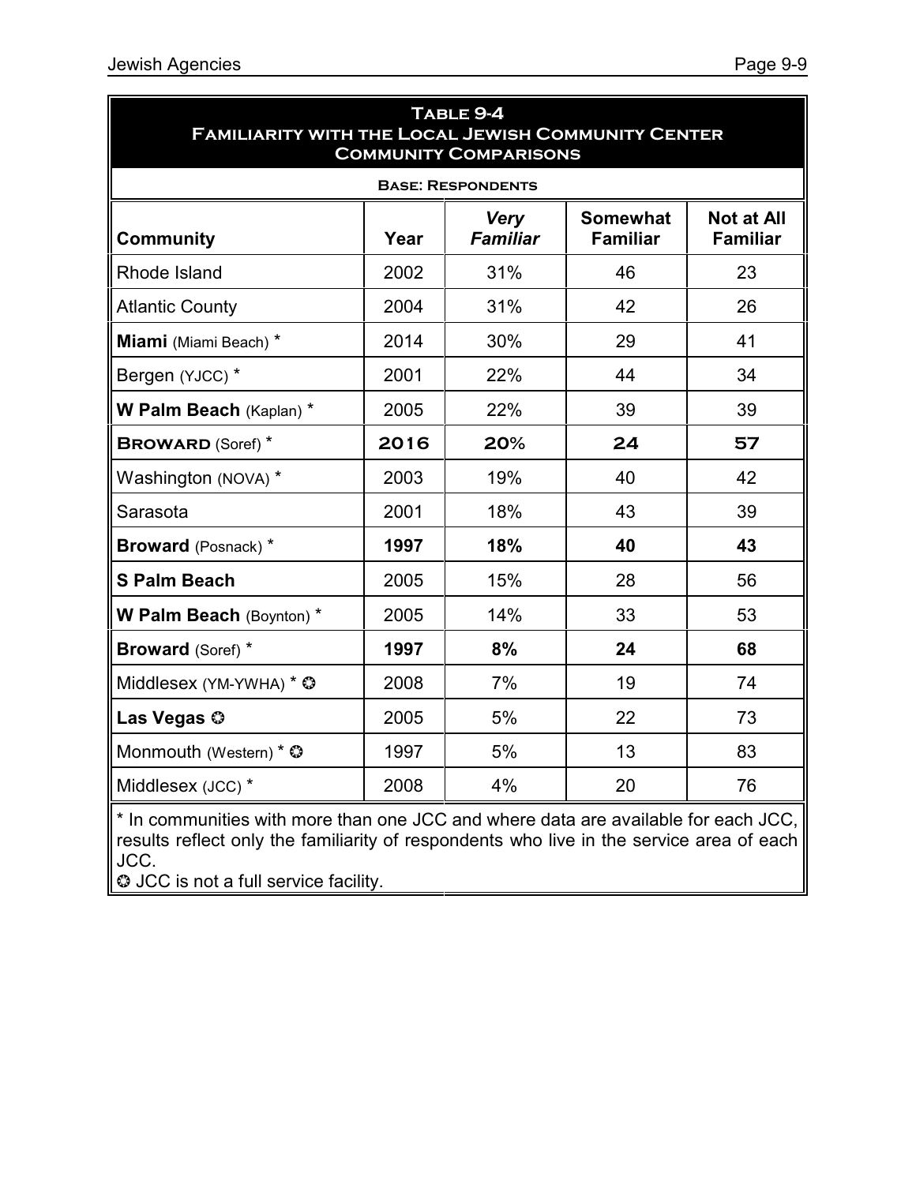## Table 9-4
## Familiarity with the Local Jewish Community Center
## Community Comparisons

**Base: Respondents**

| Community | Year | *Very Familiar* | Somewhat Familiar | Not at All Familiar |
|---|---|---|---|---|
| Rhode Island | 2002 | 31% | 46 | 23 |
| Atlantic County | 2004 | 31% | 42 | 26 |
| **Miami** (Miami Beach) * | 2014 | 30% | 29 | 41 |
| Bergen (YJCC) * | 2001 | 22% | 44 | 34 |
| **W Palm Beach** (Kaplan) * | 2005 | 22% | 39 | 39 |
| **BROWARD** (Soref) * | **2016** | **20%** | **24** | **57** |
| Washington (NOVA) * | 2003 | 19% | 40 | 42 |
| Sarasota | 2001 | 18% | 43 | 39 |
| **Broward** (Posnack) * | **1997** | **18%** | **40** | **43** |
| **S Palm Beach** | 2005 | 15% | 28 | 56 |
| **W Palm Beach** (Boynton) * | 2005 | 14% | 33 | 53 |
| **Broward** (Soref) * | **1997** | **8%** | **24** | **68** |
| Middlesex (YM-YWHA) * ✪ | 2008 | 7% | 19 | 74 |
| **Las Vegas** ✪ | 2005 | 5% | 22 | 73 |
| Monmouth (Western) * ✪ | 1997 | 5% | 13 | 83 |
| Middlesex (JCC) * | 2008 | 4% | 20 | 76 |

* In communities with more than one JCC and where data are available for each JCC, results reflect only the familiarity of respondents who live in the service area of each JCC.

✪ JCC is not a full service facility.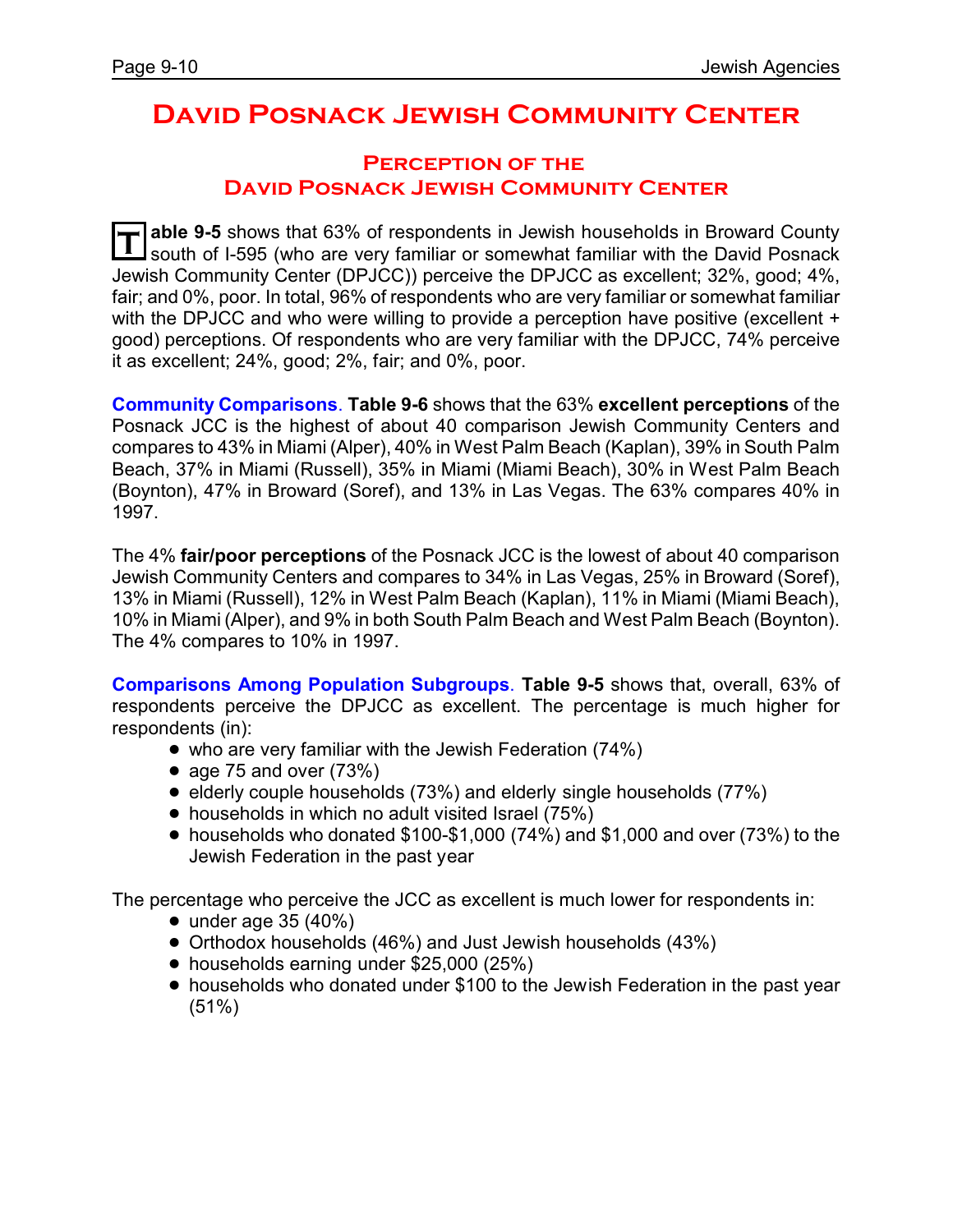# David Posnack Jewish Community Center

## Perception of the David Posnack Jewish Community Center

**Table 9-5** shows that 63% of respondents in Jewish households in Broward County south of I-595 (who are very familiar or somewhat familiar with the David Posnack Jewish Community Center (DPJCC)) perceive the DPJCC as excellent; 32%, good; 4%, fair; and 0%, poor. In total, 96% of respondents who are very familiar or somewhat familiar with the DPJCC and who were willing to provide a perception have positive (excellent + good) perceptions. Of respondents who are very familiar with the DPJCC, 74% perceive it as excellent; 24%, good; 2%, fair; and 0%, poor.

**Community Comparisons**. **Table 9-6** shows that the 63% **excellent perceptions** of the Posnack JCC is the highest of about 40 comparison Jewish Community Centers and compares to 43% in Miami (Alper), 40% in West Palm Beach (Kaplan), 39% in South Palm Beach, 37% in Miami (Russell), 35% in Miami (Miami Beach), 30% in West Palm Beach (Boynton), 47% in Broward (Soref), and 13% in Las Vegas. The 63% compares 40% in 1997.

The 4% **fair/poor perceptions** of the Posnack JCC is the lowest of about 40 comparison Jewish Community Centers and compares to 34% in Las Vegas, 25% in Broward (Soref), 13% in Miami (Russell), 12% in West Palm Beach (Kaplan), 11% in Miami (Miami Beach), 10% in Miami (Alper), and 9% in both South Palm Beach and West Palm Beach (Boynton). The 4% compares to 10% in 1997.

**Comparisons Among Population Subgroups**. **Table 9-5** shows that, overall, 63% of respondents perceive the DPJCC as excellent. The percentage is much higher for respondents (in):

- who are very familiar with the Jewish Federation (74%)
- age 75 and over (73%)
- elderly couple households (73%) and elderly single households (77%)
- households in which no adult visited Israel (75%)
- households who donated $100-$1,000 (74%) and $1,000 and over (73%) to the Jewish Federation in the past year

The percentage who perceive the JCC as excellent is much lower for respondents in:

- under age 35 (40%)
- Orthodox households (46%) and Just Jewish households (43%)
- households earning under $25,000 (25%)
- households who donated under $100 to the Jewish Federation in the past year (51%)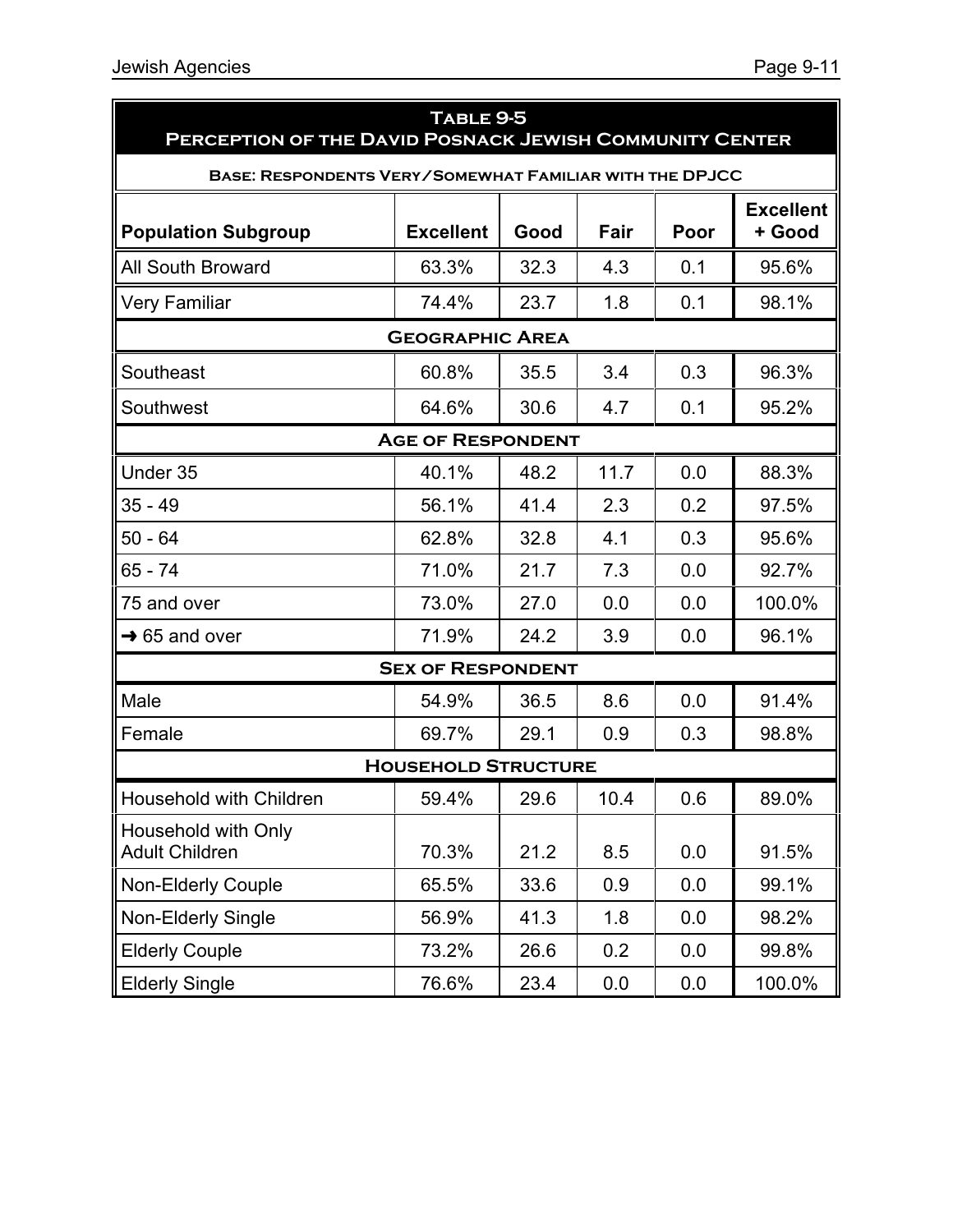## Table 9-5
## Perception of the David Posnack Jewish Community Center

**Base: Respondents Very/Somewhat Familiar with the DPJCC**

| Population Subgroup | Excellent | Good | Fair | Poor | Excellent + Good |
|---|---|---|---|---|---|
| All South Broward | 63.3% | 32.3 | 4.3 | 0.1 | 95.6% |
| Very Familiar | 74.4% | 23.7 | 1.8 | 0.1 | 98.1% |
| **Geographic Area** | | | | | |
| Southeast | 60.8% | 35.5 | 3.4 | 0.3 | 96.3% |
| Southwest | 64.6% | 30.6 | 4.7 | 0.1 | 95.2% |
| **Age of Respondent** | | | | | |
| Under 35 | 40.1% | 48.2 | 11.7 | 0.0 | 88.3% |
| 35 - 49 | 56.1% | 41.4 | 2.3 | 0.2 | 97.5% |
| 50 - 64 | 62.8% | 32.8 | 4.1 | 0.3 | 95.6% |
| 65 - 74 | 71.0% | 21.7 | 7.3 | 0.0 | 92.7% |
| 75 and over | 73.0% | 27.0 | 0.0 | 0.0 | 100.0% |
| ➜ 65 and over | 71.9% | 24.2 | 3.9 | 0.0 | 96.1% |
| **Sex of Respondent** | | | | | |
| Male | 54.9% | 36.5 | 8.6 | 0.0 | 91.4% |
| Female | 69.7% | 29.1 | 0.9 | 0.3 | 98.8% |
| **Household Structure** | | | | | |
| Household with Children | 59.4% | 29.6 | 10.4 | 0.6 | 89.0% |
| Household with Only Adult Children | 70.3% | 21.2 | 8.5 | 0.0 | 91.5% |
| Non-Elderly Couple | 65.5% | 33.6 | 0.9 | 0.0 | 99.1% |
| Non-Elderly Single | 56.9% | 41.3 | 1.8 | 0.0 | 98.2% |
| Elderly Couple | 73.2% | 26.6 | 0.2 | 0.0 | 99.8% |
| Elderly Single | 76.6% | 23.4 | 0.0 | 0.0 | 100.0% |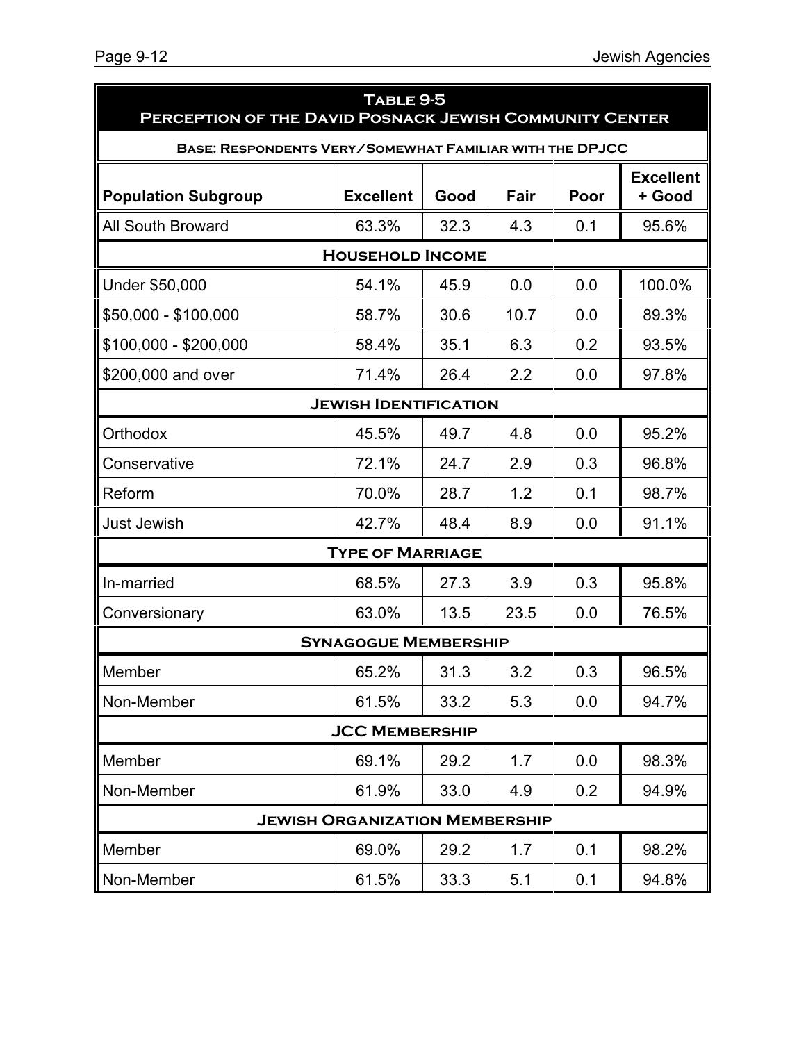## Table 9-5
## Perception of the David Posnack Jewish Community Center

**Base: Respondents Very/Somewhat Familiar with the DPJCC**

| Population Subgroup | Excellent | Good | Fair | Poor | Excellent + Good |
|---|---|---|---|---|---|
| All South Broward | 63.3% | 32.3 | 4.3 | 0.1 | 95.6% |
| **Household Income** | | | | | |
| Under $50,000 | 54.1% | 45.9 | 0.0 | 0.0 | 100.0% |
| $50,000 - $100,000 | 58.7% | 30.6 | 10.7 | 0.0 | 89.3% |
| $100,000 - $200,000 | 58.4% | 35.1 | 6.3 | 0.2 | 93.5% |
| $200,000 and over | 71.4% | 26.4 | 2.2 | 0.0 | 97.8% |
| **Jewish Identification** | | | | | |
| Orthodox | 45.5% | 49.7 | 4.8 | 0.0 | 95.2% |
| Conservative | 72.1% | 24.7 | 2.9 | 0.3 | 96.8% |
| Reform | 70.0% | 28.7 | 1.2 | 0.1 | 98.7% |
| Just Jewish | 42.7% | 48.4 | 8.9 | 0.0 | 91.1% |
| **Type of Marriage** | | | | | |
| In-married | 68.5% | 27.3 | 3.9 | 0.3 | 95.8% |
| Conversionary | 63.0% | 13.5 | 23.5 | 0.0 | 76.5% |
| **Synagogue Membership** | | | | | |
| Member | 65.2% | 31.3 | 3.2 | 0.3 | 96.5% |
| Non-Member | 61.5% | 33.2 | 5.3 | 0.0 | 94.7% |
| **JCC Membership** | | | | | |
| Member | 69.1% | 29.2 | 1.7 | 0.0 | 98.3% |
| Non-Member | 61.9% | 33.0 | 4.9 | 0.2 | 94.9% |
| **Jewish Organization Membership** | | | | | |
| Member | 69.0% | 29.2 | 1.7 | 0.1 | 98.2% |
| Non-Member | 61.5% | 33.3 | 5.1 | 0.1 | 94.8% |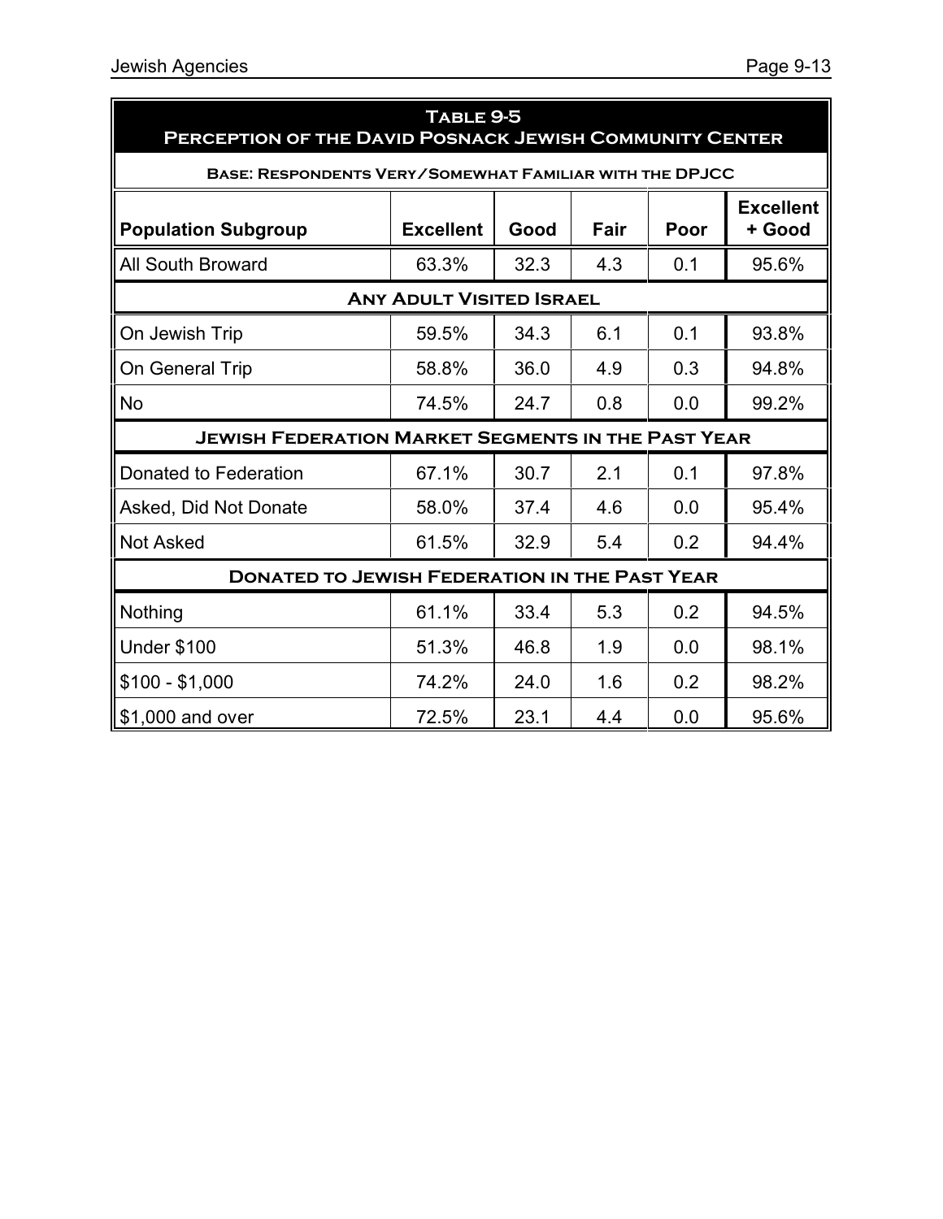| Table 9-5<br>Perception of the David Posnack Jewish Community Center | | | | | |
|---|---|---|---|---|---|
| Base: Respondents Very/Somewhat Familiar with the DPJCC | | | | | |
| **Population Subgroup** | **Excellent** | **Good** | **Fair** | **Poor** | **Excellent + Good** |
| All South Broward | 63.3% | 32.3 | 4.3 | 0.1 | 95.6% |
| **Any Adult Visited Israel** | | | | | |
| On Jewish Trip | 59.5% | 34.3 | 6.1 | 0.1 | 93.8% |
| On General Trip | 58.8% | 36.0 | 4.9 | 0.3 | 94.8% |
| No | 74.5% | 24.7 | 0.8 | 0.0 | 99.2% |
| **Jewish Federation Market Segments in the Past Year** | | | | | |
| Donated to Federation | 67.1% | 30.7 | 2.1 | 0.1 | 97.8% |
| Asked, Did Not Donate | 58.0% | 37.4 | 4.6 | 0.0 | 95.4% |
| Not Asked | 61.5% | 32.9 | 5.4 | 0.2 | 94.4% |
| **Donated to Jewish Federation in the Past Year** | | | | | |
| Nothing | 61.1% | 33.4 | 5.3 | 0.2 | 94.5% |
| Under $100 | 51.3% | 46.8 | 1.9 | 0.0 | 98.1% |
| $100 - $1,000 | 74.2% | 24.0 | 1.6 | 0.2 | 98.2% |
| $1,000 and over | 72.5% | 23.1 | 4.4 | 0.0 | 95.6% |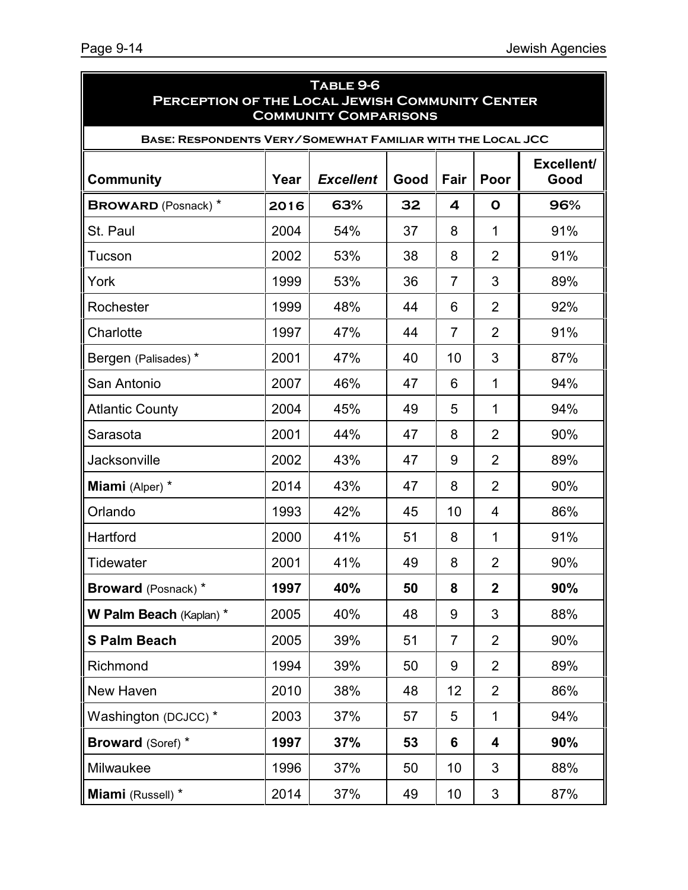## Table 9-6
## Perception of the Local Jewish Community Center
## Community Comparisons

**Base: Respondents Very/Somewhat Familiar with the Local JCC**

| Community | Year | *Excellent* | Good | Fair | Poor | Excellent/ Good |
|---|---|---|---|---|---|---|
| **BROWARD** (Posnack) * | **2016** | **63%** | **32** | **4** | **0** | **96%** |
| St. Paul | 2004 | 54% | 37 | 8 | 1 | 91% |
| Tucson | 2002 | 53% | 38 | 8 | 2 | 91% |
| York | 1999 | 53% | 36 | 7 | 3 | 89% |
| Rochester | 1999 | 48% | 44 | 6 | 2 | 92% |
| Charlotte | 1997 | 47% | 44 | 7 | 2 | 91% |
| Bergen (Palisades) * | 2001 | 47% | 40 | 10 | 3 | 87% |
| San Antonio | 2007 | 46% | 47 | 6 | 1 | 94% |
| Atlantic County | 2004 | 45% | 49 | 5 | 1 | 94% |
| Sarasota | 2001 | 44% | 47 | 8 | 2 | 90% |
| Jacksonville | 2002 | 43% | 47 | 9 | 2 | 89% |
| **Miami** (Alper) * | 2014 | 43% | 47 | 8 | 2 | 90% |
| Orlando | 1993 | 42% | 45 | 10 | 4 | 86% |
| Hartford | 2000 | 41% | 51 | 8 | 1 | 91% |
| Tidewater | 2001 | 41% | 49 | 8 | 2 | 90% |
| **Broward** (Posnack) * | **1997** | **40%** | **50** | **8** | **2** | **90%** |
| **W Palm Beach** (Kaplan) * | 2005 | 40% | 48 | 9 | 3 | 88% |
| **S Palm Beach** | 2005 | 39% | 51 | 7 | 2 | 90% |
| Richmond | 1994 | 39% | 50 | 9 | 2 | 89% |
| New Haven | 2010 | 38% | 48 | 12 | 2 | 86% |
| Washington (DCJCC) * | 2003 | 37% | 57 | 5 | 1 | 94% |
| **Broward** (Soref) * | **1997** | **37%** | **53** | **6** | **4** | **90%** |
| Milwaukee | 1996 | 37% | 50 | 10 | 3 | 88% |
| **Miami** (Russell) * | 2014 | 37% | 49 | 10 | 3 | 87% |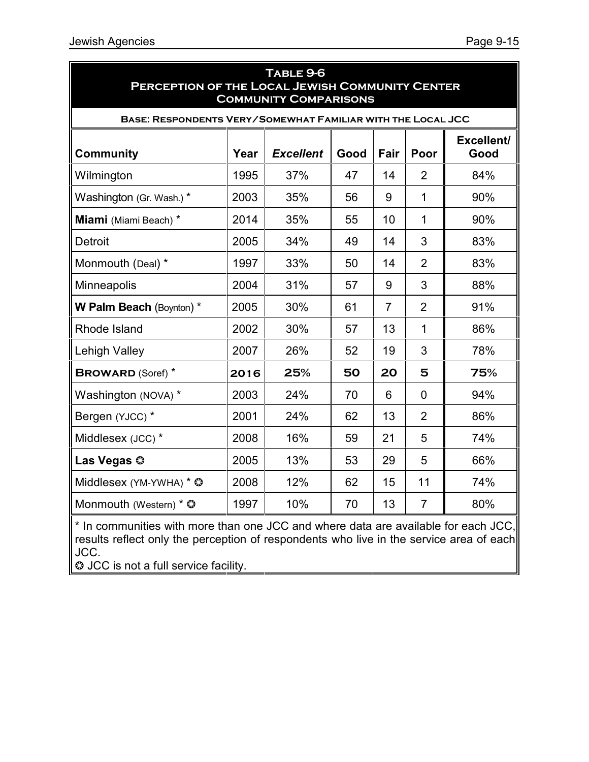## Table 9-6
## Perception of the Local Jewish Community Center
## Community Comparisons

**Base: Respondents Very/Somewhat Familiar with the Local JCC**

| Community | Year | *Excellent* | Good | Fair | Poor | Excellent/ Good |
|---|---|---|---|---|---|---|
| Wilmington | 1995 | 37% | 47 | 14 | 2 | 84% |
| Washington (Gr. Wash.) * | 2003 | 35% | 56 | 9 | 1 | 90% |
| **Miami** (Miami Beach) * | 2014 | 35% | 55 | 10 | 1 | 90% |
| Detroit | 2005 | 34% | 49 | 14 | 3 | 83% |
| Monmouth (Deal) * | 1997 | 33% | 50 | 14 | 2 | 83% |
| Minneapolis | 2004 | 31% | 57 | 9 | 3 | 88% |
| **W Palm Beach** (Boynton) * | 2005 | 30% | 61 | 7 | 2 | 91% |
| Rhode Island | 2002 | 30% | 57 | 13 | 1 | 86% |
| Lehigh Valley | 2007 | 26% | 52 | 19 | 3 | 78% |
| **BROWARD** (Soref) * | **2016** | **25%** | **50** | **20** | **5** | **75%** |
| Washington (NOVA) * | 2003 | 24% | 70 | 6 | 0 | 94% |
| Bergen (YJCC) * | 2001 | 24% | 62 | 13 | 2 | 86% |
| Middlesex (JCC) * | 2008 | 16% | 59 | 21 | 5 | 74% |
| **Las Vegas** ✪ | 2005 | 13% | 53 | 29 | 5 | 66% |
| Middlesex (YM-YWHA) * ✪ | 2008 | 12% | 62 | 15 | 11 | 74% |
| Monmouth (Western) * ✪ | 1997 | 10% | 70 | 13 | 7 | 80% |

* In communities with more than one JCC and where data are available for each JCC, results reflect only the perception of respondents who live in the service area of each JCC.

✪ JCC is not a full service facility.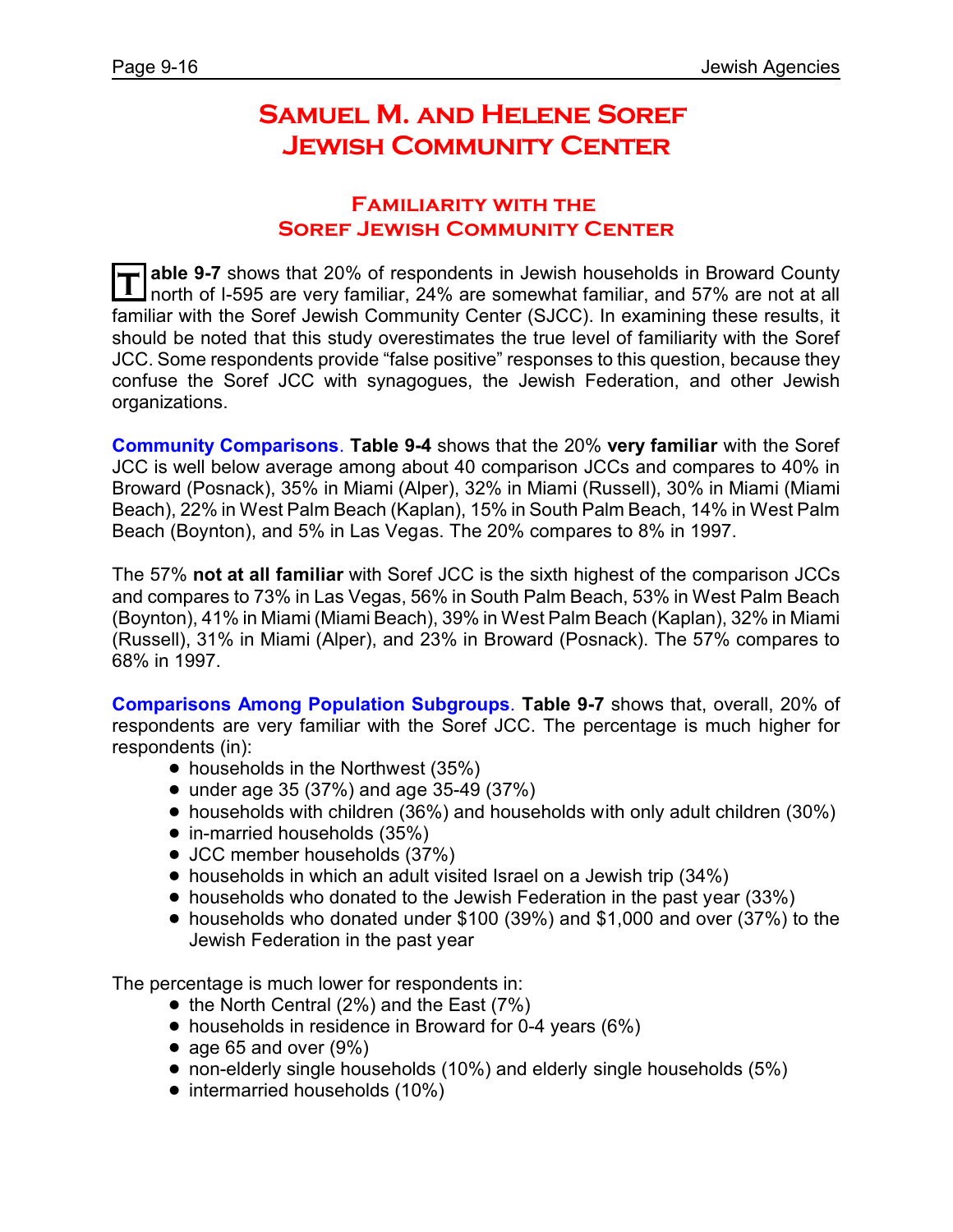# Samuel M. and Helene Soref Jewish Community Center

## Familiarity with the Soref Jewish Community Center

**Table 9-7** shows that 20% of respondents in Jewish households in Broward County north of I-595 are very familiar, 24% are somewhat familiar, and 57% are not at all familiar with the Soref Jewish Community Center (SJCC). In examining these results, it should be noted that this study overestimates the true level of familiarity with the Soref JCC. Some respondents provide "false positive" responses to this question, because they confuse the Soref JCC with synagogues, the Jewish Federation, and other Jewish organizations.

**Community Comparisons**. **Table 9-4** shows that the 20% **very familiar** with the Soref JCC is well below average among about 40 comparison JCCs and compares to 40% in Broward (Posnack), 35% in Miami (Alper), 32% in Miami (Russell), 30% in Miami (Miami Beach), 22% in West Palm Beach (Kaplan), 15% in South Palm Beach, 14% in West Palm Beach (Boynton), and 5% in Las Vegas. The 20% compares to 8% in 1997.

The 57% **not at all familiar** with Soref JCC is the sixth highest of the comparison JCCs and compares to 73% in Las Vegas, 56% in South Palm Beach, 53% in West Palm Beach (Boynton), 41% in Miami (Miami Beach), 39% in West Palm Beach (Kaplan), 32% in Miami (Russell), 31% in Miami (Alper), and 23% in Broward (Posnack). The 57% compares to 68% in 1997.

**Comparisons Among Population Subgroups**. **Table 9-7** shows that, overall, 20% of respondents are very familiar with the Soref JCC. The percentage is much higher for respondents (in):

- households in the Northwest (35%)
- under age 35 (37%) and age 35-49 (37%)
- households with children (36%) and households with only adult children (30%)
- in-married households (35%)
- JCC member households (37%)
- households in which an adult visited Israel on a Jewish trip (34%)
- households who donated to the Jewish Federation in the past year (33%)
- households who donated under $100 (39%) and $1,000 and over (37%) to the Jewish Federation in the past year

The percentage is much lower for respondents in:

- the North Central (2%) and the East (7%)
- households in residence in Broward for 0-4 years (6%)
- age 65 and over (9%)
- non-elderly single households (10%) and elderly single households (5%)
- intermarried households (10%)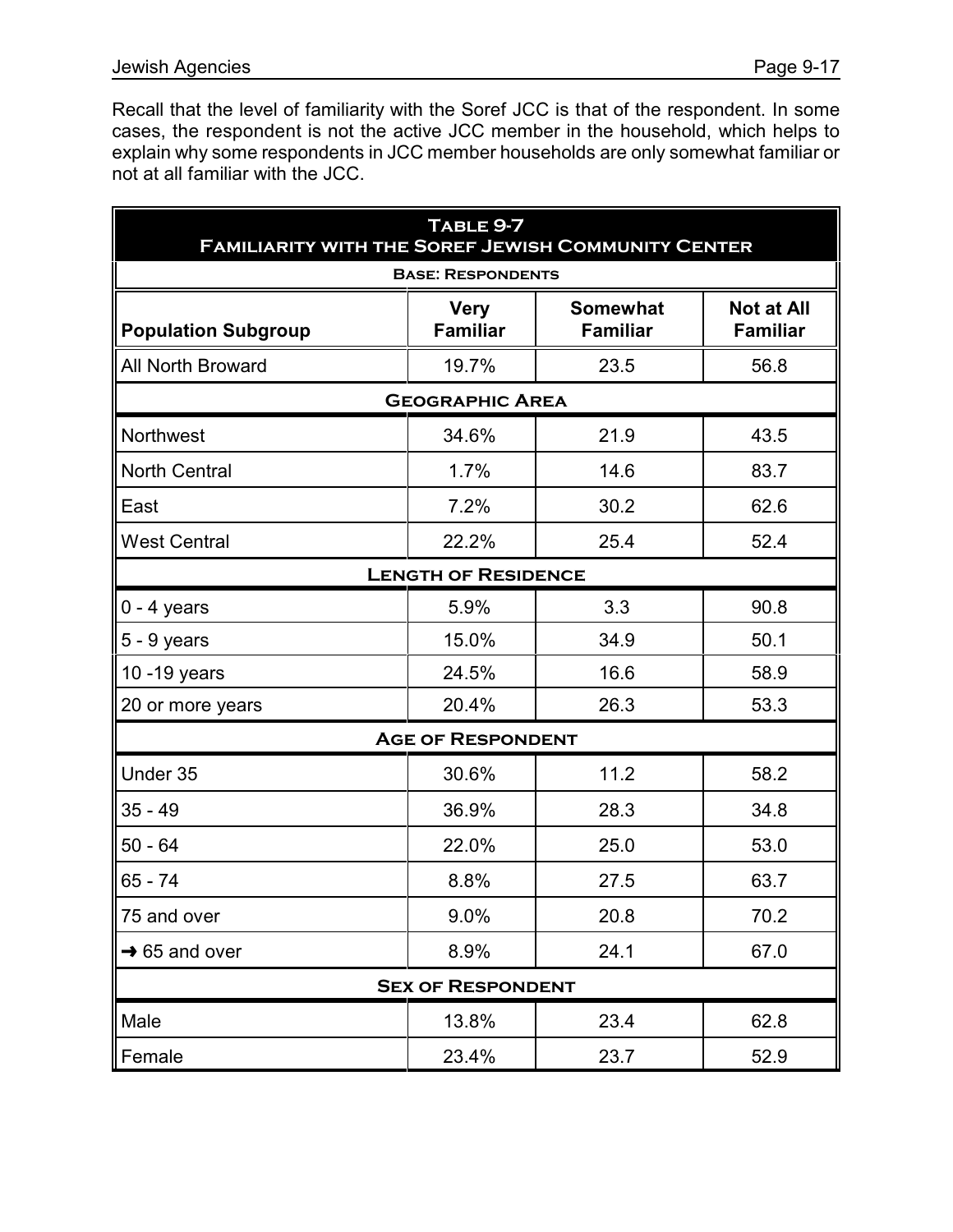Recall that the level of familiarity with the Soref JCC is that of the respondent. In some cases, the respondent is not the active JCC member in the household, which helps to explain why some respondents in JCC member households are only somewhat familiar or not at all familiar with the JCC.

**Table 9-7**
**Familiarity with the Soref Jewish Community Center**
**Base: Respondents**

| Population Subgroup | Very Familiar | Somewhat Familiar | Not at All Familiar |
|---|---|---|---|
| All North Broward | 19.7% | 23.5 | 56.8 |
| **Geographic Area** | | | |
| Northwest | 34.6% | 21.9 | 43.5 |
| North Central | 1.7% | 14.6 | 83.7 |
| East | 7.2% | 30.2 | 62.6 |
| West Central | 22.2% | 25.4 | 52.4 |
| **Length of Residence** | | | |
| 0 - 4 years | 5.9% | 3.3 | 90.8 |
| 5 - 9 years | 15.0% | 34.9 | 50.1 |
| 10 -19 years | 24.5% | 16.6 | 58.9 |
| 20 or more years | 20.4% | 26.3 | 53.3 |
| **Age of Respondent** | | | |
| Under 35 | 30.6% | 11.2 | 58.2 |
| 35 - 49 | 36.9% | 28.3 | 34.8 |
| 50 - 64 | 22.0% | 25.0 | 53.0 |
| 65 - 74 | 8.8% | 27.5 | 63.7 |
| 75 and over | 9.0% | 20.8 | 70.2 |
| → 65 and over | 8.9% | 24.1 | 67.0 |
| **Sex of Respondent** | | | |
| Male | 13.8% | 23.4 | 62.8 |
| Female | 23.4% | 23.7 | 52.9 |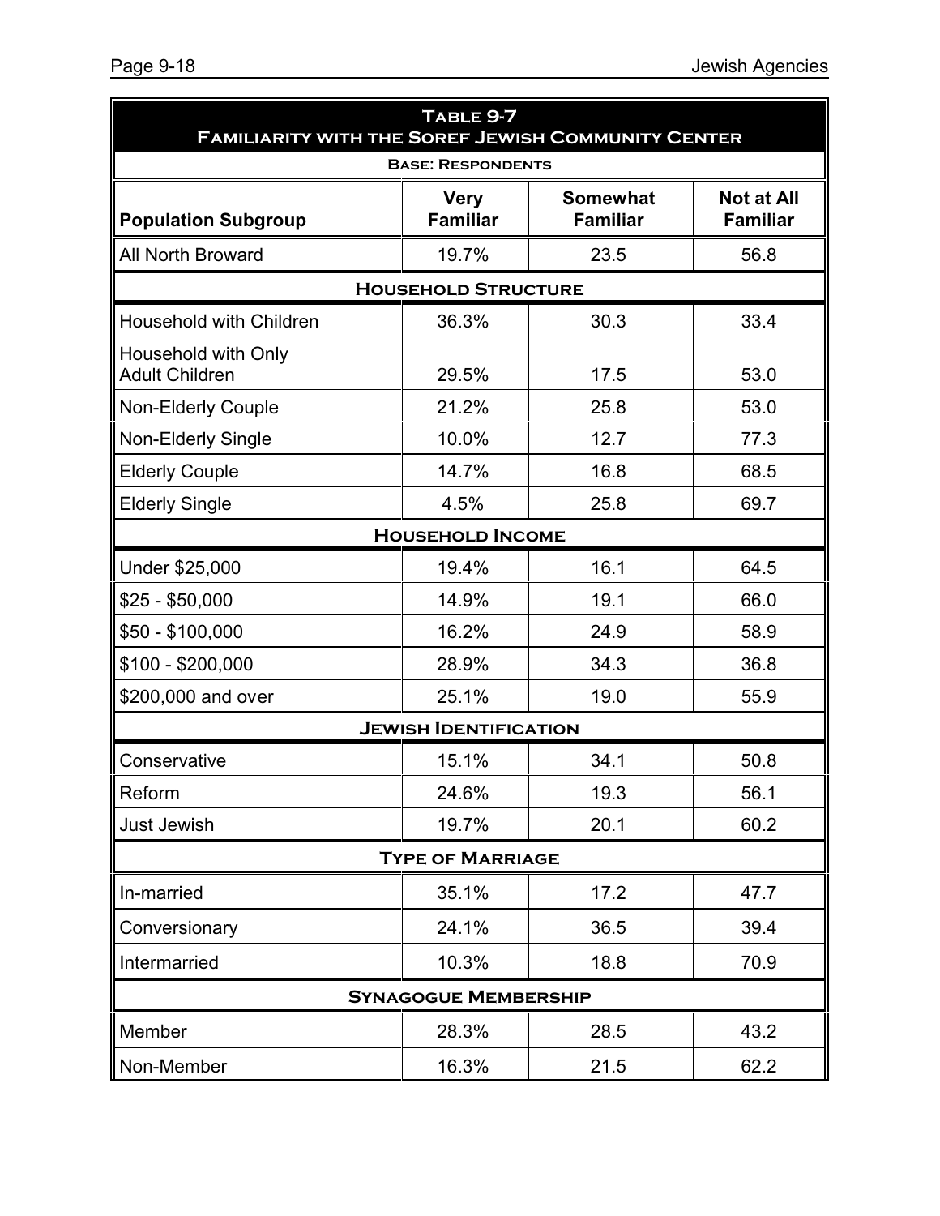## Table 9-7
## Familiarity with the Soref Jewish Community Center

**Base: Respondents**

| Population Subgroup | Very Familiar | Somewhat Familiar | Not at All Familiar |
|---|---|---|---|
| All North Broward | 19.7% | 23.5 | 56.8 |
| **Household Structure** | | | |
| Household with Children | 36.3% | 30.3 | 33.4 |
| Household with Only Adult Children | 29.5% | 17.5 | 53.0 |
| Non-Elderly Couple | 21.2% | 25.8 | 53.0 |
| Non-Elderly Single | 10.0% | 12.7 | 77.3 |
| Elderly Couple | 14.7% | 16.8 | 68.5 |
| Elderly Single | 4.5% | 25.8 | 69.7 |
| **Household Income** | | | |
| Under $25,000 | 19.4% | 16.1 | 64.5 |
| $25 - $50,000 | 14.9% | 19.1 | 66.0 |
| $50 - $100,000 | 16.2% | 24.9 | 58.9 |
| $100 - $200,000 | 28.9% | 34.3 | 36.8 |
| $200,000 and over | 25.1% | 19.0 | 55.9 |
| **Jewish Identification** | | | |
| Conservative | 15.1% | 34.1 | 50.8 |
| Reform | 24.6% | 19.3 | 56.1 |
| Just Jewish | 19.7% | 20.1 | 60.2 |
| **Type of Marriage** | | | |
| In-married | 35.1% | 17.2 | 47.7 |
| Conversionary | 24.1% | 36.5 | 39.4 |
| Intermarried | 10.3% | 18.8 | 70.9 |
| **Synagogue Membership** | | | |
| Member | 28.3% | 28.5 | 43.2 |
| Non-Member | 16.3% | 21.5 | 62.2 |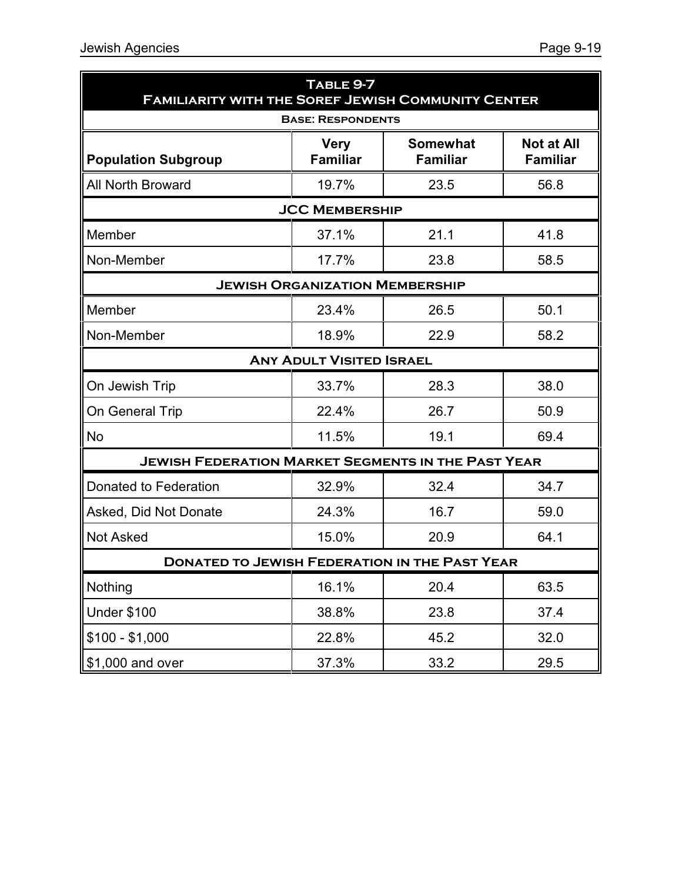**Table 9-7**
**Familiarity with the Soref Jewish Community Center**

**Base: Respondents**

| Population Subgroup | Very Familiar | Somewhat Familiar | Not at All Familiar |
|---|---|---|---|
| All North Broward | 19.7% | 23.5 | 56.8 |
| **JCC Membership** | | | |
| Member | 37.1% | 21.1 | 41.8 |
| Non-Member | 17.7% | 23.8 | 58.5 |
| **Jewish Organization Membership** | | | |
| Member | 23.4% | 26.5 | 50.1 |
| Non-Member | 18.9% | 22.9 | 58.2 |
| **Any Adult Visited Israel** | | | |
| On Jewish Trip | 33.7% | 28.3 | 38.0 |
| On General Trip | 22.4% | 26.7 | 50.9 |
| No | 11.5% | 19.1 | 69.4 |
| **Jewish Federation Market Segments in the Past Year** | | | |
| Donated to Federation | 32.9% | 32.4 | 34.7 |
| Asked, Did Not Donate | 24.3% | 16.7 | 59.0 |
| Not Asked | 15.0% | 20.9 | 64.1 |
| **Donated to Jewish Federation in the Past Year** | | | |
| Nothing | 16.1% | 20.4 | 63.5 |
| Under $100 | 38.8% | 23.8 | 37.4 |
| $100 - $1,000 | 22.8% | 45.2 | 32.0 |
| $1,000 and over | 37.3% | 33.2 | 29.5 |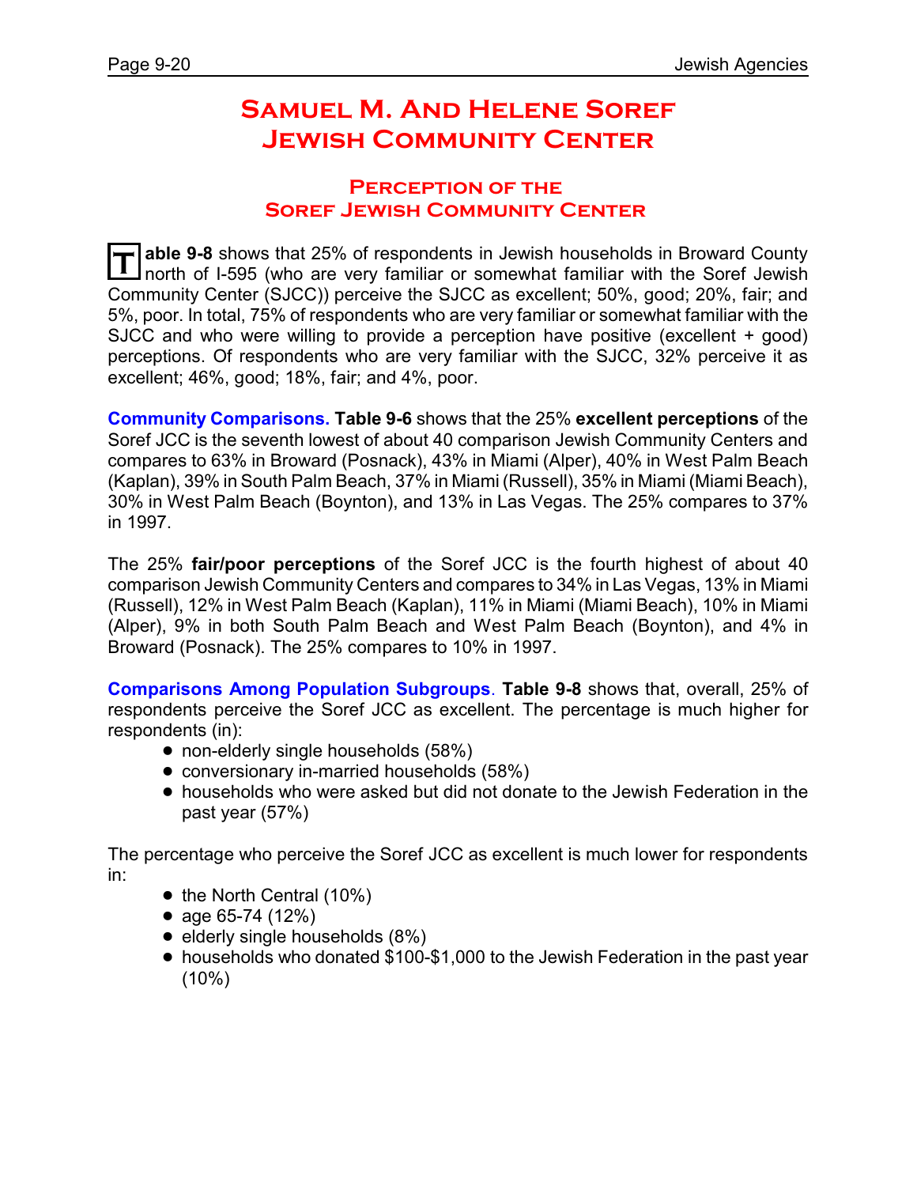# Samuel M. And Helene Soref Jewish Community Center

## Perception of the Soref Jewish Community Center

**Table 9-8** shows that 25% of respondents in Jewish households in Broward County north of I-595 (who are very familiar or somewhat familiar with the Soref Jewish Community Center (SJCC)) perceive the SJCC as excellent; 50%, good; 20%, fair; and 5%, poor. In total, 75% of respondents who are very familiar or somewhat familiar with the SJCC and who were willing to provide a perception have positive (excellent + good) perceptions. Of respondents who are very familiar with the SJCC, 32% perceive it as excellent; 46%, good; 18%, fair; and 4%, poor.

**Community Comparisons. Table 9-6** shows that the 25% **excellent perceptions** of the Soref JCC is the seventh lowest of about 40 comparison Jewish Community Centers and compares to 63% in Broward (Posnack), 43% in Miami (Alper), 40% in West Palm Beach (Kaplan), 39% in South Palm Beach, 37% in Miami (Russell), 35% in Miami (Miami Beach), 30% in West Palm Beach (Boynton), and 13% in Las Vegas. The 25% compares to 37% in 1997.

The 25% **fair/poor perceptions** of the Soref JCC is the fourth highest of about 40 comparison Jewish Community Centers and compares to 34% in Las Vegas, 13% in Miami (Russell), 12% in West Palm Beach (Kaplan), 11% in Miami (Miami Beach), 10% in Miami (Alper), 9% in both South Palm Beach and West Palm Beach (Boynton), and 4% in Broward (Posnack). The 25% compares to 10% in 1997.

**Comparisons Among Population Subgroups**. **Table 9-8** shows that, overall, 25% of respondents perceive the Soref JCC as excellent. The percentage is much higher for respondents (in):

- non-elderly single households (58%)
- conversionary in-married households (58%)
- households who were asked but did not donate to the Jewish Federation in the past year (57%)

The percentage who perceive the Soref JCC as excellent is much lower for respondents in:

- the North Central (10%)
- age 65-74 (12%)
- elderly single households (8%)
- households who donated $100-$1,000 to the Jewish Federation in the past year (10%)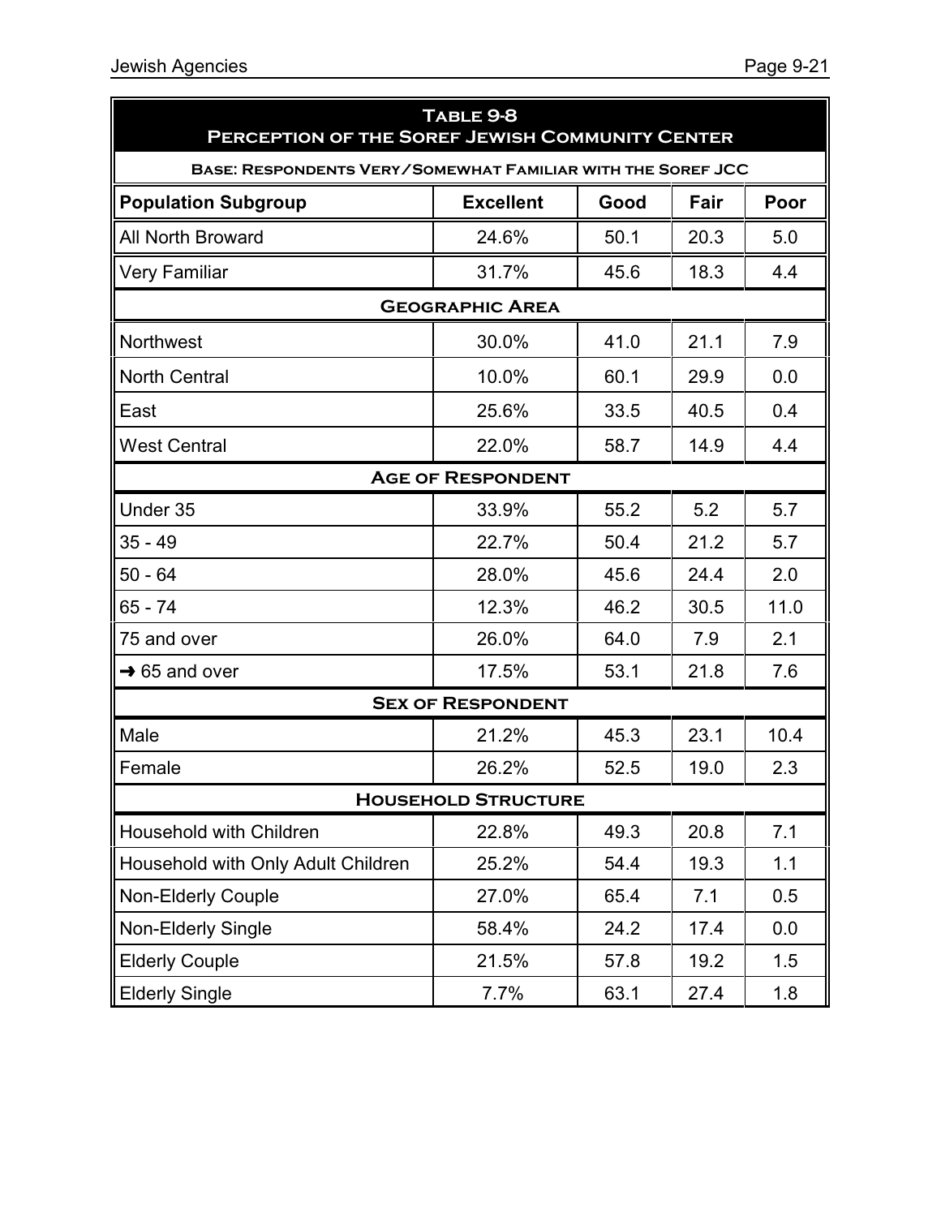## Table 9-8
## Perception of the Soref Jewish Community Center

**Base: Respondents Very/Somewhat Familiar with the Soref JCC**

| Population Subgroup | Excellent | Good | Fair | Poor |
|---|---|---|---|---|
| All North Broward | 24.6% | 50.1 | 20.3 | 5.0 |
| Very Familiar | 31.7% | 45.6 | 18.3 | 4.4 |
| **Geographic Area** | | | | |
| Northwest | 30.0% | 41.0 | 21.1 | 7.9 |
| North Central | 10.0% | 60.1 | 29.9 | 0.0 |
| East | 25.6% | 33.5 | 40.5 | 0.4 |
| West Central | 22.0% | 58.7 | 14.9 | 4.4 |
| **Age of Respondent** | | | | |
| Under 35 | 33.9% | 55.2 | 5.2 | 5.7 |
| 35 - 49 | 22.7% | 50.4 | 21.2 | 5.7 |
| 50 - 64 | 28.0% | 45.6 | 24.4 | 2.0 |
| 65 - 74 | 12.3% | 46.2 | 30.5 | 11.0 |
| 75 and over | 26.0% | 64.0 | 7.9 | 2.1 |
| → 65 and over | 17.5% | 53.1 | 21.8 | 7.6 |
| **Sex of Respondent** | | | | |
| Male | 21.2% | 45.3 | 23.1 | 10.4 |
| Female | 26.2% | 52.5 | 19.0 | 2.3 |
| **Household Structure** | | | | |
| Household with Children | 22.8% | 49.3 | 20.8 | 7.1 |
| Household with Only Adult Children | 25.2% | 54.4 | 19.3 | 1.1 |
| Non-Elderly Couple | 27.0% | 65.4 | 7.1 | 0.5 |
| Non-Elderly Single | 58.4% | 24.2 | 17.4 | 0.0 |
| Elderly Couple | 21.5% | 57.8 | 19.2 | 1.5 |
| Elderly Single | 7.7% | 63.1 | 27.4 | 1.8 |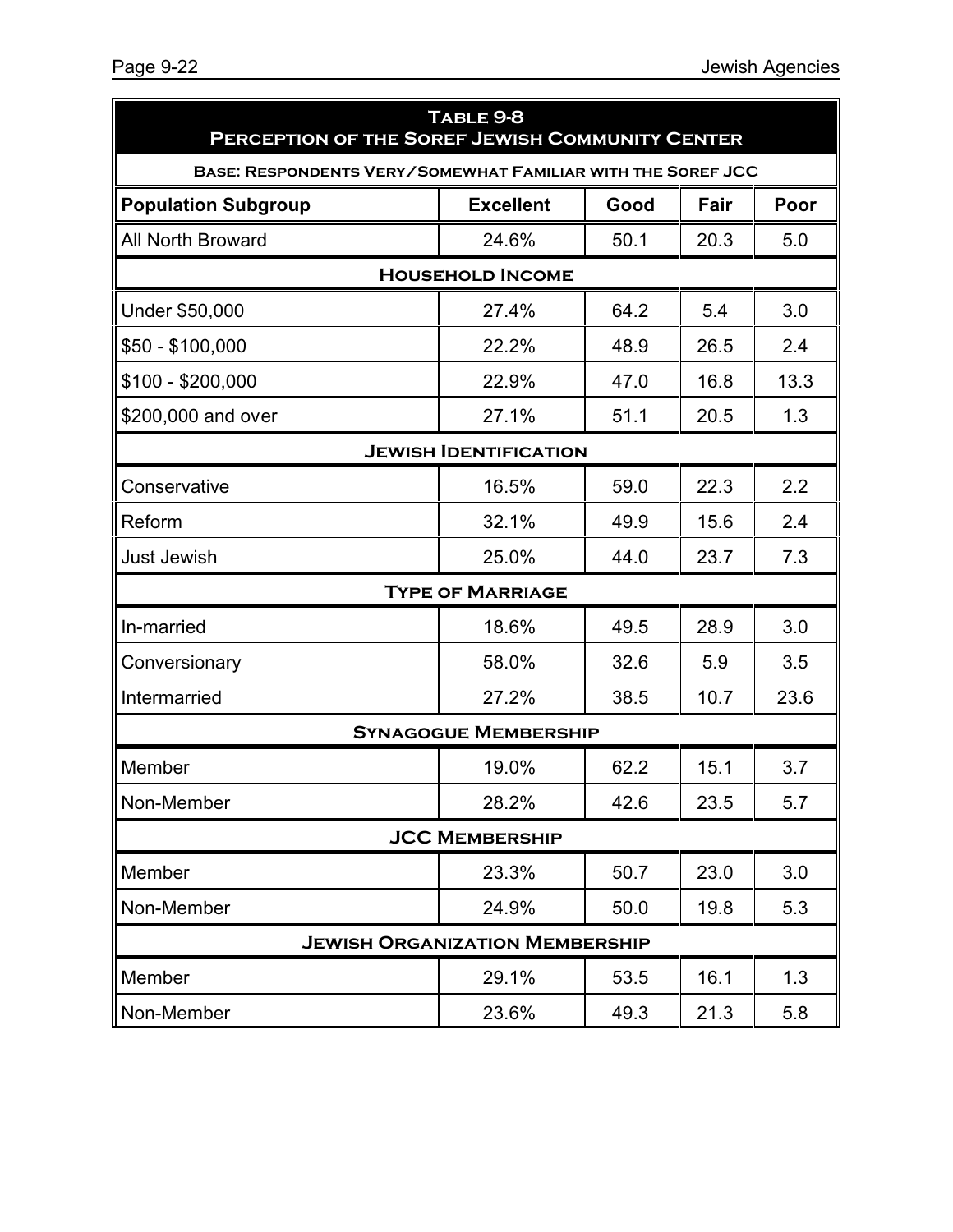## Table 9-8
## Perception of the Soref Jewish Community Center

**Base: Respondents Very/Somewhat Familiar with the Soref JCC**

| Population Subgroup | Excellent | Good | Fair | Poor |
|---|---|---|---|---|
| All North Broward | 24.6% | 50.1 | 20.3 | 5.0 |
| **Household Income** | | | | |
| Under $50,000 | 27.4% | 64.2 | 5.4 | 3.0 |
| $50 - $100,000 | 22.2% | 48.9 | 26.5 | 2.4 |
| $100 - $200,000 | 22.9% | 47.0 | 16.8 | 13.3 |
| $200,000 and over | 27.1% | 51.1 | 20.5 | 1.3 |
| **Jewish Identification** | | | | |
| Conservative | 16.5% | 59.0 | 22.3 | 2.2 |
| Reform | 32.1% | 49.9 | 15.6 | 2.4 |
| Just Jewish | 25.0% | 44.0 | 23.7 | 7.3 |
| **Type of Marriage** | | | | |
| In-married | 18.6% | 49.5 | 28.9 | 3.0 |
| Conversionary | 58.0% | 32.6 | 5.9 | 3.5 |
| Intermarried | 27.2% | 38.5 | 10.7 | 23.6 |
| **Synagogue Membership** | | | | |
| Member | 19.0% | 62.2 | 15.1 | 3.7 |
| Non-Member | 28.2% | 42.6 | 23.5 | 5.7 |
| **JCC Membership** | | | | |
| Member | 23.3% | 50.7 | 23.0 | 3.0 |
| Non-Member | 24.9% | 50.0 | 19.8 | 5.3 |
| **Jewish Organization Membership** | | | | |
| Member | 29.1% | 53.5 | 16.1 | 1.3 |
| Non-Member | 23.6% | 49.3 | 21.3 | 5.8 |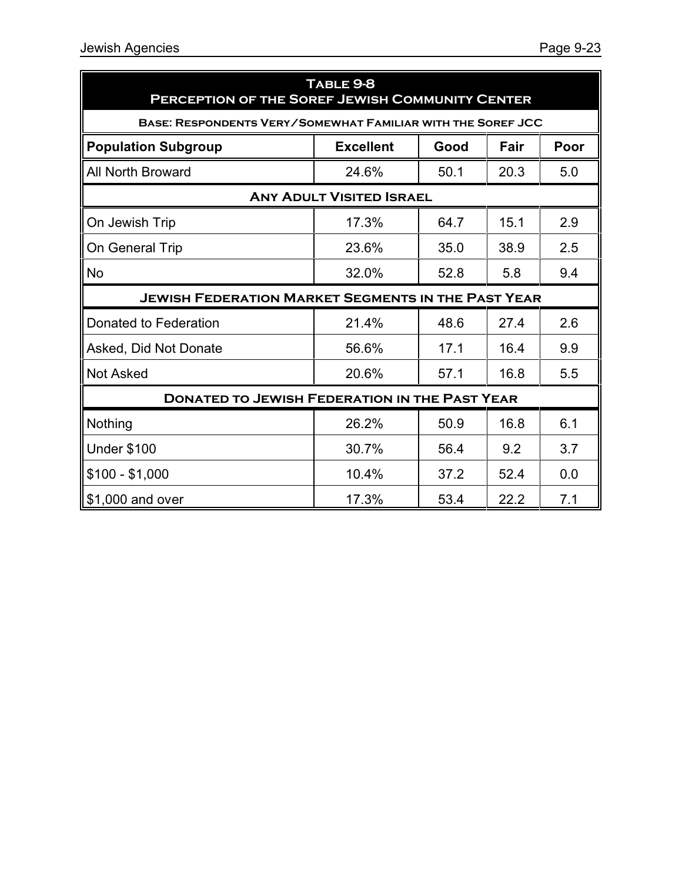**Table 9-8**
**Perception of the Soref Jewish Community Center**

**Base: Respondents Very/Somewhat Familiar with the Soref JCC**

| Population Subgroup | Excellent | Good | Fair | Poor |
|---|---|---|---|---|
| All North Broward | 24.6% | 50.1 | 20.3 | 5.0 |
| **Any Adult Visited Israel** | | | | |
| On Jewish Trip | 17.3% | 64.7 | 15.1 | 2.9 |
| On General Trip | 23.6% | 35.0 | 38.9 | 2.5 |
| No | 32.0% | 52.8 | 5.8 | 9.4 |
| **Jewish Federation Market Segments in the Past Year** | | | | |
| Donated to Federation | 21.4% | 48.6 | 27.4 | 2.6 |
| Asked, Did Not Donate | 56.6% | 17.1 | 16.4 | 9.9 |
| Not Asked | 20.6% | 57.1 | 16.8 | 5.5 |
| **Donated to Jewish Federation in the Past Year** | | | | |
| Nothing | 26.2% | 50.9 | 16.8 | 6.1 |
| Under $100 | 30.7% | 56.4 | 9.2 | 3.7 |
| $100 - $1,000 | 10.4% | 37.2 | 52.4 | 0.0 |
| $1,000 and over | 17.3% | 53.4 | 22.2 | 7.1 |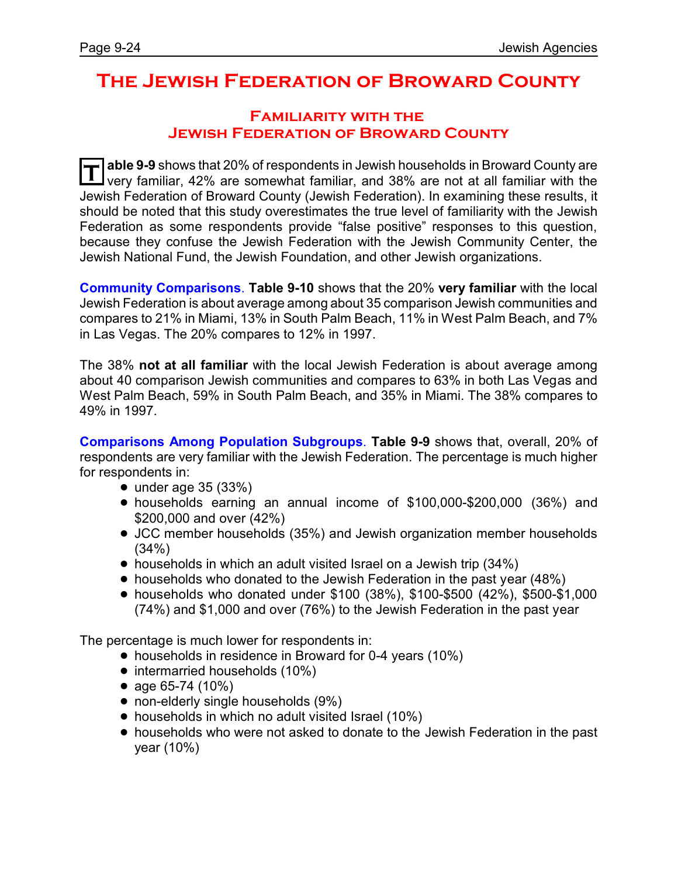# The Jewish Federation of Broward County

## Familiarity with the Jewish Federation of Broward County

**Table 9-9** shows that 20% of respondents in Jewish households in Broward County are very familiar, 42% are somewhat familiar, and 38% are not at all familiar with the Jewish Federation of Broward County (Jewish Federation). In examining these results, it should be noted that this study overestimates the true level of familiarity with the Jewish Federation as some respondents provide "false positive" responses to this question, because they confuse the Jewish Federation with the Jewish Community Center, the Jewish National Fund, the Jewish Foundation, and other Jewish organizations.

**Community Comparisons**. **Table 9-10** shows that the 20% **very familiar** with the local Jewish Federation is about average among about 35 comparison Jewish communities and compares to 21% in Miami, 13% in South Palm Beach, 11% in West Palm Beach, and 7% in Las Vegas. The 20% compares to 12% in 1997.

The 38% **not at all familiar** with the local Jewish Federation is about average among about 40 comparison Jewish communities and compares to 63% in both Las Vegas and West Palm Beach, 59% in South Palm Beach, and 35% in Miami. The 38% compares to 49% in 1997.

**Comparisons Among Population Subgroups**. **Table 9-9** shows that, overall, 20% of respondents are very familiar with the Jewish Federation. The percentage is much higher for respondents in:

- under age 35 (33%)
- households earning an annual income of $100,000-$200,000 (36%) and $200,000 and over (42%)
- JCC member households (35%) and Jewish organization member households (34%)
- households in which an adult visited Israel on a Jewish trip (34%)
- households who donated to the Jewish Federation in the past year (48%)
- households who donated under $100 (38%), $100-$500 (42%), $500-$1,000 (74%) and $1,000 and over (76%) to the Jewish Federation in the past year

The percentage is much lower for respondents in:

- households in residence in Broward for 0-4 years (10%)
- intermarried households (10%)
- age 65-74 (10%)
- non-elderly single households (9%)
- households in which no adult visited Israel (10%)
- households who were not asked to donate to the Jewish Federation in the past year (10%)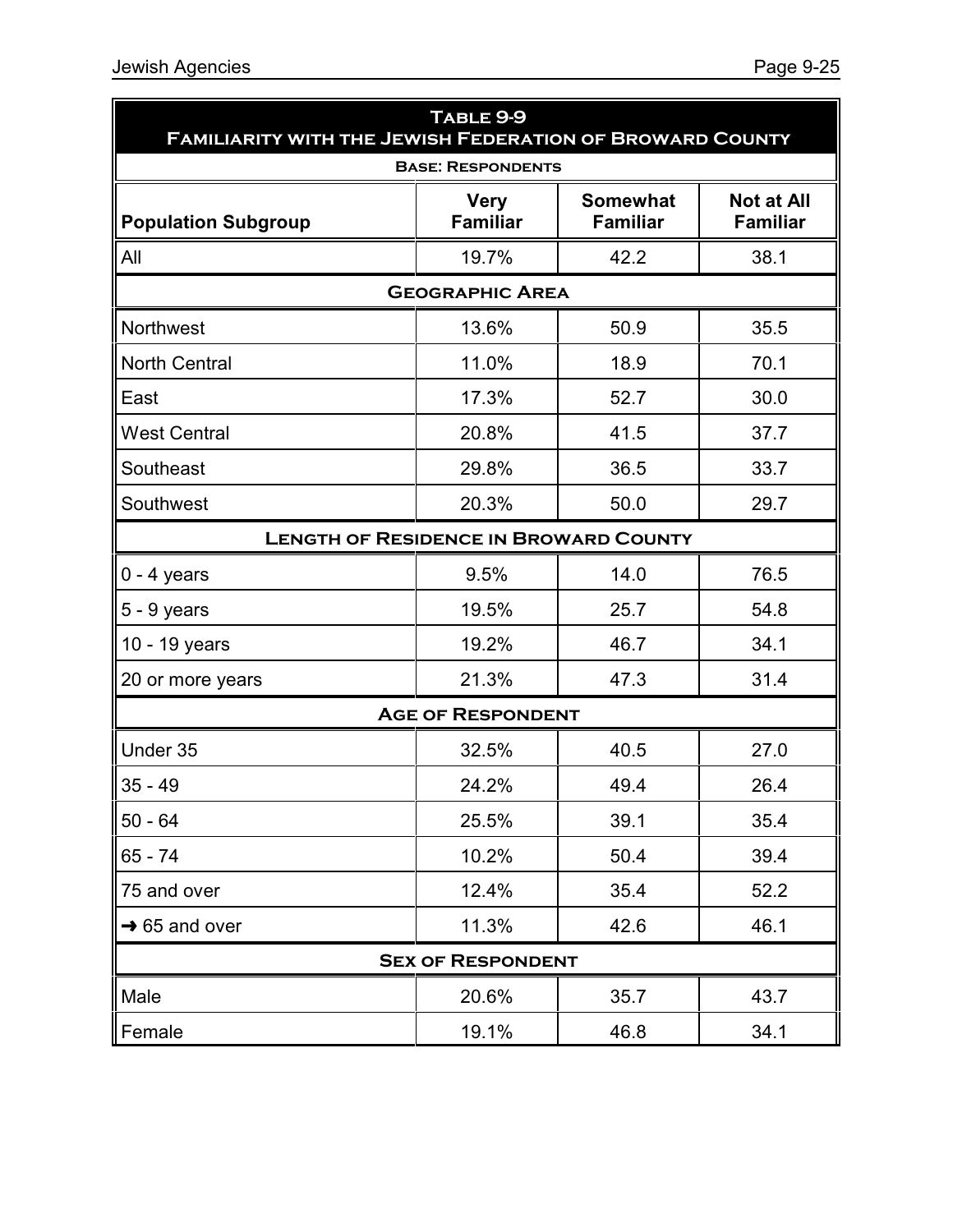## Table 9-9
## Familiarity with the Jewish Federation of Broward County

**Base: Respondents**

| Population Subgroup | Very Familiar | Somewhat Familiar | Not at All Familiar |
|---|---|---|---|
| All | 19.7% | 42.2 | 38.1 |
| **Geographic Area** | | | |
| Northwest | 13.6% | 50.9 | 35.5 |
| North Central | 11.0% | 18.9 | 70.1 |
| East | 17.3% | 52.7 | 30.0 |
| West Central | 20.8% | 41.5 | 37.7 |
| Southeast | 29.8% | 36.5 | 33.7 |
| Southwest | 20.3% | 50.0 | 29.7 |
| **Length of Residence in Broward County** | | | |
| 0 - 4 years | 9.5% | 14.0 | 76.5 |
| 5 - 9 years | 19.5% | 25.7 | 54.8 |
| 10 - 19 years | 19.2% | 46.7 | 34.1 |
| 20 or more years | 21.3% | 47.3 | 31.4 |
| **Age of Respondent** | | | |
| Under 35 | 32.5% | 40.5 | 27.0 |
| 35 - 49 | 24.2% | 49.4 | 26.4 |
| 50 - 64 | 25.5% | 39.1 | 35.4 |
| 65 - 74 | 10.2% | 50.4 | 39.4 |
| 75 and over | 12.4% | 35.4 | 52.2 |
| → 65 and over | 11.3% | 42.6 | 46.1 |
| **Sex of Respondent** | | | |
| Male | 20.6% | 35.7 | 43.7 |
| Female | 19.1% | 46.8 | 34.1 |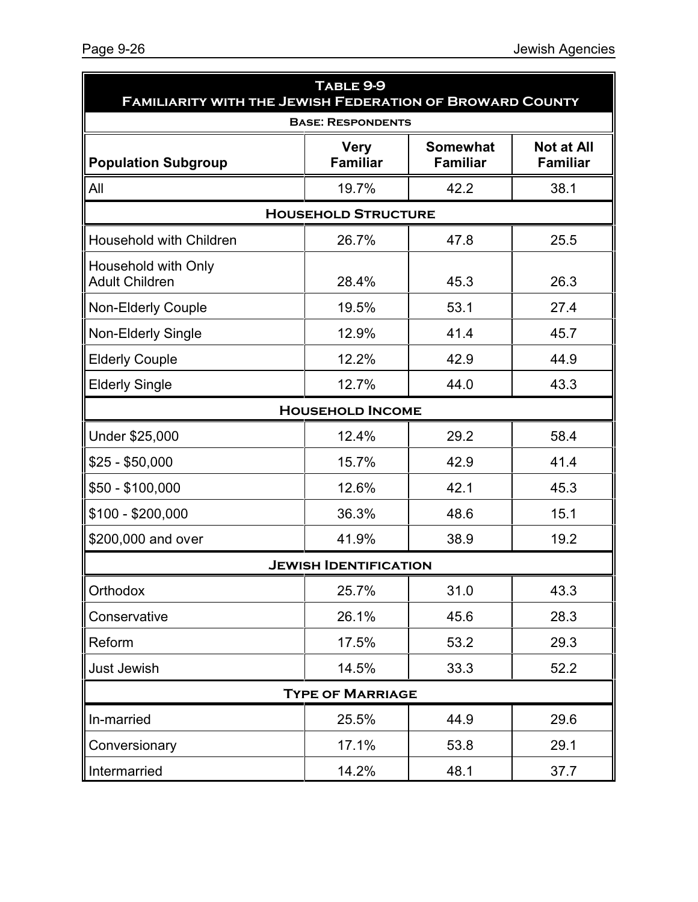**Table 9-9**
**Familiarity with the Jewish Federation of Broward County**

**Base: Respondents**

| Population Subgroup | Very Familiar | Somewhat Familiar | Not at All Familiar |
|---|---|---|---|
| All | 19.7% | 42.2 | 38.1 |
| **Household Structure** | | | |
| Household with Children | 26.7% | 47.8 | 25.5 |
| Household with Only Adult Children | 28.4% | 45.3 | 26.3 |
| Non-Elderly Couple | 19.5% | 53.1 | 27.4 |
| Non-Elderly Single | 12.9% | 41.4 | 45.7 |
| Elderly Couple | 12.2% | 42.9 | 44.9 |
| Elderly Single | 12.7% | 44.0 | 43.3 |
| **Household Income** | | | |
| Under $25,000 | 12.4% | 29.2 | 58.4 |
| $25 - $50,000 | 15.7% | 42.9 | 41.4 |
| $50 - $100,000 | 12.6% | 42.1 | 45.3 |
| $100 - $200,000 | 36.3% | 48.6 | 15.1 |
| $200,000 and over | 41.9% | 38.9 | 19.2 |
| **Jewish Identification** | | | |
| Orthodox | 25.7% | 31.0 | 43.3 |
| Conservative | 26.1% | 45.6 | 28.3 |
| Reform | 17.5% | 53.2 | 29.3 |
| Just Jewish | 14.5% | 33.3 | 52.2 |
| **Type of Marriage** | | | |
| In-married | 25.5% | 44.9 | 29.6 |
| Conversionary | 17.1% | 53.8 | 29.1 |
| Intermarried | 14.2% | 48.1 | 37.7 |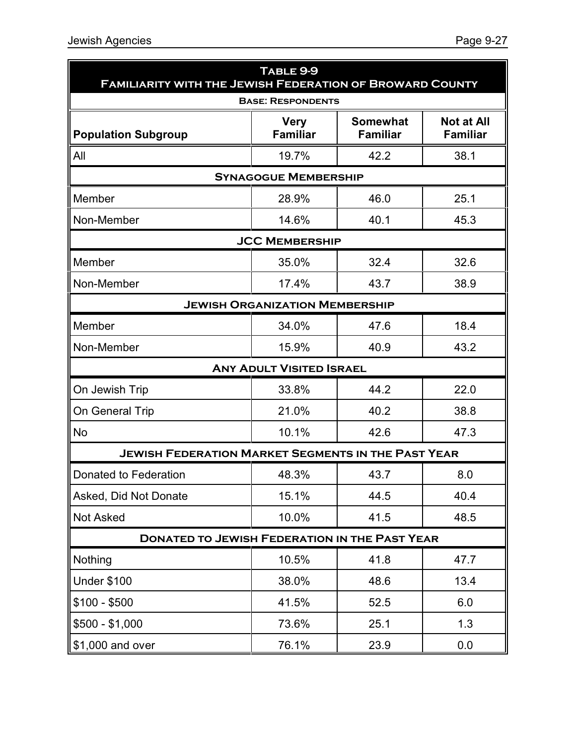## Table 9-9
## Familiarity with the Jewish Federation of Broward County

**Base: Respondents**

| Population Subgroup | Very Familiar | Somewhat Familiar | Not at All Familiar |
|---|---|---|---|
| All | 19.7% | 42.2 | 38.1 |
| **Synagogue Membership** | | | |
| Member | 28.9% | 46.0 | 25.1 |
| Non-Member | 14.6% | 40.1 | 45.3 |
| **JCC Membership** | | | |
| Member | 35.0% | 32.4 | 32.6 |
| Non-Member | 17.4% | 43.7 | 38.9 |
| **Jewish Organization Membership** | | | |
| Member | 34.0% | 47.6 | 18.4 |
| Non-Member | 15.9% | 40.9 | 43.2 |
| **Any Adult Visited Israel** | | | |
| On Jewish Trip | 33.8% | 44.2 | 22.0 |
| On General Trip | 21.0% | 40.2 | 38.8 |
| No | 10.1% | 42.6 | 47.3 |
| **Jewish Federation Market Segments in the Past Year** | | | |
| Donated to Federation | 48.3% | 43.7 | 8.0 |
| Asked, Did Not Donate | 15.1% | 44.5 | 40.4 |
| Not Asked | 10.0% | 41.5 | 48.5 |
| **Donated to Jewish Federation in the Past Year** | | | |
| Nothing | 10.5% | 41.8 | 47.7 |
| Under $100 | 38.0% | 48.6 | 13.4 |
| $100 - $500 | 41.5% | 52.5 | 6.0 |
| $500 - $1,000 | 73.6% | 25.1 | 1.3 |
| $1,000 and over | 76.1% | 23.9 | 0.0 |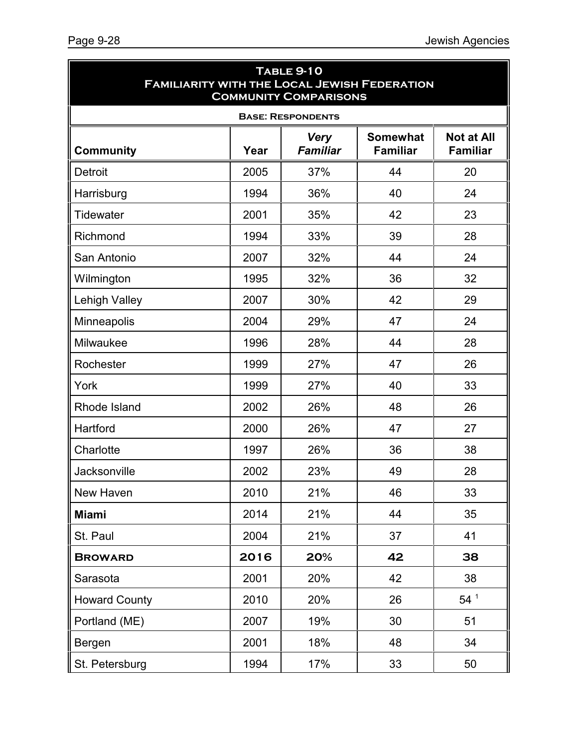| Table 9-10 Familiarity with the Local Jewish Federation Community Comparisons | | | | |
|---|---|---|---|---|
| Base: Respondents | | | | |
| Community | Year | *Very Familiar* | Somewhat Familiar | Not at All Familiar |
| Detroit | 2005 | 37% | 44 | 20 |
| Harrisburg | 1994 | 36% | 40 | 24 |
| Tidewater | 2001 | 35% | 42 | 23 |
| Richmond | 1994 | 33% | 39 | 28 |
| San Antonio | 2007 | 32% | 44 | 24 |
| Wilmington | 1995 | 32% | 36 | 32 |
| Lehigh Valley | 2007 | 30% | 42 | 29 |
| Minneapolis | 2004 | 29% | 47 | 24 |
| Milwaukee | 1996 | 28% | 44 | 28 |
| Rochester | 1999 | 27% | 47 | 26 |
| York | 1999 | 27% | 40 | 33 |
| Rhode Island | 2002 | 26% | 48 | 26 |
| Hartford | 2000 | 26% | 47 | 27 |
| Charlotte | 1997 | 26% | 36 | 38 |
| Jacksonville | 2002 | 23% | 49 | 28 |
| New Haven | 2010 | 21% | 46 | 33 |
| **Miami** | 2014 | 21% | 44 | 35 |
| St. Paul | 2004 | 21% | 37 | 41 |
| **Broward** | **2016** | **20%** | **42** | **38** |
| Sarasota | 2001 | 20% | 42 | 38 |
| Howard County | 2010 | 20% | 26 | 54 [1] |
| Portland (ME) | 2007 | 19% | 30 | 51 |
| Bergen | 2001 | 18% | 48 | 34 |
| St. Petersburg | 1994 | 17% | 33 | 50 |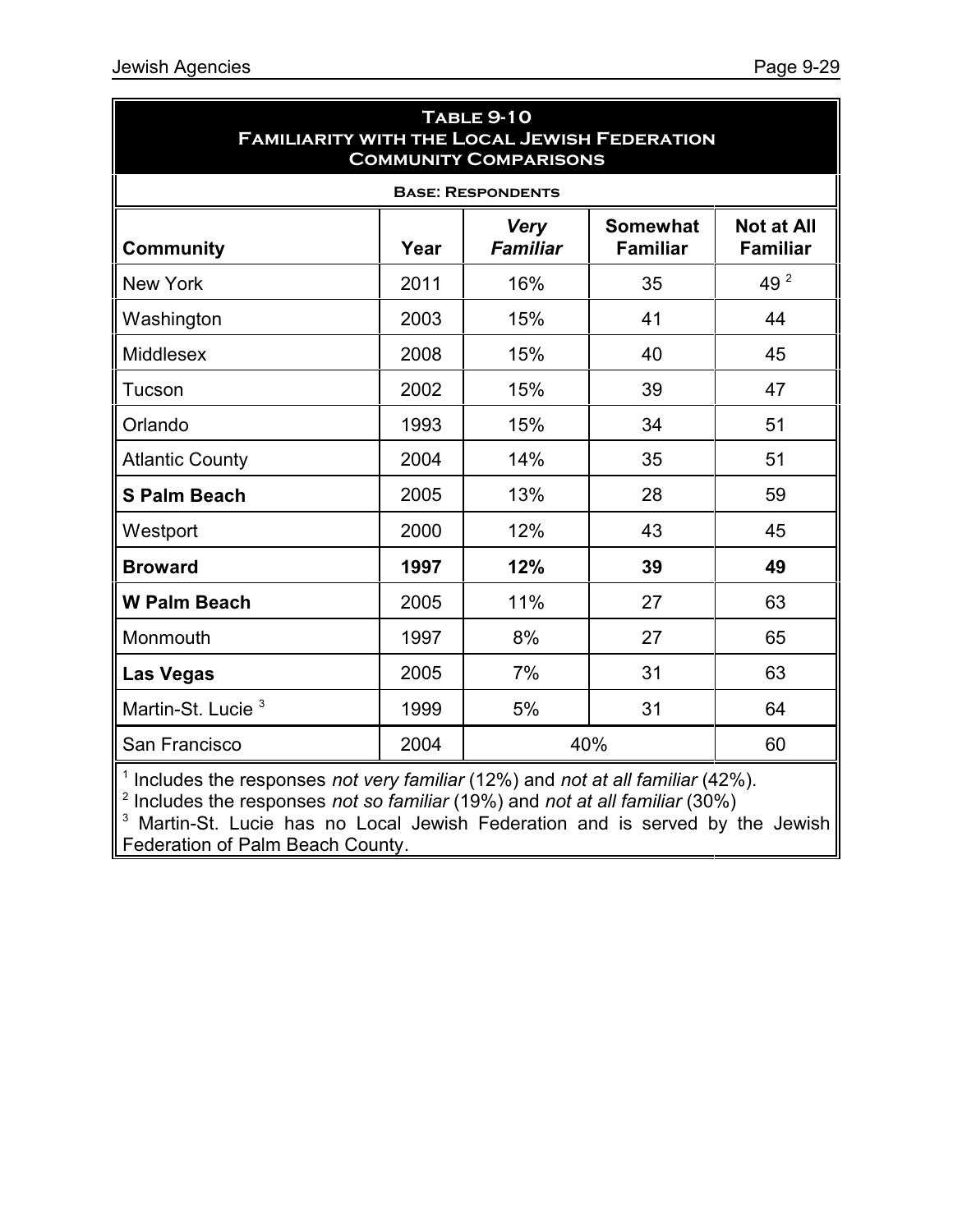## Table 9-10
## Familiarity with the Local Jewish Federation
## Community Comparisons

**Base: Respondents**

| Community | Year | *Very Familiar* | Somewhat Familiar | Not at All Familiar |
|---|---|---|---|---|
| New York | 2011 | 16% | 35 | 49 [2] |
| Washington | 2003 | 15% | 41 | 44 |
| Middlesex | 2008 | 15% | 40 | 45 |
| Tucson | 2002 | 15% | 39 | 47 |
| Orlando | 1993 | 15% | 34 | 51 |
| Atlantic County | 2004 | 14% | 35 | 51 |
| **S Palm Beach** | 2005 | 13% | 28 | 59 |
| Westport | 2000 | 12% | 43 | 45 |
| **Broward** | **1997** | **12%** | **39** | **49** |
| **W Palm Beach** | 2005 | 11% | 27 | 63 |
| Monmouth | 1997 | 8% | 27 | 65 |
| **Las Vegas** | 2005 | 7% | 31 | 63 |
| Martin-St. Lucie [3] | 1999 | 5% | 31 | 64 |
| San Francisco | 2004 | 40% | | 60 |

[1] Includes the responses *not very familiar* (12%) and *not at all familiar* (42%).
[2] Includes the responses *not so familiar* (19%) and *not at all familiar* (30%)
[3] Martin-St. Lucie has no Local Jewish Federation and is served by the Jewish Federation of Palm Beach County.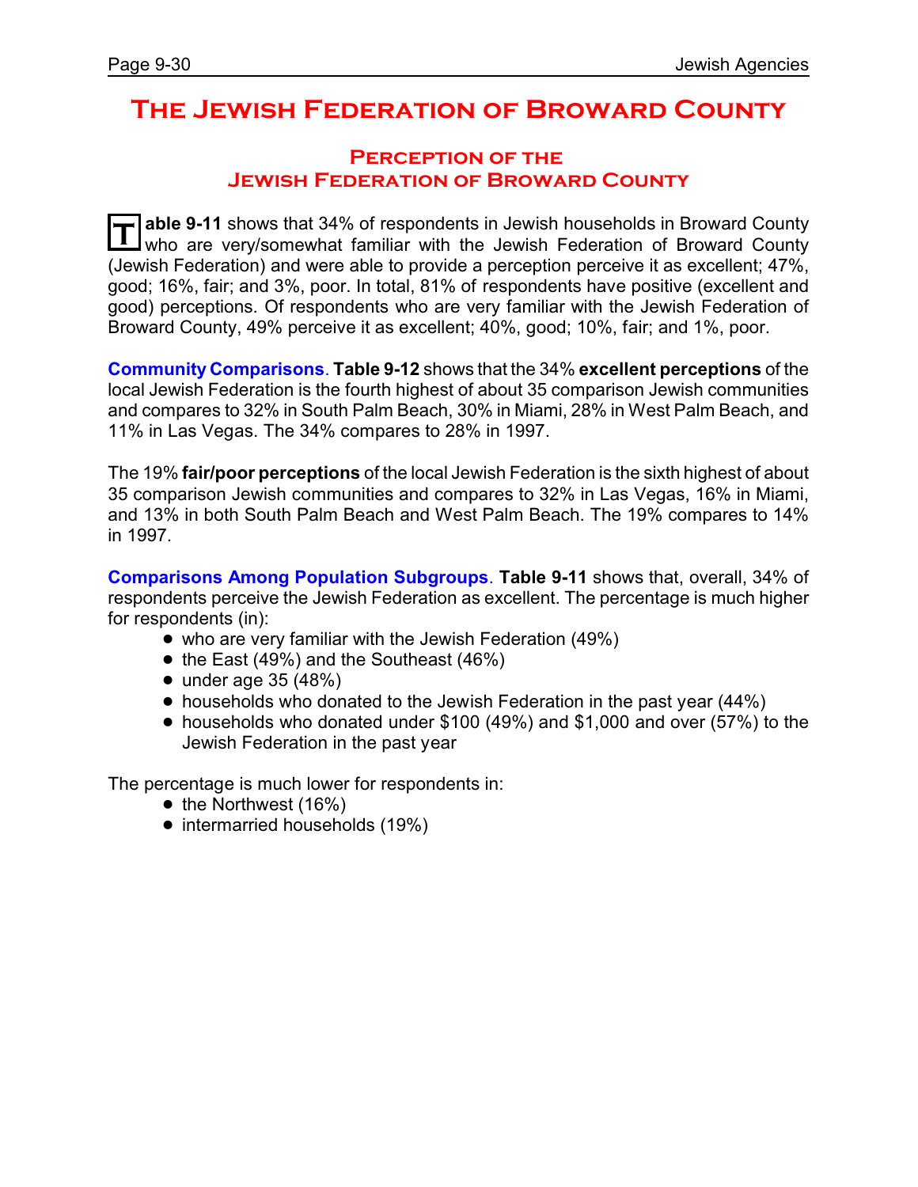# The Jewish Federation of Broward County

## Perception of the Jewish Federation of Broward County

**Table 9-11** shows that 34% of respondents in Jewish households in Broward County who are very/somewhat familiar with the Jewish Federation of Broward County (Jewish Federation) and were able to provide a perception perceive it as excellent; 47%, good; 16%, fair; and 3%, poor. In total, 81% of respondents have positive (excellent and good) perceptions. Of respondents who are very familiar with the Jewish Federation of Broward County, 49% perceive it as excellent; 40%, good; 10%, fair; and 1%, poor.

**Community Comparisons**. **Table 9-12** shows that the 34% **excellent perceptions** of the local Jewish Federation is the fourth highest of about 35 comparison Jewish communities and compares to 32% in South Palm Beach, 30% in Miami, 28% in West Palm Beach, and 11% in Las Vegas. The 34% compares to 28% in 1997.

The 19% **fair/poor perceptions** of the local Jewish Federation is the sixth highest of about 35 comparison Jewish communities and compares to 32% in Las Vegas, 16% in Miami, and 13% in both South Palm Beach and West Palm Beach. The 19% compares to 14% in 1997.

**Comparisons Among Population Subgroups**. **Table 9-11** shows that, overall, 34% of respondents perceive the Jewish Federation as excellent. The percentage is much higher for respondents (in):

- who are very familiar with the Jewish Federation (49%)
- the East (49%) and the Southeast (46%)
- under age 35 (48%)
- households who donated to the Jewish Federation in the past year (44%)
- households who donated under $100 (49%) and $1,000 and over (57%) to the Jewish Federation in the past year

The percentage is much lower for respondents in:

- the Northwest (16%)
- intermarried households (19%)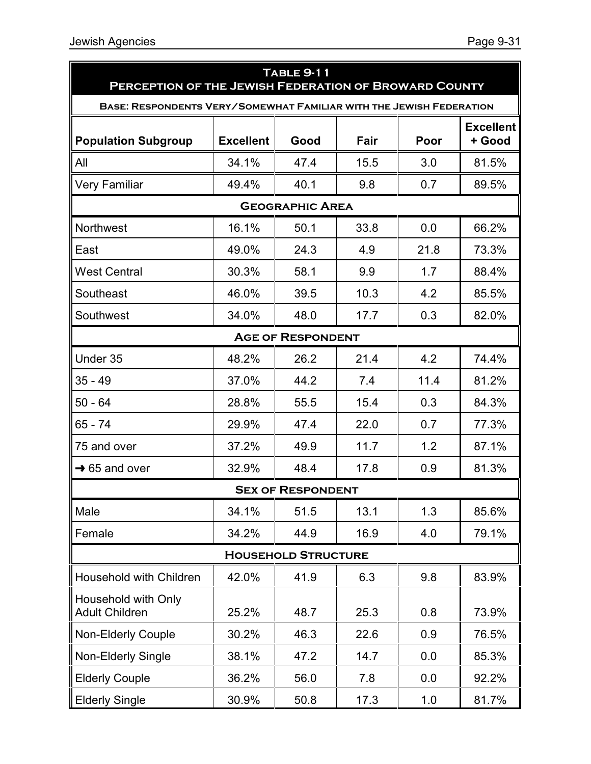## Table 9-11
## Perception of the Jewish Federation of Broward County

**Base: Respondents Very/Somewhat Familiar with the Jewish Federation**

| Population Subgroup | Excellent | Good | Fair | Poor | Excellent + Good |
|---|---|---|---|---|---|
| All | 34.1% | 47.4 | 15.5 | 3.0 | 81.5% |
| Very Familiar | 49.4% | 40.1 | 9.8 | 0.7 | 89.5% |
| **Geographic Area** | | | | | |
| Northwest | 16.1% | 50.1 | 33.8 | 0.0 | 66.2% |
| East | 49.0% | 24.3 | 4.9 | 21.8 | 73.3% |
| West Central | 30.3% | 58.1 | 9.9 | 1.7 | 88.4% |
| Southeast | 46.0% | 39.5 | 10.3 | 4.2 | 85.5% |
| Southwest | 34.0% | 48.0 | 17.7 | 0.3 | 82.0% |
| **Age of Respondent** | | | | | |
| Under 35 | 48.2% | 26.2 | 21.4 | 4.2 | 74.4% |
| 35 - 49 | 37.0% | 44.2 | 7.4 | 11.4 | 81.2% |
| 50 - 64 | 28.8% | 55.5 | 15.4 | 0.3 | 84.3% |
| 65 - 74 | 29.9% | 47.4 | 22.0 | 0.7 | 77.3% |
| 75 and over | 37.2% | 49.9 | 11.7 | 1.2 | 87.1% |
| → 65 and over | 32.9% | 48.4 | 17.8 | 0.9 | 81.3% |
| **Sex of Respondent** | | | | | |
| Male | 34.1% | 51.5 | 13.1 | 1.3 | 85.6% |
| Female | 34.2% | 44.9 | 16.9 | 4.0 | 79.1% |
| **Household Structure** | | | | | |
| Household with Children | 42.0% | 41.9 | 6.3 | 9.8 | 83.9% |
| Household with Only Adult Children | 25.2% | 48.7 | 25.3 | 0.8 | 73.9% |
| Non-Elderly Couple | 30.2% | 46.3 | 22.6 | 0.9 | 76.5% |
| Non-Elderly Single | 38.1% | 47.2 | 14.7 | 0.0 | 85.3% |
| Elderly Couple | 36.2% | 56.0 | 7.8 | 0.0 | 92.2% |
| Elderly Single | 30.9% | 50.8 | 17.3 | 1.0 | 81.7% |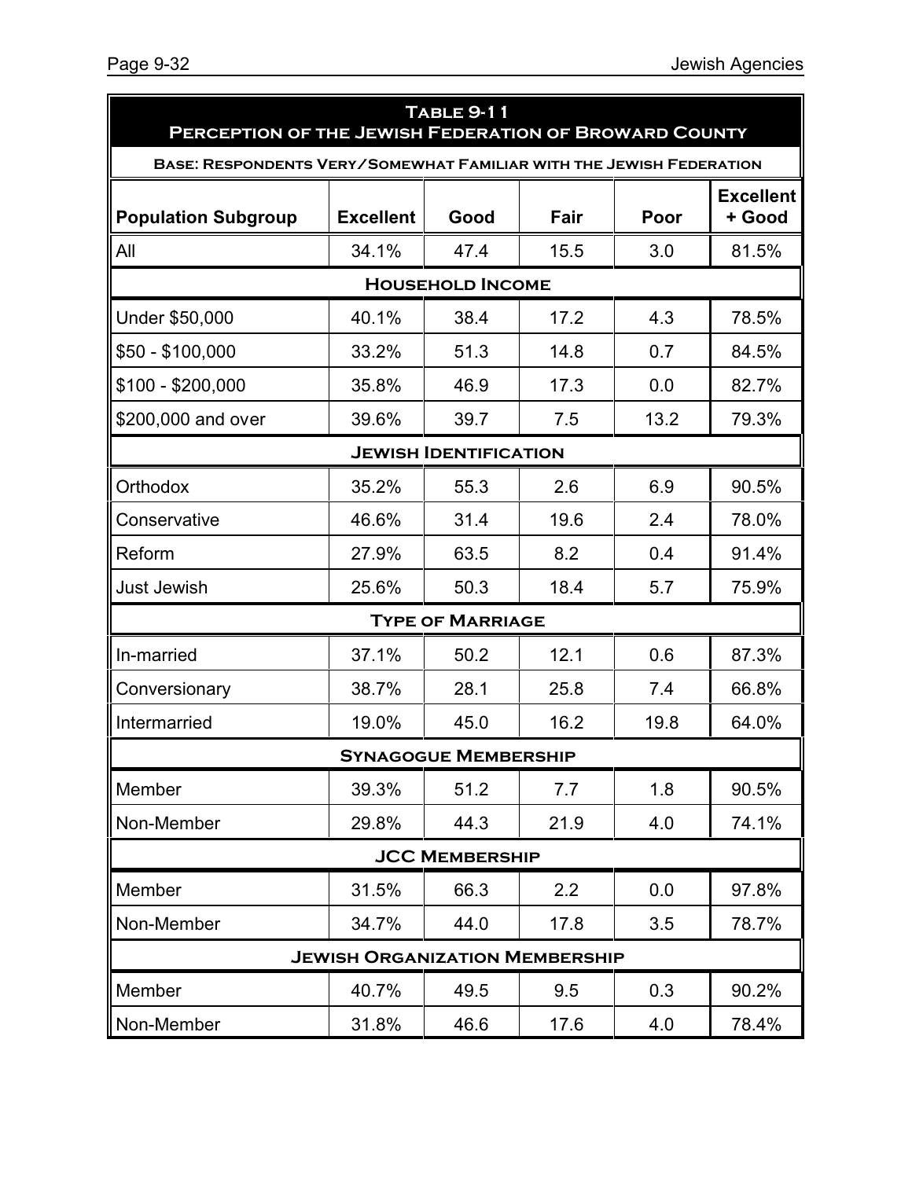## Table 9-11
## Perception of the Jewish Federation of Broward County

**Base: Respondents Very/Somewhat Familiar with the Jewish Federation**

| Population Subgroup | Excellent | Good | Fair | Poor | Excellent + Good |
|---|---|---|---|---|---|
| All | 34.1% | 47.4 | 15.5 | 3.0 | 81.5% |
| **Household Income** | | | | | |
| Under $50,000 | 40.1% | 38.4 | 17.2 | 4.3 | 78.5% |
| $50 - $100,000 | 33.2% | 51.3 | 14.8 | 0.7 | 84.5% |
| $100 - $200,000 | 35.8% | 46.9 | 17.3 | 0.0 | 82.7% |
| $200,000 and over | 39.6% | 39.7 | 7.5 | 13.2 | 79.3% |
| **Jewish Identification** | | | | | |
| Orthodox | 35.2% | 55.3 | 2.6 | 6.9 | 90.5% |
| Conservative | 46.6% | 31.4 | 19.6 | 2.4 | 78.0% |
| Reform | 27.9% | 63.5 | 8.2 | 0.4 | 91.4% |
| Just Jewish | 25.6% | 50.3 | 18.4 | 5.7 | 75.9% |
| **Type of Marriage** | | | | | |
| In-married | 37.1% | 50.2 | 12.1 | 0.6 | 87.3% |
| Conversionary | 38.7% | 28.1 | 25.8 | 7.4 | 66.8% |
| Intermarried | 19.0% | 45.0 | 16.2 | 19.8 | 64.0% |
| **Synagogue Membership** | | | | | |
| Member | 39.3% | 51.2 | 7.7 | 1.8 | 90.5% |
| Non-Member | 29.8% | 44.3 | 21.9 | 4.0 | 74.1% |
| **JCC Membership** | | | | | |
| Member | 31.5% | 66.3 | 2.2 | 0.0 | 97.8% |
| Non-Member | 34.7% | 44.0 | 17.8 | 3.5 | 78.7% |
| **Jewish Organization Membership** | | | | | |
| Member | 40.7% | 49.5 | 9.5 | 0.3 | 90.2% |
| Non-Member | 31.8% | 46.6 | 17.6 | 4.0 | 78.4% |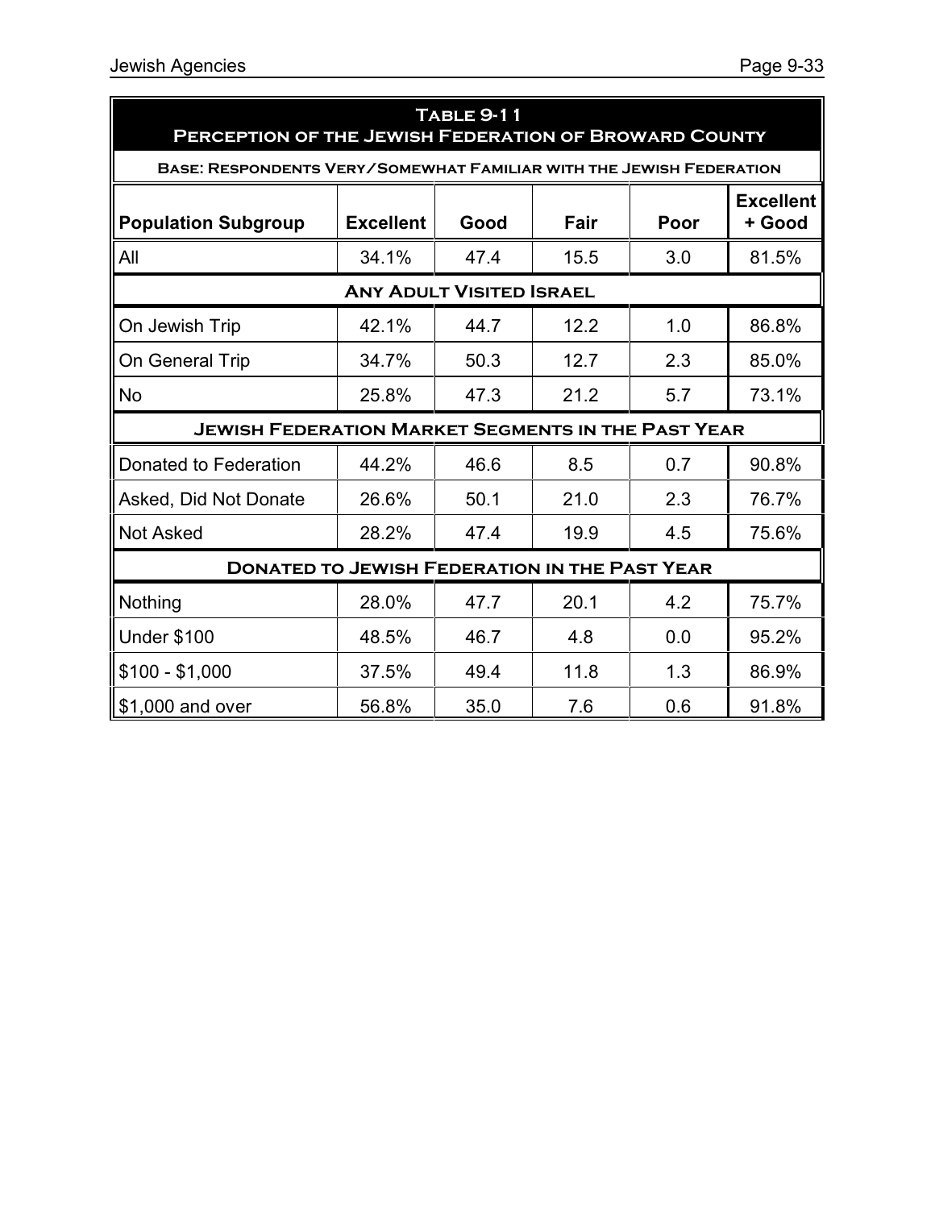## Table 9-11
## Perception of the Jewish Federation of Broward County

**Base: Respondents Very/Somewhat Familiar with the Jewish Federation**

| Population Subgroup | Excellent | Good | Fair | Poor | Excellent + Good |
|---|---|---|---|---|---|
| All | 34.1% | 47.4 | 15.5 | 3.0 | 81.5% |
| **Any Adult Visited Israel** | | | | | |
| On Jewish Trip | 42.1% | 44.7 | 12.2 | 1.0 | 86.8% |
| On General Trip | 34.7% | 50.3 | 12.7 | 2.3 | 85.0% |
| No | 25.8% | 47.3 | 21.2 | 5.7 | 73.1% |
| **Jewish Federation Market Segments in the Past Year** | | | | | |
| Donated to Federation | 44.2% | 46.6 | 8.5 | 0.7 | 90.8% |
| Asked, Did Not Donate | 26.6% | 50.1 | 21.0 | 2.3 | 76.7% |
| Not Asked | 28.2% | 47.4 | 19.9 | 4.5 | 75.6% |
| **Donated to Jewish Federation in the Past Year** | | | | | |
| Nothing | 28.0% | 47.7 | 20.1 | 4.2 | 75.7% |
| Under $100 | 48.5% | 46.7 | 4.8 | 0.0 | 95.2% |
| $100 - $1,000 | 37.5% | 49.4 | 11.8 | 1.3 | 86.9% |
| $1,000 and over | 56.8% | 35.0 | 7.6 | 0.6 | 91.8% |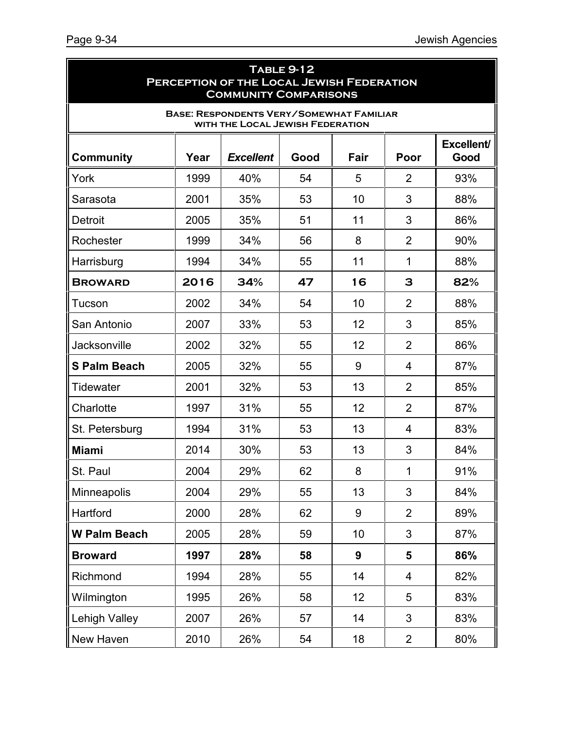## Table 9-12
## Perception of the Local Jewish Federation
## Community Comparisons

**Base: Respondents Very/Somewhat Familiar with the Local Jewish Federation**

| Community | Year | *Excellent* | Good | Fair | Poor | Excellent/ Good |
|---|---|---|---|---|---|---|
| York | 1999 | 40% | 54 | 5 | 2 | 93% |
| Sarasota | 2001 | 35% | 53 | 10 | 3 | 88% |
| Detroit | 2005 | 35% | 51 | 11 | 3 | 86% |
| Rochester | 1999 | 34% | 56 | 8 | 2 | 90% |
| Harrisburg | 1994 | 34% | 55 | 11 | 1 | 88% |
| **BROWARD** | **2016** | **34%** | **47** | **16** | **3** | **82%** |
| Tucson | 2002 | 34% | 54 | 10 | 2 | 88% |
| San Antonio | 2007 | 33% | 53 | 12 | 3 | 85% |
| Jacksonville | 2002 | 32% | 55 | 12 | 2 | 86% |
| **S Palm Beach** | 2005 | 32% | 55 | 9 | 4 | 87% |
| Tidewater | 2001 | 32% | 53 | 13 | 2 | 85% |
| Charlotte | 1997 | 31% | 55 | 12 | 2 | 87% |
| St. Petersburg | 1994 | 31% | 53 | 13 | 4 | 83% |
| **Miami** | 2014 | 30% | 53 | 13 | 3 | 84% |
| St. Paul | 2004 | 29% | 62 | 8 | 1 | 91% |
| Minneapolis | 2004 | 29% | 55 | 13 | 3 | 84% |
| Hartford | 2000 | 28% | 62 | 9 | 2 | 89% |
| **W Palm Beach** | 2005 | 28% | 59 | 10 | 3 | 87% |
| **Broward** | **1997** | **28%** | **58** | **9** | **5** | **86%** |
| Richmond | 1994 | 28% | 55 | 14 | 4 | 82% |
| Wilmington | 1995 | 26% | 58 | 12 | 5 | 83% |
| Lehigh Valley | 2007 | 26% | 57 | 14 | 3 | 83% |
| New Haven | 2010 | 26% | 54 | 18 | 2 | 80% |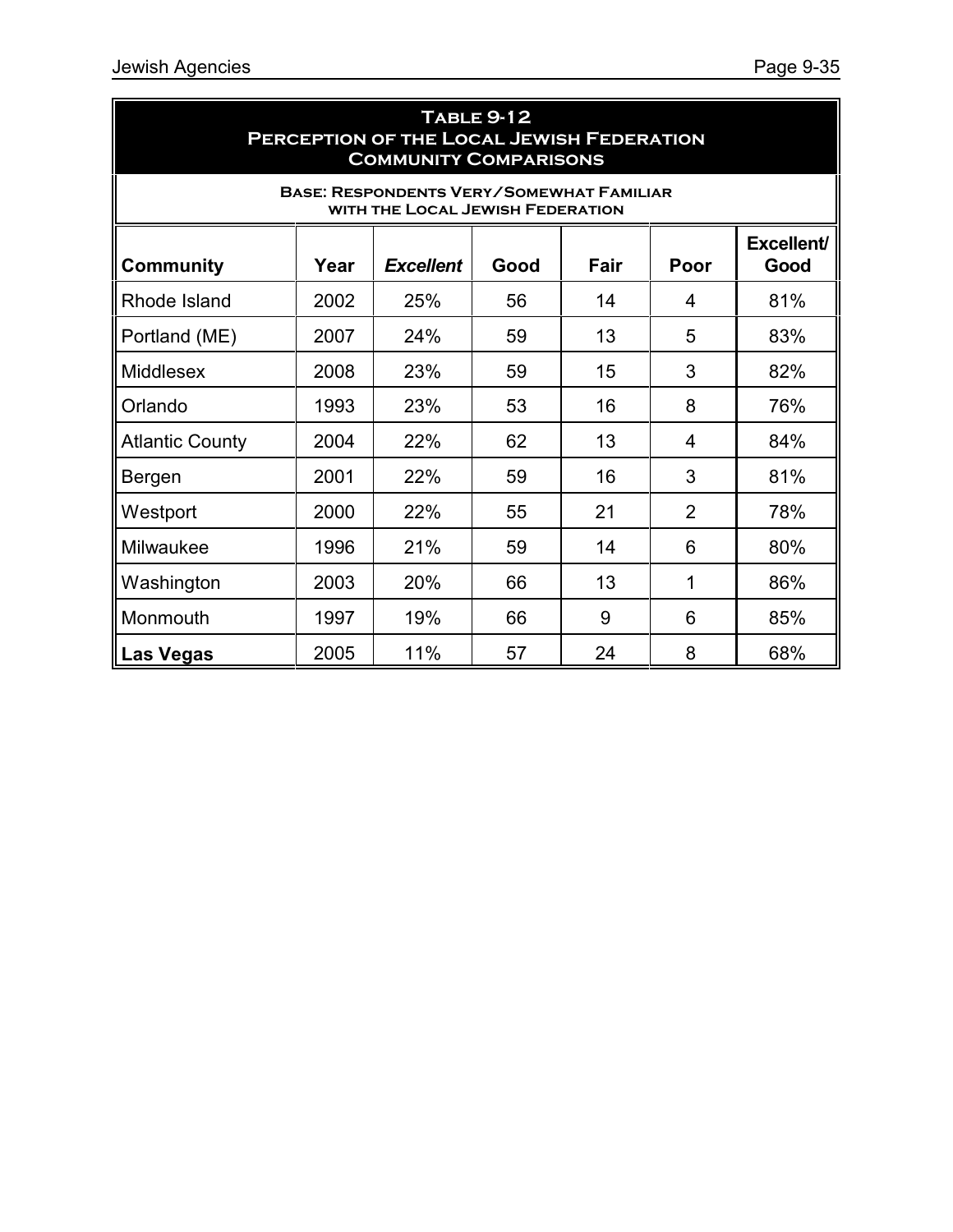## Table 9-12
## Perception of the Local Jewish Federation
## Community Comparisons

**Base: Respondents Very/Somewhat Familiar with the Local Jewish Federation**

| Community | Year | *Excellent* | Good | Fair | Poor | Excellent/ Good |
|---|---|---|---|---|---|---|
| Rhode Island | 2002 | 25% | 56 | 14 | 4 | 81% |
| Portland (ME) | 2007 | 24% | 59 | 13 | 5 | 83% |
| Middlesex | 2008 | 23% | 59 | 15 | 3 | 82% |
| Orlando | 1993 | 23% | 53 | 16 | 8 | 76% |
| Atlantic County | 2004 | 22% | 62 | 13 | 4 | 84% |
| Bergen | 2001 | 22% | 59 | 16 | 3 | 81% |
| Westport | 2000 | 22% | 55 | 21 | 2 | 78% |
| Milwaukee | 1996 | 21% | 59 | 14 | 6 | 80% |
| Washington | 2003 | 20% | 66 | 13 | 1 | 86% |
| Monmouth | 1997 | 19% | 66 | 9 | 6 | 85% |
| **Las Vegas** | 2005 | 11% | 57 | 24 | 8 | 68% |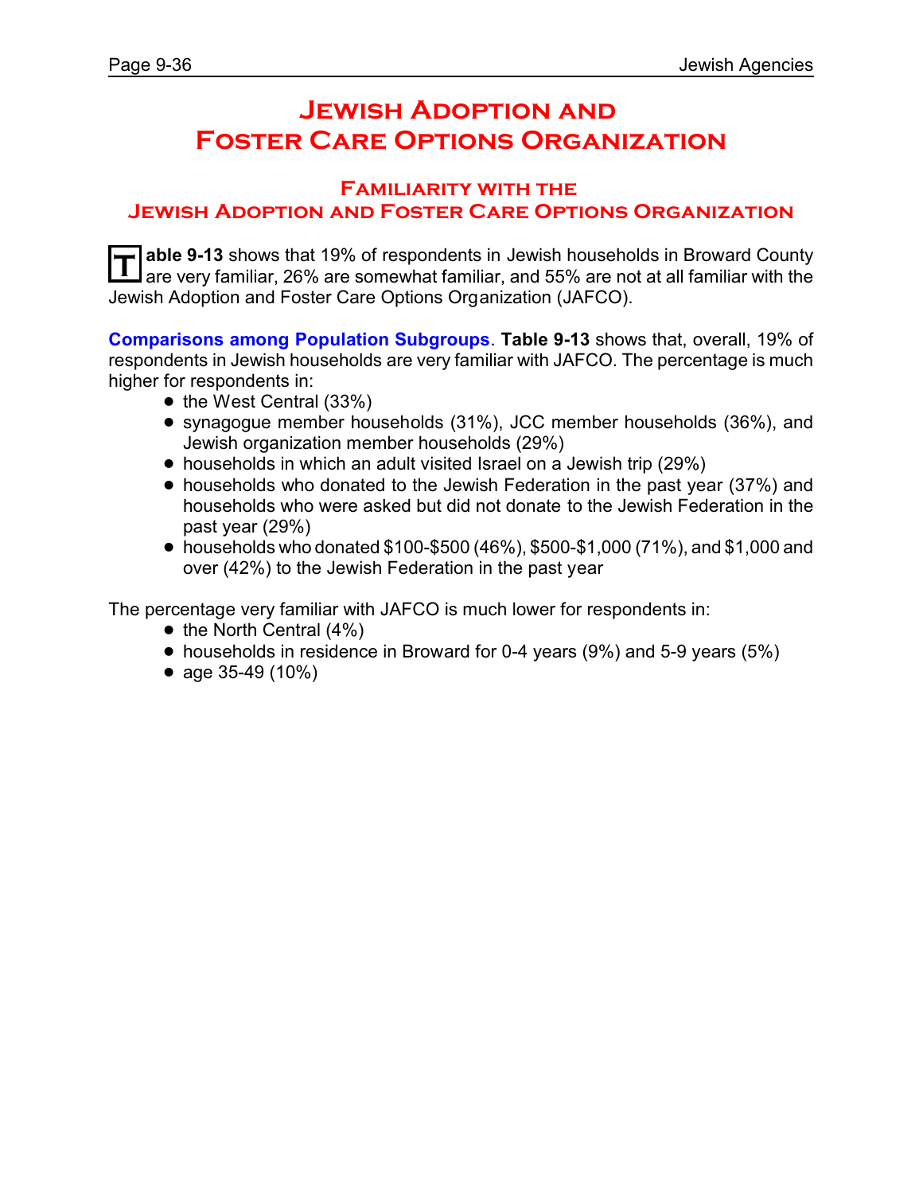# Jewish Adoption and Foster Care Options Organization

## Familiarity with the Jewish Adoption and Foster Care Options Organization

**Table 9-13** shows that 19% of respondents in Jewish households in Broward County are very familiar, 26% are somewhat familiar, and 55% are not at all familiar with the Jewish Adoption and Foster Care Options Organization (JAFCO).

**Comparisons among Population Subgroups**. **Table 9-13** shows that, overall, 19% of respondents in Jewish households are very familiar with JAFCO. The percentage is much higher for respondents in:

- the West Central (33%)
- synagogue member households (31%), JCC member households (36%), and Jewish organization member households (29%)
- households in which an adult visited Israel on a Jewish trip (29%)
- households who donated to the Jewish Federation in the past year (37%) and households who were asked but did not donate to the Jewish Federation in the past year (29%)
- households who donated $100-$500 (46%), $500-$1,000 (71%), and $1,000 and over (42%) to the Jewish Federation in the past year

The percentage very familiar with JAFCO is much lower for respondents in:

- the North Central (4%)
- households in residence in Broward for 0-4 years (9%) and 5-9 years (5%)
- age 35-49 (10%)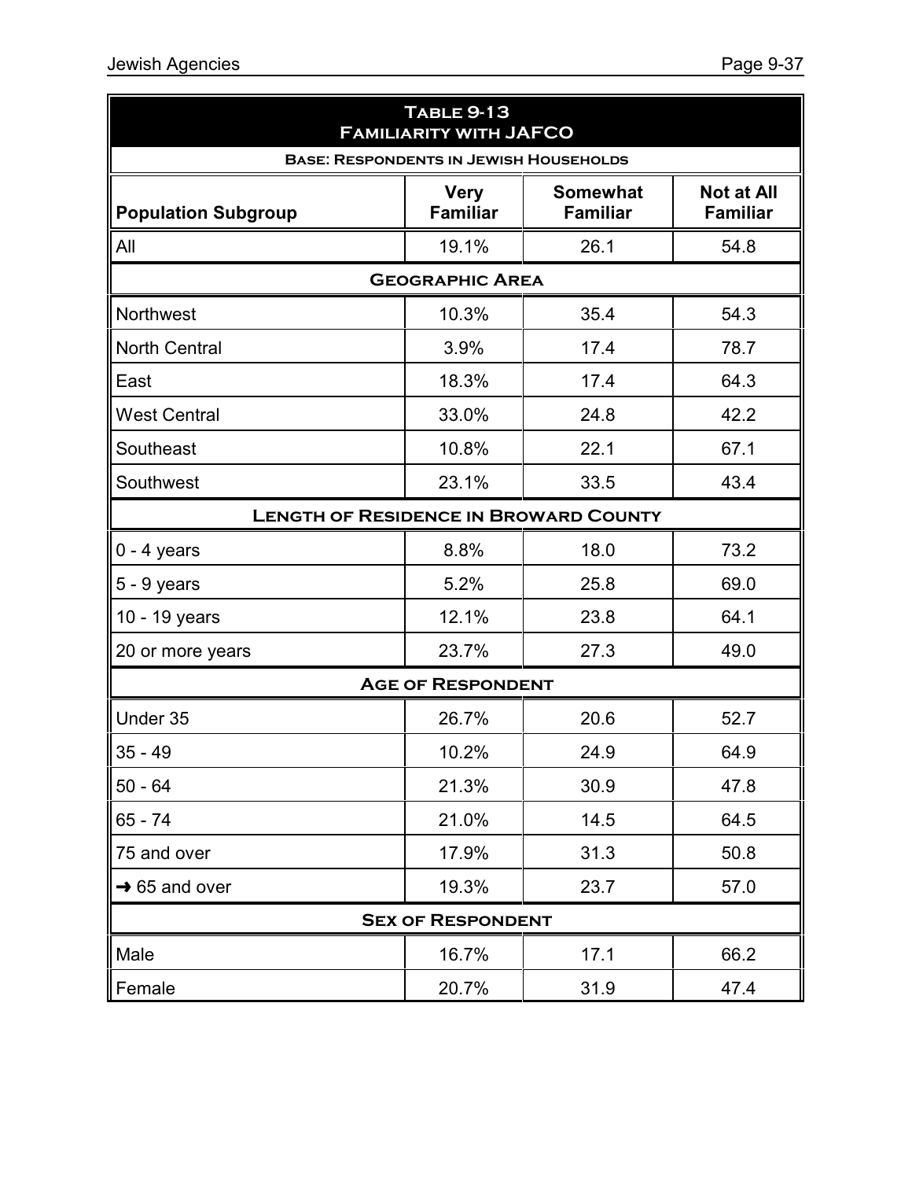| **Table 9-13**<br>**Familiarity with JAFCO** | | | |
|---|---|---|---|
| **Base: Respondents in Jewish Households** | | | |
| **Population Subgroup** | **Very Familiar** | **Somewhat Familiar** | **Not at All Familiar** |
| All | 19.1% | 26.1 | 54.8 |
| **Geographic Area** | | | |
| Northwest | 10.3% | 35.4 | 54.3 |
| North Central | 3.9% | 17.4 | 78.7 |
| East | 18.3% | 17.4 | 64.3 |
| West Central | 33.0% | 24.8 | 42.2 |
| Southeast | 10.8% | 22.1 | 67.1 |
| Southwest | 23.1% | 33.5 | 43.4 |
| **Length of Residence in Broward County** | | | |
| 0 - 4 years | 8.8% | 18.0 | 73.2 |
| 5 - 9 years | 5.2% | 25.8 | 69.0 |
| 10 - 19 years | 12.1% | 23.8 | 64.1 |
| 20 or more years | 23.7% | 27.3 | 49.0 |
| **Age of Respondent** | | | |
| Under 35 | 26.7% | 20.6 | 52.7 |
| 35 - 49 | 10.2% | 24.9 | 64.9 |
| 50 - 64 | 21.3% | 30.9 | 47.8 |
| 65 - 74 | 21.0% | 14.5 | 64.5 |
| 75 and over | 17.9% | 31.3 | 50.8 |
| → 65 and over | 19.3% | 23.7 | 57.0 |
| **Sex of Respondent** | | | |
| Male | 16.7% | 17.1 | 66.2 |
| Female | 20.7% | 31.9 | 47.4 |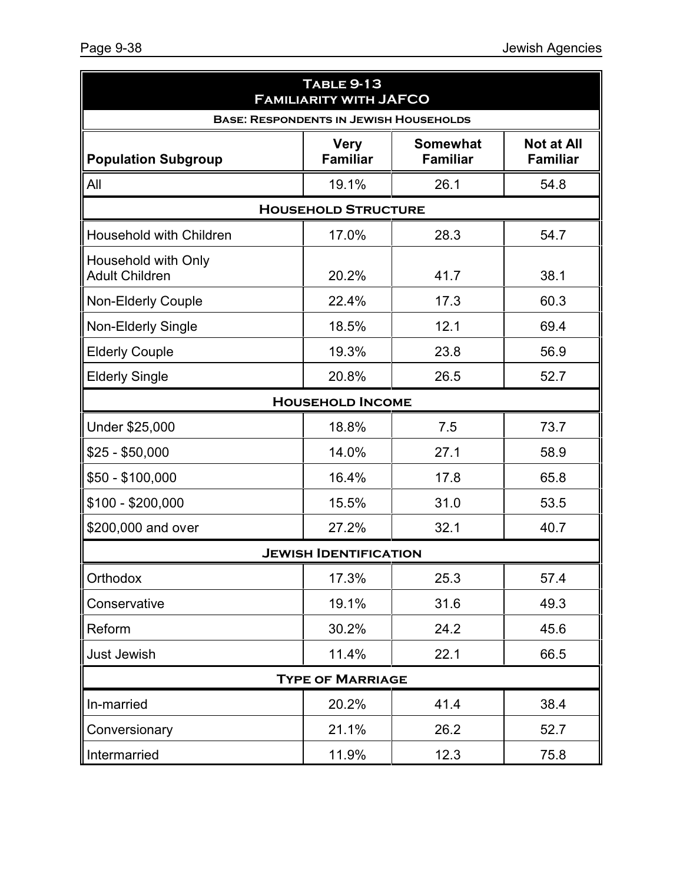## Table 9-13
## Familiarity with JAFCO

**Base: Respondents in Jewish Households**

| Population Subgroup | Very Familiar | Somewhat Familiar | Not at All Familiar |
|---|---|---|---|
| All | 19.1% | 26.1 | 54.8 |
| **Household Structure** | | | |
| Household with Children | 17.0% | 28.3 | 54.7 |
| Household with Only Adult Children | 20.2% | 41.7 | 38.1 |
| Non-Elderly Couple | 22.4% | 17.3 | 60.3 |
| Non-Elderly Single | 18.5% | 12.1 | 69.4 |
| Elderly Couple | 19.3% | 23.8 | 56.9 |
| Elderly Single | 20.8% | 26.5 | 52.7 |
| **Household Income** | | | |
| Under $25,000 | 18.8% | 7.5 | 73.7 |
| $25 - $50,000 | 14.0% | 27.1 | 58.9 |
| $50 - $100,000 | 16.4% | 17.8 | 65.8 |
| $100 - $200,000 | 15.5% | 31.0 | 53.5 |
| $200,000 and over | 27.2% | 32.1 | 40.7 |
| **Jewish Identification** | | | |
| Orthodox | 17.3% | 25.3 | 57.4 |
| Conservative | 19.1% | 31.6 | 49.3 |
| Reform | 30.2% | 24.2 | 45.6 |
| Just Jewish | 11.4% | 22.1 | 66.5 |
| **Type of Marriage** | | | |
| In-married | 20.2% | 41.4 | 38.4 |
| Conversionary | 21.1% | 26.2 | 52.7 |
| Intermarried | 11.9% | 12.3 | 75.8 |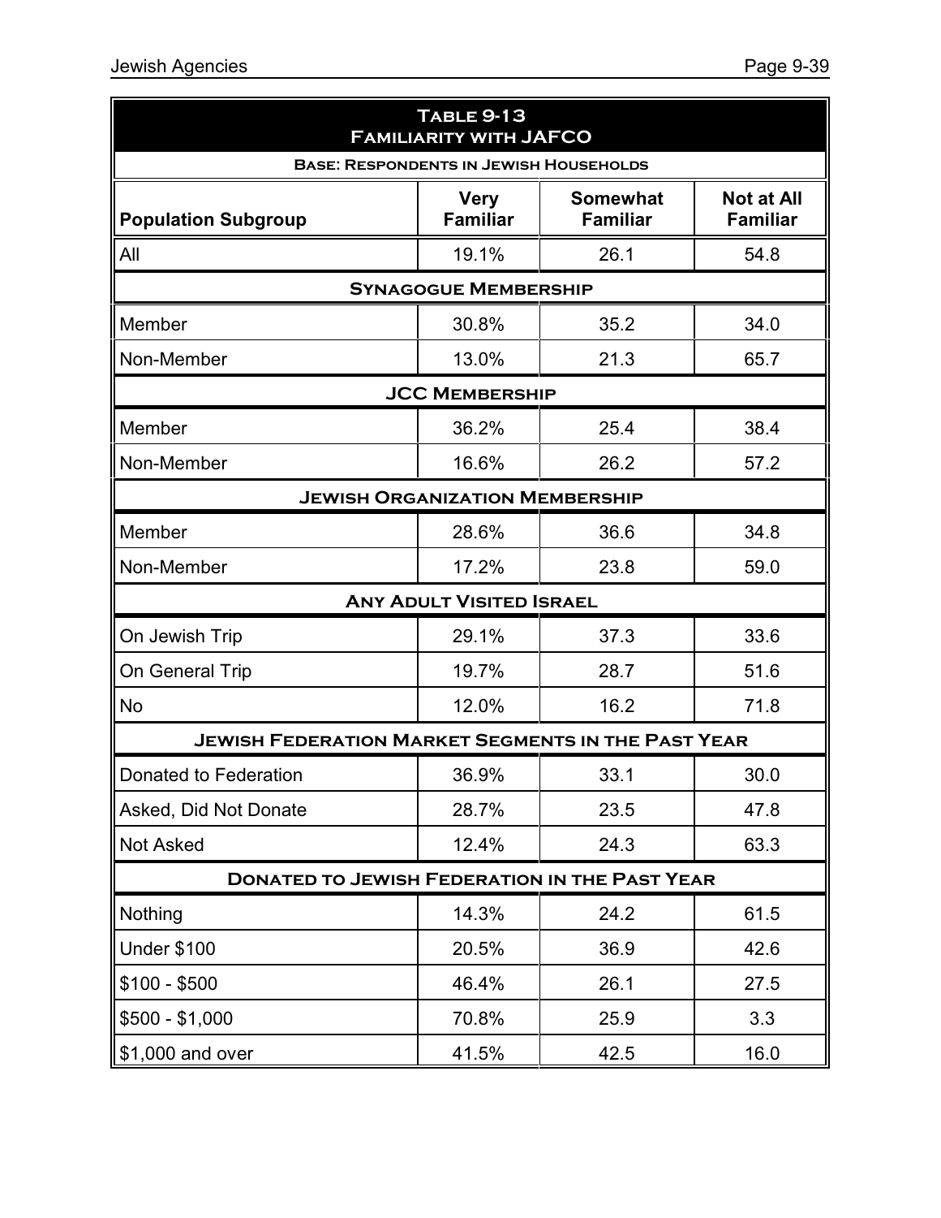**Table 9-13**
**Familiarity with JAFCO**

**Base: Respondents in Jewish Households**

| Population Subgroup | Very Familiar | Somewhat Familiar | Not at All Familiar |
|---|---|---|---|
| All | 19.1% | 26.1 | 54.8 |
| **Synagogue Membership** | | | |
| Member | 30.8% | 35.2 | 34.0 |
| Non-Member | 13.0% | 21.3 | 65.7 |
| **JCC Membership** | | | |
| Member | 36.2% | 25.4 | 38.4 |
| Non-Member | 16.6% | 26.2 | 57.2 |
| **Jewish Organization Membership** | | | |
| Member | 28.6% | 36.6 | 34.8 |
| Non-Member | 17.2% | 23.8 | 59.0 |
| **Any Adult Visited Israel** | | | |
| On Jewish Trip | 29.1% | 37.3 | 33.6 |
| On General Trip | 19.7% | 28.7 | 51.6 |
| No | 12.0% | 16.2 | 71.8 |
| **Jewish Federation Market Segments in the Past Year** | | | |
| Donated to Federation | 36.9% | 33.1 | 30.0 |
| Asked, Did Not Donate | 28.7% | 23.5 | 47.8 |
| Not Asked | 12.4% | 24.3 | 63.3 |
| **Donated to Jewish Federation in the Past Year** | | | |
| Nothing | 14.3% | 24.2 | 61.5 |
| Under $100 | 20.5% | 36.9 | 42.6 |
| $100 - $500 | 46.4% | 26.1 | 27.5 |
| $500 - $1,000 | 70.8% | 25.9 | 3.3 |
| $1,000 and over | 41.5% | 42.5 | 16.0 |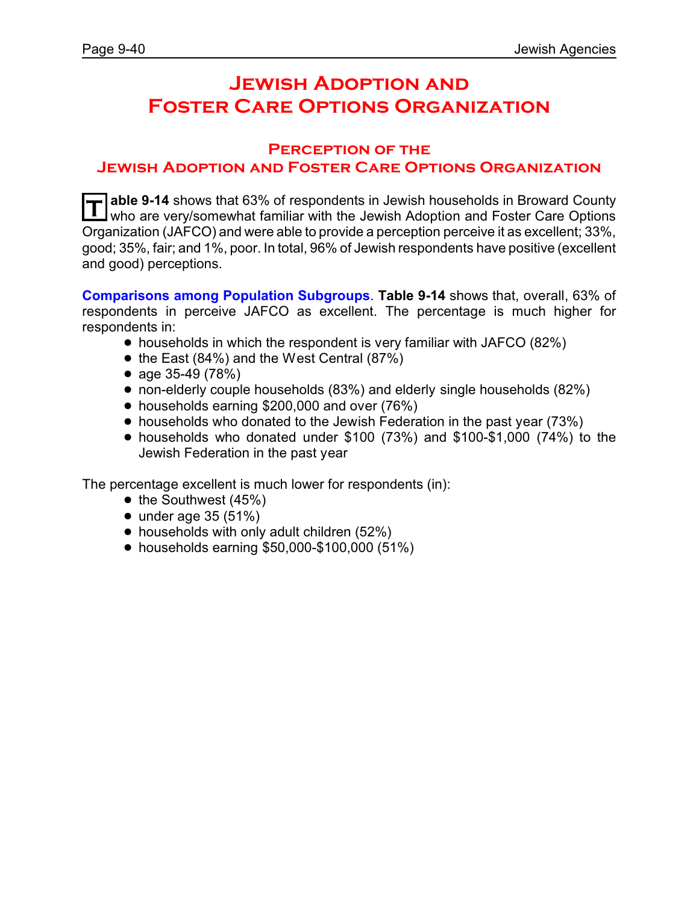# Jewish Adoption and Foster Care Options Organization

## Perception of the Jewish Adoption and Foster Care Options Organization

**Table 9-14** shows that 63% of respondents in Jewish households in Broward County who are very/somewhat familiar with the Jewish Adoption and Foster Care Options Organization (JAFCO) and were able to provide a perception perceive it as excellent; 33%, good; 35%, fair; and 1%, poor. In total, 96% of Jewish respondents have positive (excellent and good) perceptions.

**Comparisons among Population Subgroups**. **Table 9-14** shows that, overall, 63% of respondents in perceive JAFCO as excellent. The percentage is much higher for respondents in:

- households in which the respondent is very familiar with JAFCO (82%)
- the East (84%) and the West Central (87%)
- age 35-49 (78%)
- non-elderly couple households (83%) and elderly single households (82%)
- households earning $200,000 and over (76%)
- households who donated to the Jewish Federation in the past year (73%)
- households who donated under $100 (73%) and $100-$1,000 (74%) to the Jewish Federation in the past year

The percentage excellent is much lower for respondents (in):

- the Southwest (45%)
- under age 35 (51%)
- households with only adult children (52%)
- households earning $50,000-$100,000 (51%)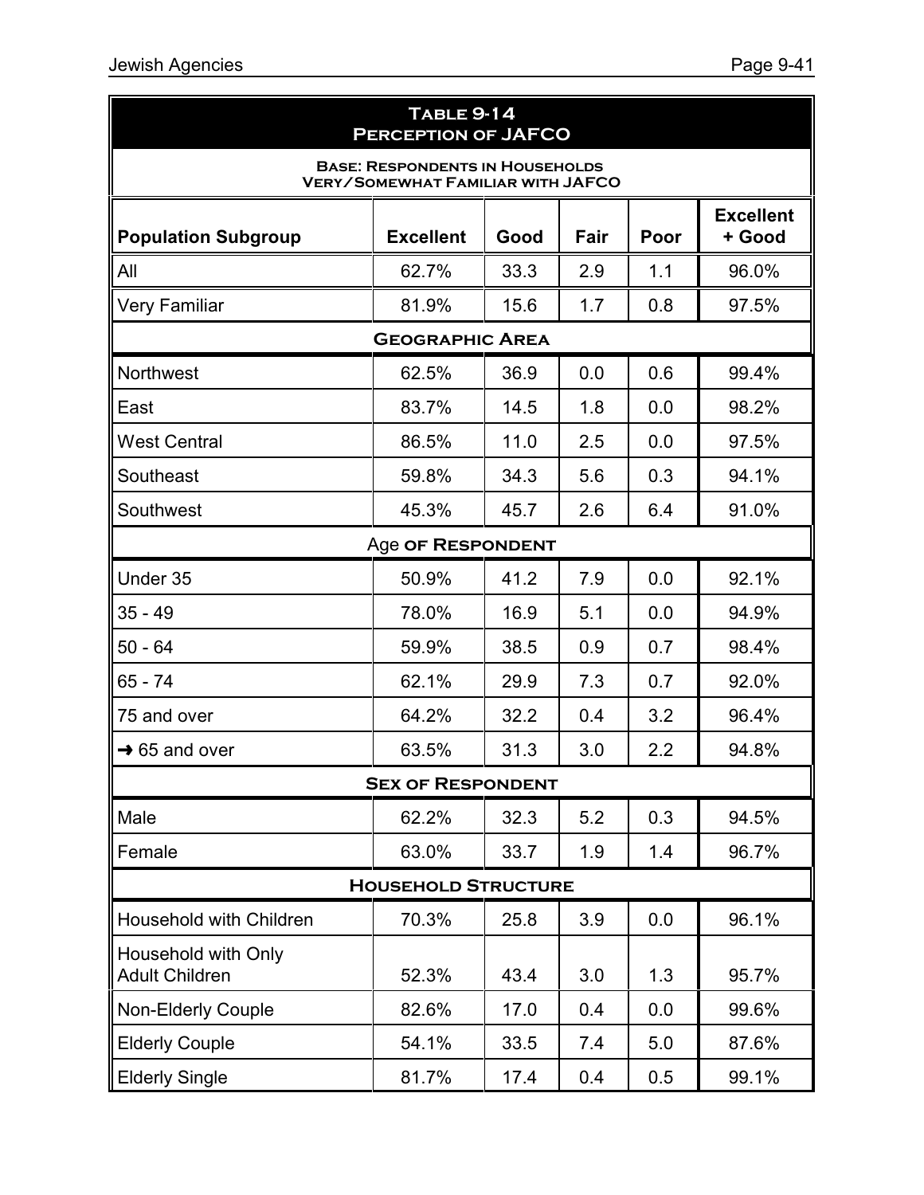## Table 9-14
## Perception of JAFCO

**Base: Respondents in Households Very/Somewhat Familiar with JAFCO**

| Population Subgroup | Excellent | Good | Fair | Poor | Excellent + Good |
|---|---|---|---|---|---|
| All | 62.7% | 33.3 | 2.9 | 1.1 | 96.0% |
| Very Familiar | 81.9% | 15.6 | 1.7 | 0.8 | 97.5% |
| **Geographic Area** | | | | | |
| Northwest | 62.5% | 36.9 | 0.0 | 0.6 | 99.4% |
| East | 83.7% | 14.5 | 1.8 | 0.0 | 98.2% |
| West Central | 86.5% | 11.0 | 2.5 | 0.0 | 97.5% |
| Southeast | 59.8% | 34.3 | 5.6 | 0.3 | 94.1% |
| Southwest | 45.3% | 45.7 | 2.6 | 6.4 | 91.0% |
| **Age of Respondent** | | | | | |
| Under 35 | 50.9% | 41.2 | 7.9 | 0.0 | 92.1% |
| 35 - 49 | 78.0% | 16.9 | 5.1 | 0.0 | 94.9% |
| 50 - 64 | 59.9% | 38.5 | 0.9 | 0.7 | 98.4% |
| 65 - 74 | 62.1% | 29.9 | 7.3 | 0.7 | 92.0% |
| 75 and over | 64.2% | 32.2 | 0.4 | 3.2 | 96.4% |
| → 65 and over | 63.5% | 31.3 | 3.0 | 2.2 | 94.8% |
| **Sex of Respondent** | | | | | |
| Male | 62.2% | 32.3 | 5.2 | 0.3 | 94.5% |
| Female | 63.0% | 33.7 | 1.9 | 1.4 | 96.7% |
| **Household Structure** | | | | | |
| Household with Children | 70.3% | 25.8 | 3.9 | 0.0 | 96.1% |
| Household with Only Adult Children | 52.3% | 43.4 | 3.0 | 1.3 | 95.7% |
| Non-Elderly Couple | 82.6% | 17.0 | 0.4 | 0.0 | 99.6% |
| Elderly Couple | 54.1% | 33.5 | 7.4 | 5.0 | 87.6% |
| Elderly Single | 81.7% | 17.4 | 0.4 | 0.5 | 99.1% |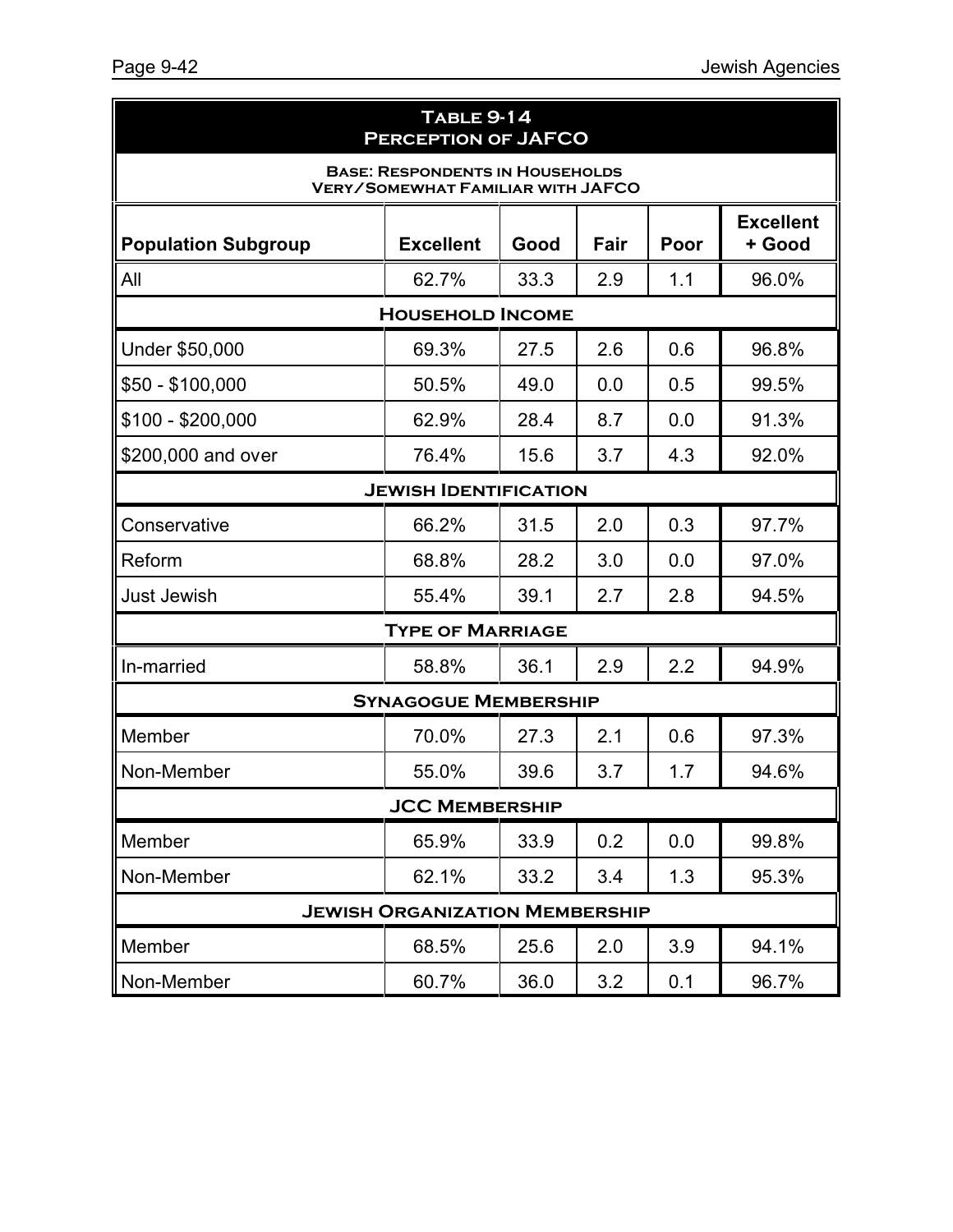## Table 9-14
## Perception of JAFCO

**Base: Respondents in Households Very/Somewhat Familiar with JAFCO**

| Population Subgroup | Excellent | Good | Fair | Poor | Excellent + Good |
|---|---|---|---|---|---|
| All | 62.7% | 33.3 | 2.9 | 1.1 | 96.0% |
| **Household Income** | | | | | |
| Under $50,000 | 69.3% | 27.5 | 2.6 | 0.6 | 96.8% |
| $50 - $100,000 | 50.5% | 49.0 | 0.0 | 0.5 | 99.5% |
| $100 - $200,000 | 62.9% | 28.4 | 8.7 | 0.0 | 91.3% |
| $200,000 and over | 76.4% | 15.6 | 3.7 | 4.3 | 92.0% |
| **Jewish Identification** | | | | | |
| Conservative | 66.2% | 31.5 | 2.0 | 0.3 | 97.7% |
| Reform | 68.8% | 28.2 | 3.0 | 0.0 | 97.0% |
| Just Jewish | 55.4% | 39.1 | 2.7 | 2.8 | 94.5% |
| **Type of Marriage** | | | | | |
| In-married | 58.8% | 36.1 | 2.9 | 2.2 | 94.9% |
| **Synagogue Membership** | | | | | |
| Member | 70.0% | 27.3 | 2.1 | 0.6 | 97.3% |
| Non-Member | 55.0% | 39.6 | 3.7 | 1.7 | 94.6% |
| **JCC Membership** | | | | | |
| Member | 65.9% | 33.9 | 0.2 | 0.0 | 99.8% |
| Non-Member | 62.1% | 33.2 | 3.4 | 1.3 | 95.3% |
| **Jewish Organization Membership** | | | | | |
| Member | 68.5% | 25.6 | 2.0 | 3.9 | 94.1% |
| Non-Member | 60.7% | 36.0 | 3.2 | 0.1 | 96.7% |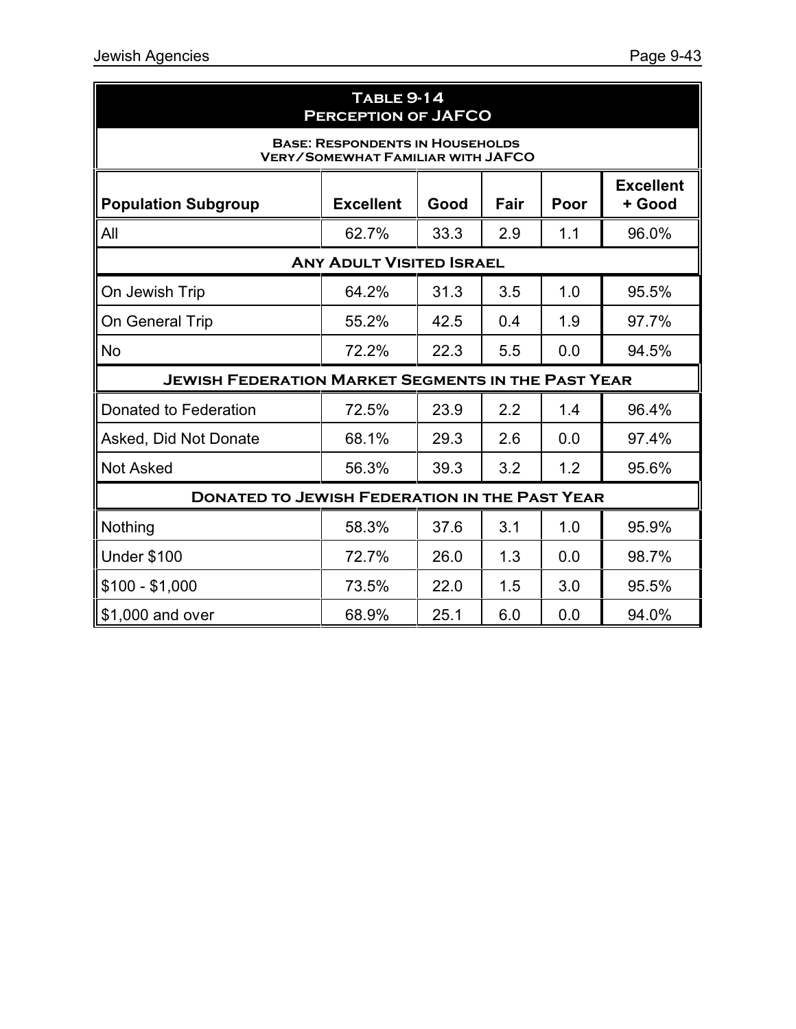| Table 9-14<br>Perception of JAFCO | | | | | |
|---|---|---|---|---|---|
| Base: Respondents in Households Very/Somewhat Familiar with JAFCO | | | | | |
| **Population Subgroup** | **Excellent** | **Good** | **Fair** | **Poor** | **Excellent + Good** |
| All | 62.7% | 33.3 | 2.9 | 1.1 | 96.0% |
| **Any Adult Visited Israel** | | | | | |
| On Jewish Trip | 64.2% | 31.3 | 3.5 | 1.0 | 95.5% |
| On General Trip | 55.2% | 42.5 | 0.4 | 1.9 | 97.7% |
| No | 72.2% | 22.3 | 5.5 | 0.0 | 94.5% |
| **Jewish Federation Market Segments in the Past Year** | | | | | |
| Donated to Federation | 72.5% | 23.9 | 2.2 | 1.4 | 96.4% |
| Asked, Did Not Donate | 68.1% | 29.3 | 2.6 | 0.0 | 97.4% |
| Not Asked | 56.3% | 39.3 | 3.2 | 1.2 | 95.6% |
| **Donated to Jewish Federation in the Past Year** | | | | | |
| Nothing | 58.3% | 37.6 | 3.1 | 1.0 | 95.9% |
| Under $100 | 72.7% | 26.0 | 1.3 | 0.0 | 98.7% |
| $100 - $1,000 | 73.5% | 22.0 | 1.5 | 3.0 | 95.5% |
| $1,000 and over | 68.9% | 25.1 | 6.0 | 0.0 | 94.0% |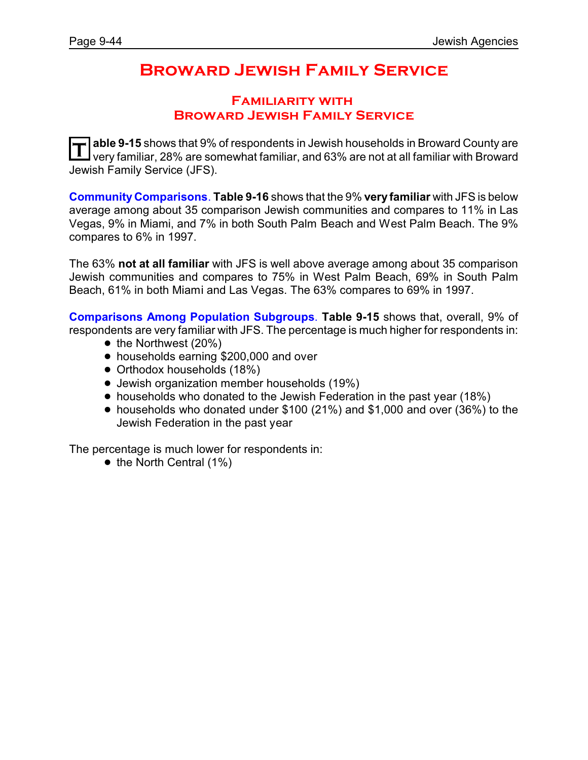# Broward Jewish Family Service

## Familiarity with Broward Jewish Family Service

**Table 9-15** shows that 9% of respondents in Jewish households in Broward County are very familiar, 28% are somewhat familiar, and 63% are not at all familiar with Broward Jewish Family Service (JFS).

**Community Comparisons**. **Table 9-16** shows that the 9% **very familiar** with JFS is below average among about 35 comparison Jewish communities and compares to 11% in Las Vegas, 9% in Miami, and 7% in both South Palm Beach and West Palm Beach. The 9% compares to 6% in 1997.

The 63% **not at all familiar** with JFS is well above average among about 35 comparison Jewish communities and compares to 75% in West Palm Beach, 69% in South Palm Beach, 61% in both Miami and Las Vegas. The 63% compares to 69% in 1997.

**Comparisons Among Population Subgroups**. **Table 9-15** shows that, overall, 9% of respondents are very familiar with JFS. The percentage is much higher for respondents in:

- the Northwest (20%)
- households earning $200,000 and over
- Orthodox households (18%)
- Jewish organization member households (19%)
- households who donated to the Jewish Federation in the past year (18%)
- households who donated under $100 (21%) and $1,000 and over (36%) to the Jewish Federation in the past year

The percentage is much lower for respondents in:

- the North Central (1%)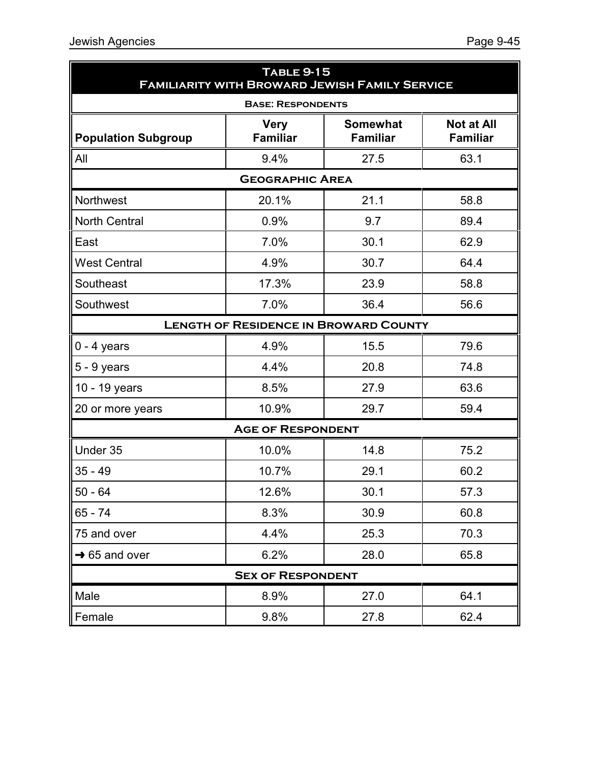**Table 9-15**
**Familiarity with Broward Jewish Family Service**

| Base: Respondents | | | |
|---|---|---|---|
| **Population Subgroup** | **Very Familiar** | **Somewhat Familiar** | **Not at All Familiar** |
| All | 9.4% | 27.5 | 63.1 |
| **Geographic Area** | | | |
| Northwest | 20.1% | 21.1 | 58.8 |
| North Central | 0.9% | 9.7 | 89.4 |
| East | 7.0% | 30.1 | 62.9 |
| West Central | 4.9% | 30.7 | 64.4 |
| Southeast | 17.3% | 23.9 | 58.8 |
| Southwest | 7.0% | 36.4 | 56.6 |
| **Length of Residence in Broward County** | | | |
| 0 - 4 years | 4.9% | 15.5 | 79.6 |
| 5 - 9 years | 4.4% | 20.8 | 74.8 |
| 10 - 19 years | 8.5% | 27.9 | 63.6 |
| 20 or more years | 10.9% | 29.7 | 59.4 |
| **Age of Respondent** | | | |
| Under 35 | 10.0% | 14.8 | 75.2 |
| 35 - 49 | 10.7% | 29.1 | 60.2 |
| 50 - 64 | 12.6% | 30.1 | 57.3 |
| 65 - 74 | 8.3% | 30.9 | 60.8 |
| 75 and over | 4.4% | 25.3 | 70.3 |
| → 65 and over | 6.2% | 28.0 | 65.8 |
| **Sex of Respondent** | | | |
| Male | 8.9% | 27.0 | 64.1 |
| Female | 9.8% | 27.8 | 62.4 |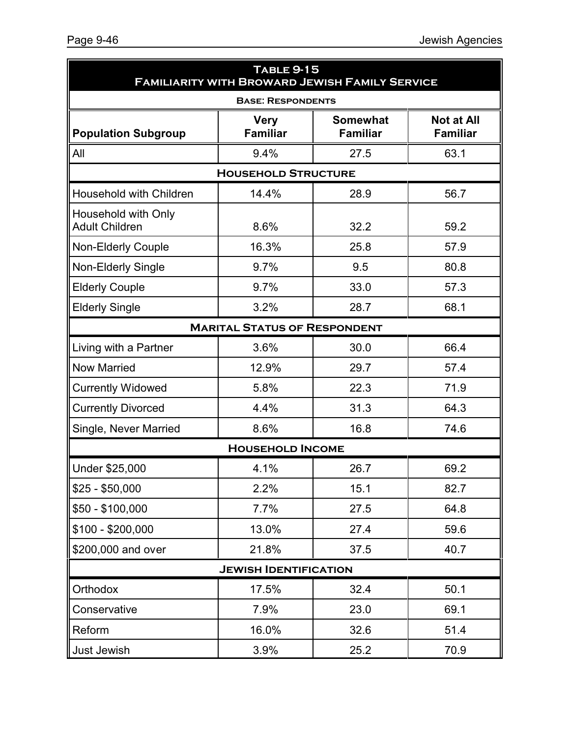## Table 9-15
## Familiarity with Broward Jewish Family Service

**Base: Respondents**

| Population Subgroup | Very Familiar | Somewhat Familiar | Not at All Familiar |
|---|---|---|---|
| All | 9.4% | 27.5 | 63.1 |
| **Household Structure** | | | |
| Household with Children | 14.4% | 28.9 | 56.7 |
| Household with Only Adult Children | 8.6% | 32.2 | 59.2 |
| Non-Elderly Couple | 16.3% | 25.8 | 57.9 |
| Non-Elderly Single | 9.7% | 9.5 | 80.8 |
| Elderly Couple | 9.7% | 33.0 | 57.3 |
| Elderly Single | 3.2% | 28.7 | 68.1 |
| **Marital Status of Respondent** | | | |
| Living with a Partner | 3.6% | 30.0 | 66.4 |
| Now Married | 12.9% | 29.7 | 57.4 |
| Currently Widowed | 5.8% | 22.3 | 71.9 |
| Currently Divorced | 4.4% | 31.3 | 64.3 |
| Single, Never Married | 8.6% | 16.8 | 74.6 |
| **Household Income** | | | |
| Under $25,000 | 4.1% | 26.7 | 69.2 |
| $25 - $50,000 | 2.2% | 15.1 | 82.7 |
| $50 - $100,000 | 7.7% | 27.5 | 64.8 |
| $100 - $200,000 | 13.0% | 27.4 | 59.6 |
| $200,000 and over | 21.8% | 37.5 | 40.7 |
| **Jewish Identification** | | | |
| Orthodox | 17.5% | 32.4 | 50.1 |
| Conservative | 7.9% | 23.0 | 69.1 |
| Reform | 16.0% | 32.6 | 51.4 |
| Just Jewish | 3.9% | 25.2 | 70.9 |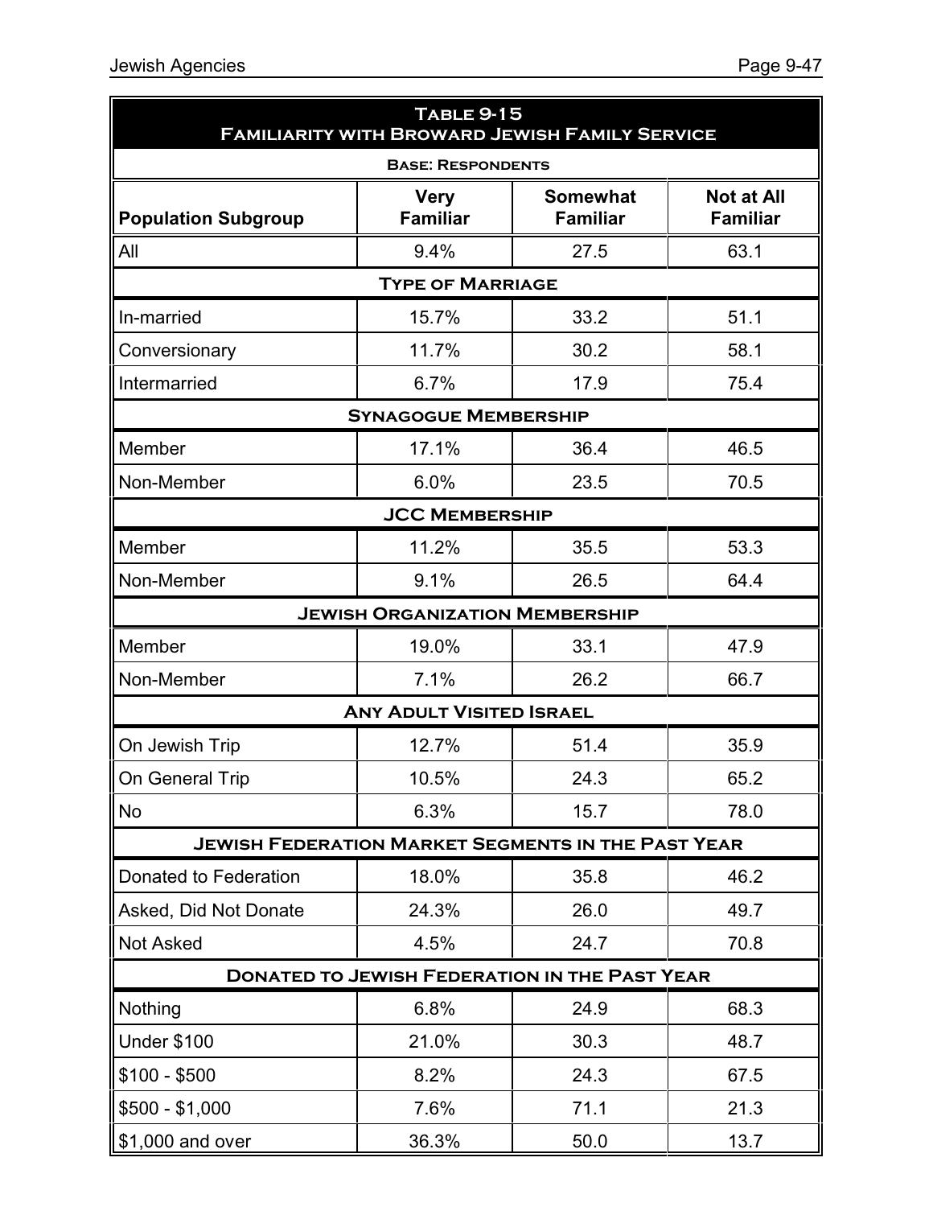**Table 9-15**
**Familiarity with Broward Jewish Family Service**

**Base: Respondents**

| Population Subgroup | Very Familiar | Somewhat Familiar | Not at All Familiar |
|---|---|---|---|
| All | 9.4% | 27.5 | 63.1 |
| **Type of Marriage** | | | |
| In-married | 15.7% | 33.2 | 51.1 |
| Conversionary | 11.7% | 30.2 | 58.1 |
| Intermarried | 6.7% | 17.9 | 75.4 |
| **Synagogue Membership** | | | |
| Member | 17.1% | 36.4 | 46.5 |
| Non-Member | 6.0% | 23.5 | 70.5 |
| **JCC Membership** | | | |
| Member | 11.2% | 35.5 | 53.3 |
| Non-Member | 9.1% | 26.5 | 64.4 |
| **Jewish Organization Membership** | | | |
| Member | 19.0% | 33.1 | 47.9 |
| Non-Member | 7.1% | 26.2 | 66.7 |
| **Any Adult Visited Israel** | | | |
| On Jewish Trip | 12.7% | 51.4 | 35.9 |
| On General Trip | 10.5% | 24.3 | 65.2 |
| No | 6.3% | 15.7 | 78.0 |
| **Jewish Federation Market Segments in the Past Year** | | | |
| Donated to Federation | 18.0% | 35.8 | 46.2 |
| Asked, Did Not Donate | 24.3% | 26.0 | 49.7 |
| Not Asked | 4.5% | 24.7 | 70.8 |
| **Donated to Jewish Federation in the Past Year** | | | |
| Nothing | 6.8% | 24.9 | 68.3 |
| Under $100 | 21.0% | 30.3 | 48.7 |
| $100 - $500 | 8.2% | 24.3 | 67.5 |
| $500 - $1,000 | 7.6% | 71.1 | 21.3 |
| $1,000 and over | 36.3% | 50.0 | 13.7 |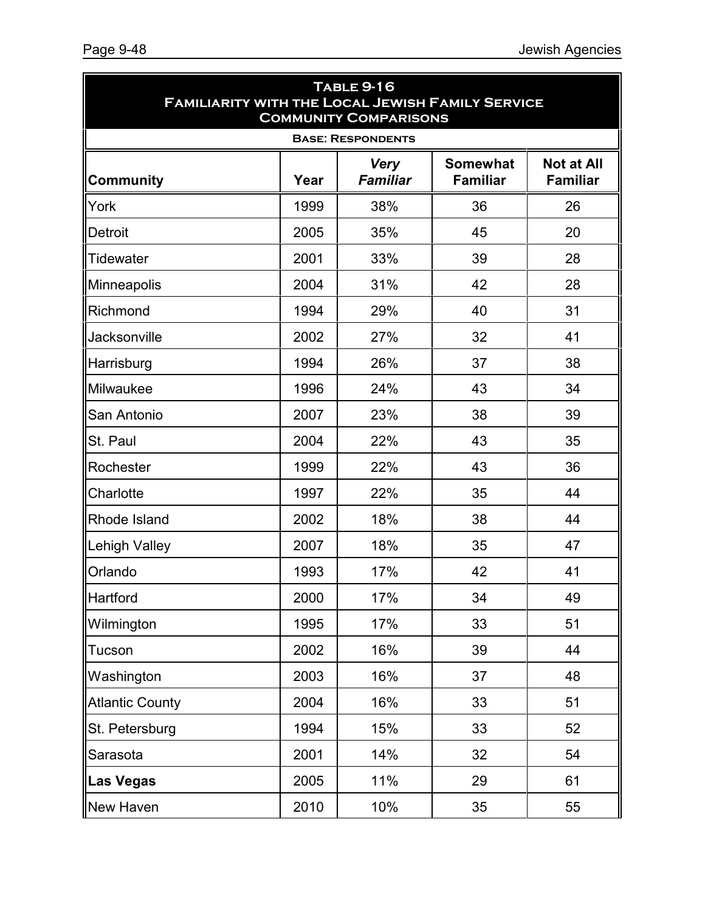## Table 9-16
## Familiarity with the Local Jewish Family Service Community Comparisons

**Base: Respondents**

| Community | Year | *Very Familiar* | Somewhat Familiar | Not at All Familiar |
|---|---|---|---|---|
| York | 1999 | 38% | 36 | 26 |
| Detroit | 2005 | 35% | 45 | 20 |
| Tidewater | 2001 | 33% | 39 | 28 |
| Minneapolis | 2004 | 31% | 42 | 28 |
| Richmond | 1994 | 29% | 40 | 31 |
| Jacksonville | 2002 | 27% | 32 | 41 |
| Harrisburg | 1994 | 26% | 37 | 38 |
| Milwaukee | 1996 | 24% | 43 | 34 |
| San Antonio | 2007 | 23% | 38 | 39 |
| St. Paul | 2004 | 22% | 43 | 35 |
| Rochester | 1999 | 22% | 43 | 36 |
| Charlotte | 1997 | 22% | 35 | 44 |
| Rhode Island | 2002 | 18% | 38 | 44 |
| Lehigh Valley | 2007 | 18% | 35 | 47 |
| Orlando | 1993 | 17% | 42 | 41 |
| Hartford | 2000 | 17% | 34 | 49 |
| Wilmington | 1995 | 17% | 33 | 51 |
| Tucson | 2002 | 16% | 39 | 44 |
| Washington | 2003 | 16% | 37 | 48 |
| Atlantic County | 2004 | 16% | 33 | 51 |
| St. Petersburg | 1994 | 15% | 33 | 52 |
| Sarasota | 2001 | 14% | 32 | 54 |
| **Las Vegas** | 2005 | 11% | 29 | 61 |
| New Haven | 2010 | 10% | 35 | 55 |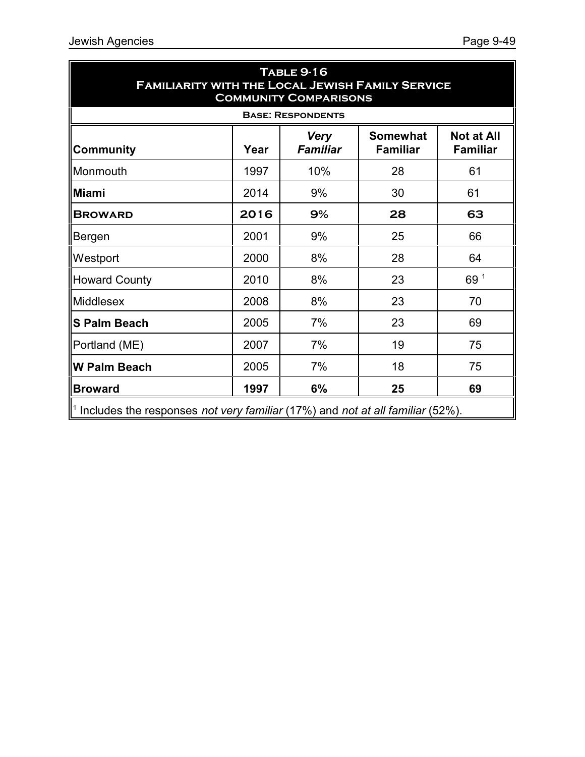**Table 9-16**
**Familiarity with the Local Jewish Family Service**
**Community Comparisons**

**Base: Respondents**

| Community | Year | *Very Familiar* | Somewhat Familiar | Not at All Familiar |
|---|---|---|---|---|
| Monmouth | 1997 | 10% | 28 | 61 |
| **Miami** | 2014 | 9% | 30 | 61 |
| **BROWARD** | **2016** | **9%** | **28** | **63** |
| Bergen | 2001 | 9% | 25 | 66 |
| Westport | 2000 | 8% | 28 | 64 |
| Howard County | 2010 | 8% | 23 | 69 [1] |
| Middlesex | 2008 | 8% | 23 | 70 |
| **S Palm Beach** | 2005 | 7% | 23 | 69 |
| Portland (ME) | 2007 | 7% | 19 | 75 |
| **W Palm Beach** | 2005 | 7% | 18 | 75 |
| **Broward** | **1997** | **6%** | **25** | **69** |

[1] Includes the responses *not very familiar* (17%) and *not at all familiar* (52%).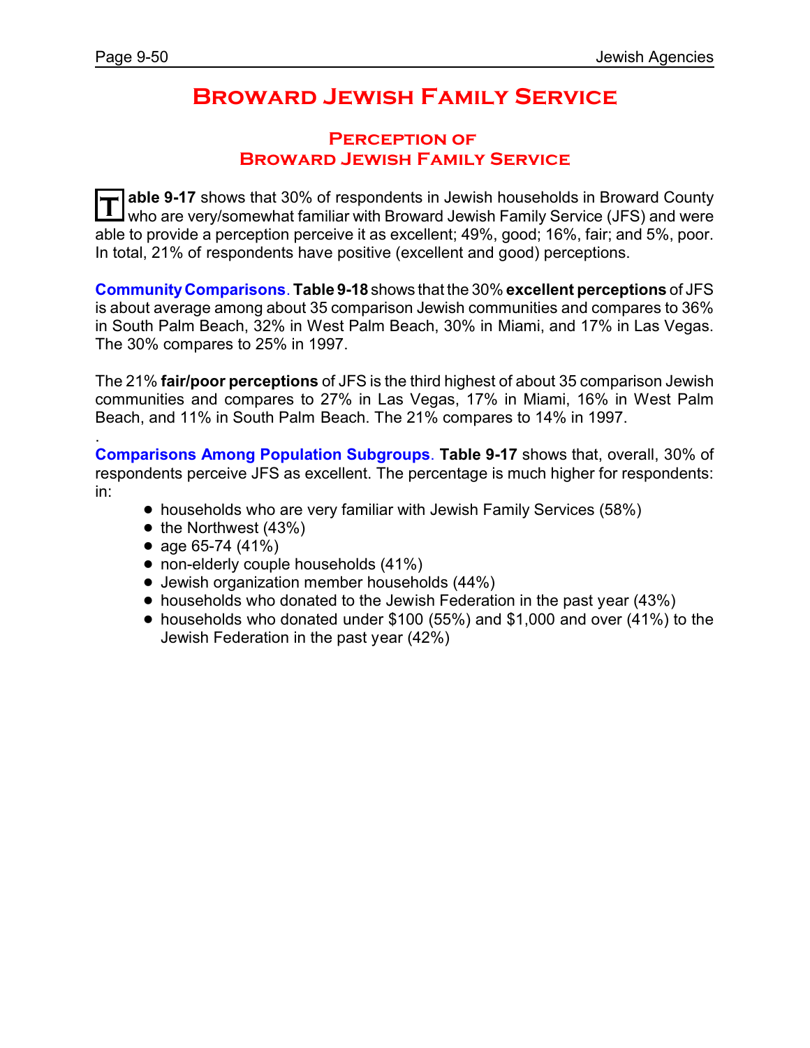# Broward Jewish Family Service

## Perception of Broward Jewish Family Service

**Table 9-17** shows that 30% of respondents in Jewish households in Broward County who are very/somewhat familiar with Broward Jewish Family Service (JFS) and were able to provide a perception perceive it as excellent; 49%, good; 16%, fair; and 5%, poor. In total, 21% of respondents have positive (excellent and good) perceptions.

**Community Comparisons**. **Table 9-18** shows that the 30% **excellent perceptions** of JFS is about average among about 35 comparison Jewish communities and compares to 36% in South Palm Beach, 32% in West Palm Beach, 30% in Miami, and 17% in Las Vegas. The 30% compares to 25% in 1997.

The 21% **fair/poor perceptions** of JFS is the third highest of about 35 comparison Jewish communities and compares to 27% in Las Vegas, 17% in Miami, 16% in West Palm Beach, and 11% in South Palm Beach. The 21% compares to 14% in 1997.

.

**Comparisons Among Population Subgroups**. **Table 9-17** shows that, overall, 30% of respondents perceive JFS as excellent. The percentage is much higher for respondents: in:

- households who are very familiar with Jewish Family Services (58%)
- the Northwest (43%)
- age 65-74 (41%)
- non-elderly couple households (41%)
- Jewish organization member households (44%)
- households who donated to the Jewish Federation in the past year (43%)
- households who donated under $100 (55%) and $1,000 and over (41%) to the Jewish Federation in the past year (42%)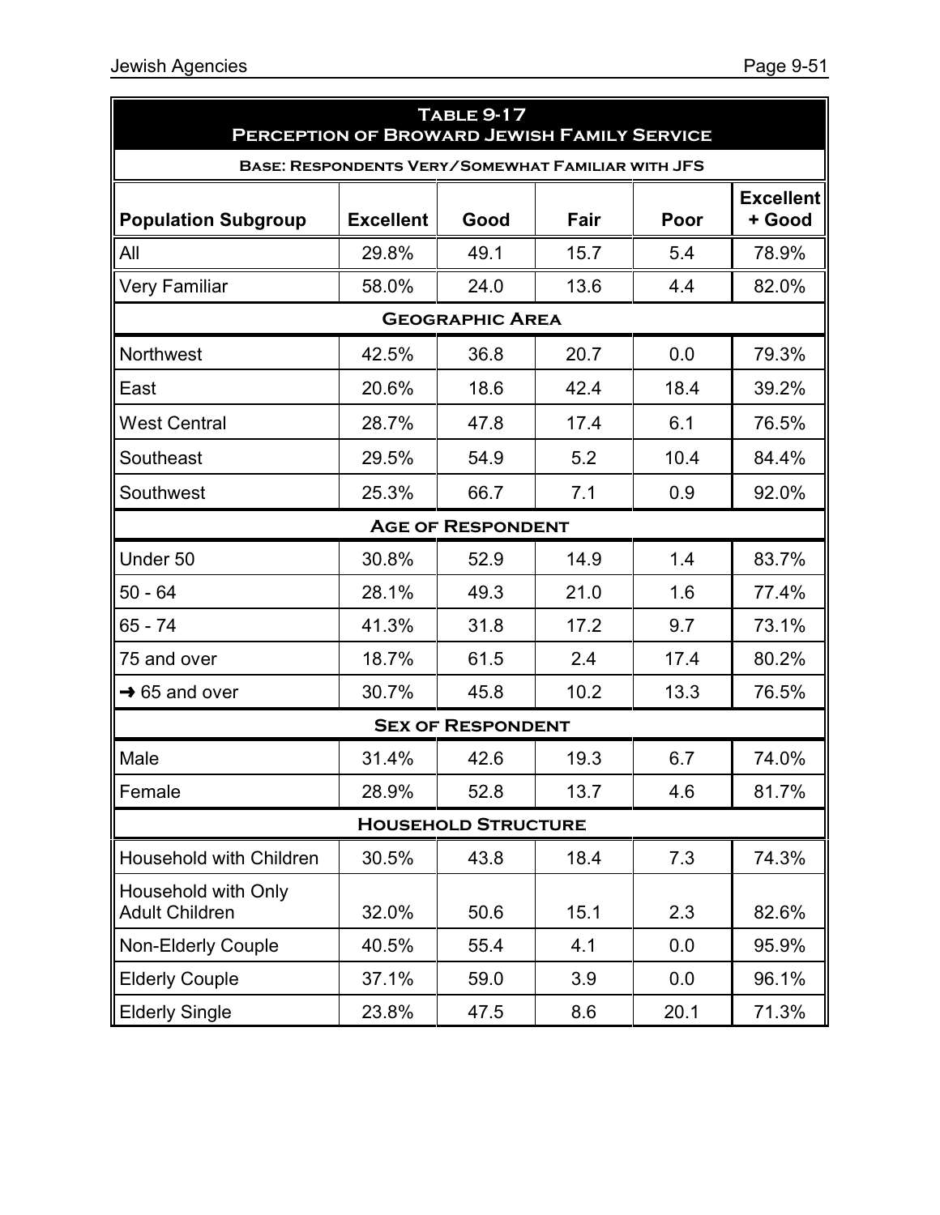## Table 9-17
## Perception of Broward Jewish Family Service

**Base: Respondents Very/Somewhat Familiar with JFS**

| Population Subgroup | Excellent | Good | Fair | Poor | Excellent + Good |
|---|---|---|---|---|---|
| All | 29.8% | 49.1 | 15.7 | 5.4 | 78.9% |
| Very Familiar | 58.0% | 24.0 | 13.6 | 4.4 | 82.0% |
| **Geographic Area** | | | | | |
| Northwest | 42.5% | 36.8 | 20.7 | 0.0 | 79.3% |
| East | 20.6% | 18.6 | 42.4 | 18.4 | 39.2% |
| West Central | 28.7% | 47.8 | 17.4 | 6.1 | 76.5% |
| Southeast | 29.5% | 54.9 | 5.2 | 10.4 | 84.4% |
| Southwest | 25.3% | 66.7 | 7.1 | 0.9 | 92.0% |
| **Age of Respondent** | | | | | |
| Under 50 | 30.8% | 52.9 | 14.9 | 1.4 | 83.7% |
| 50 - 64 | 28.1% | 49.3 | 21.0 | 1.6 | 77.4% |
| 65 - 74 | 41.3% | 31.8 | 17.2 | 9.7 | 73.1% |
| 75 and over | 18.7% | 61.5 | 2.4 | 17.4 | 80.2% |
| → 65 and over | 30.7% | 45.8 | 10.2 | 13.3 | 76.5% |
| **Sex of Respondent** | | | | | |
| Male | 31.4% | 42.6 | 19.3 | 6.7 | 74.0% |
| Female | 28.9% | 52.8 | 13.7 | 4.6 | 81.7% |
| **Household Structure** | | | | | |
| Household with Children | 30.5% | 43.8 | 18.4 | 7.3 | 74.3% |
| Household with Only Adult Children | 32.0% | 50.6 | 15.1 | 2.3 | 82.6% |
| Non-Elderly Couple | 40.5% | 55.4 | 4.1 | 0.0 | 95.9% |
| Elderly Couple | 37.1% | 59.0 | 3.9 | 0.0 | 96.1% |
| Elderly Single | 23.8% | 47.5 | 8.6 | 20.1 | 71.3% |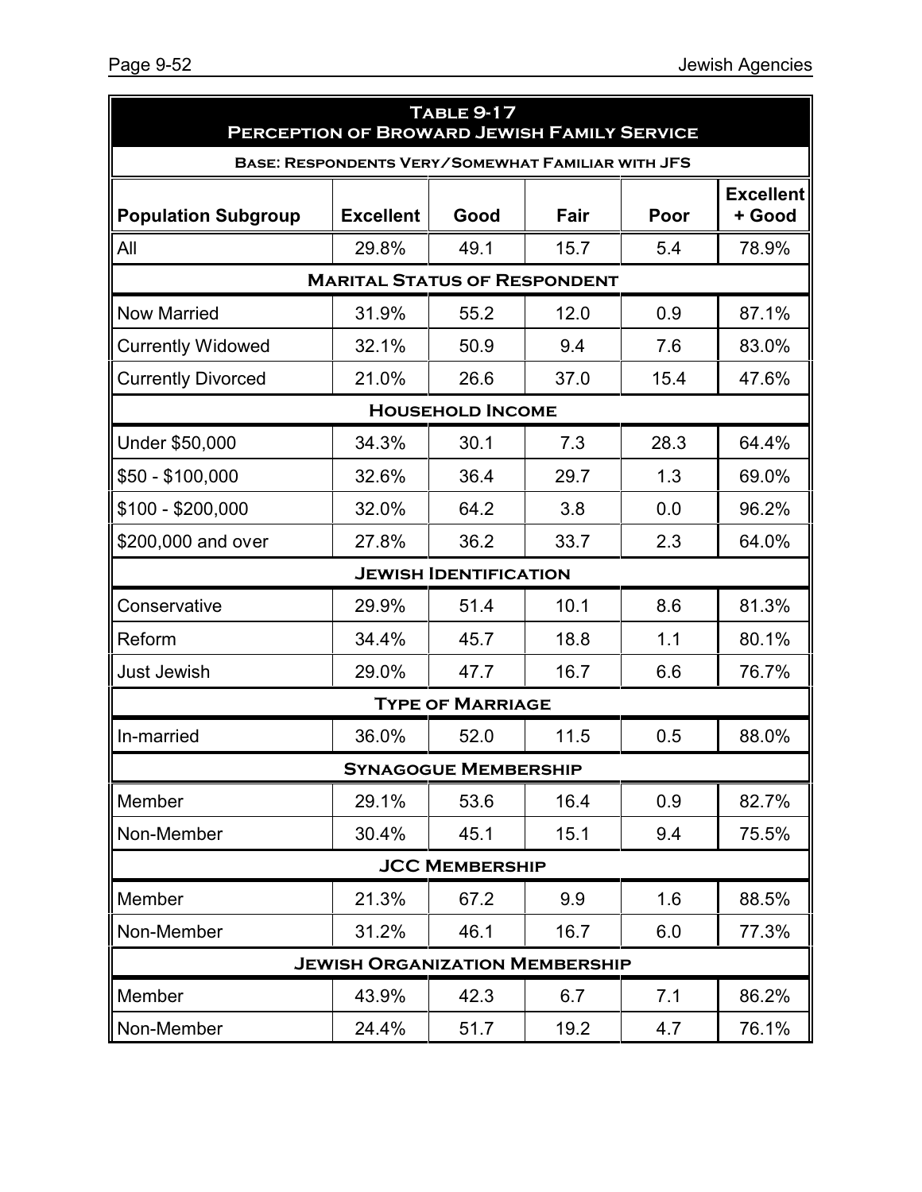## Table 9-17
## Perception of Broward Jewish Family Service

**Base: Respondents Very/Somewhat Familiar with JFS**

| Population Subgroup | Excellent | Good | Fair | Poor | Excellent + Good |
|---|---|---|---|---|---|
| All | 29.8% | 49.1 | 15.7 | 5.4 | 78.9% |
| **Marital Status of Respondent** | | | | | |
| Now Married | 31.9% | 55.2 | 12.0 | 0.9 | 87.1% |
| Currently Widowed | 32.1% | 50.9 | 9.4 | 7.6 | 83.0% |
| Currently Divorced | 21.0% | 26.6 | 37.0 | 15.4 | 47.6% |
| **Household Income** | | | | | |
| Under $50,000 | 34.3% | 30.1 | 7.3 | 28.3 | 64.4% |
| $50 - $100,000 | 32.6% | 36.4 | 29.7 | 1.3 | 69.0% |
| $100 - $200,000 | 32.0% | 64.2 | 3.8 | 0.0 | 96.2% |
| $200,000 and over | 27.8% | 36.2 | 33.7 | 2.3 | 64.0% |
| **Jewish Identification** | | | | | |
| Conservative | 29.9% | 51.4 | 10.1 | 8.6 | 81.3% |
| Reform | 34.4% | 45.7 | 18.8 | 1.1 | 80.1% |
| Just Jewish | 29.0% | 47.7 | 16.7 | 6.6 | 76.7% |
| **Type of Marriage** | | | | | |
| In-married | 36.0% | 52.0 | 11.5 | 0.5 | 88.0% |
| **Synagogue Membership** | | | | | |
| Member | 29.1% | 53.6 | 16.4 | 0.9 | 82.7% |
| Non-Member | 30.4% | 45.1 | 15.1 | 9.4 | 75.5% |
| **JCC Membership** | | | | | |
| Member | 21.3% | 67.2 | 9.9 | 1.6 | 88.5% |
| Non-Member | 31.2% | 46.1 | 16.7 | 6.0 | 77.3% |
| **Jewish Organization Membership** | | | | | |
| Member | 43.9% | 42.3 | 6.7 | 7.1 | 86.2% |
| Non-Member | 24.4% | 51.7 | 19.2 | 4.7 | 76.1% |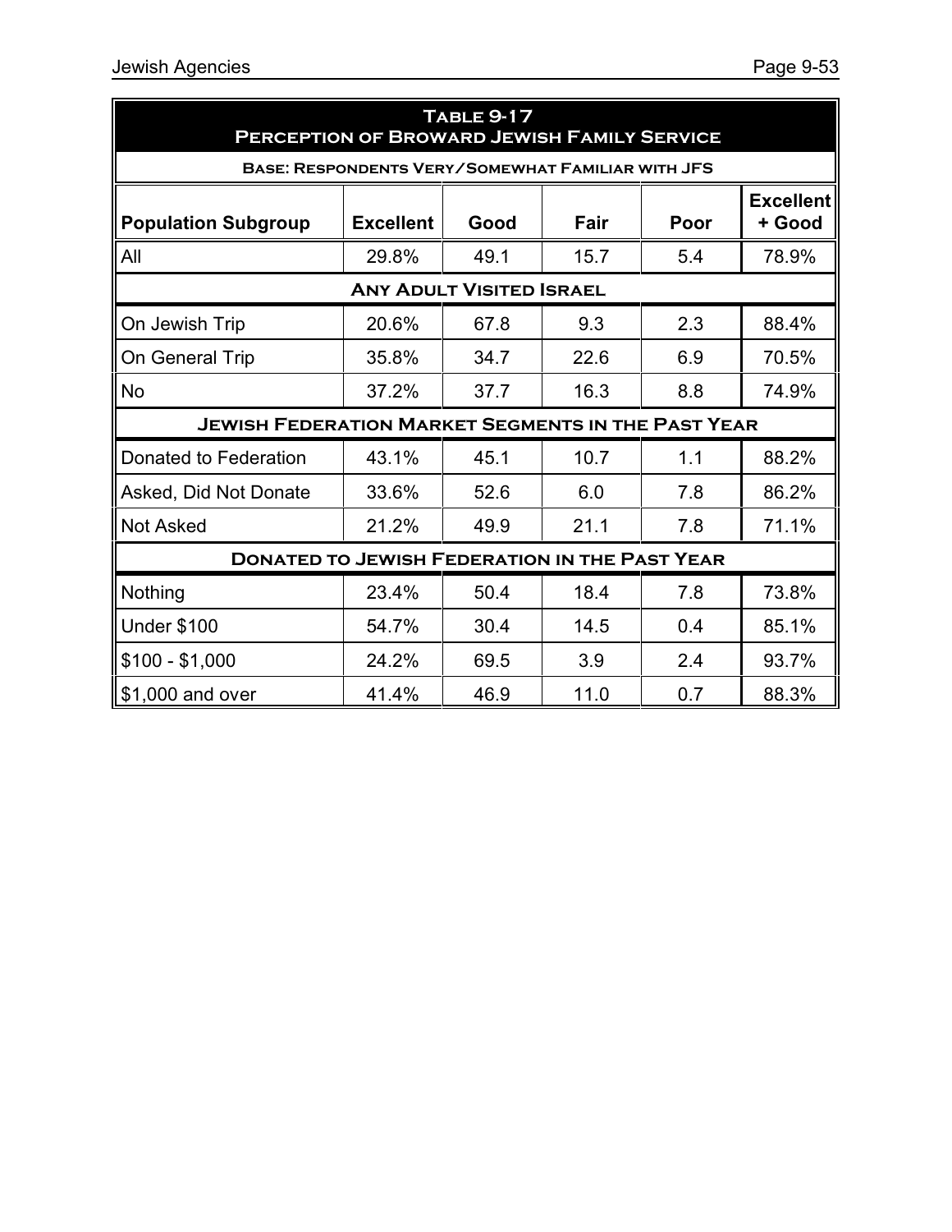**Table 9-17**
**Perception of Broward Jewish Family Service**

| Base: Respondents Very/Somewhat Familiar with JFS | | | | | |
|---|---|---|---|---|---|
| **Population Subgroup** | **Excellent** | **Good** | **Fair** | **Poor** | **Excellent + Good** |
| All | 29.8% | 49.1 | 15.7 | 5.4 | 78.9% |
| **Any Adult Visited Israel** | | | | | |
| On Jewish Trip | 20.6% | 67.8 | 9.3 | 2.3 | 88.4% |
| On General Trip | 35.8% | 34.7 | 22.6 | 6.9 | 70.5% |
| No | 37.2% | 37.7 | 16.3 | 8.8 | 74.9% |
| **Jewish Federation Market Segments in the Past Year** | | | | | |
| Donated to Federation | 43.1% | 45.1 | 10.7 | 1.1 | 88.2% |
| Asked, Did Not Donate | 33.6% | 52.6 | 6.0 | 7.8 | 86.2% |
| Not Asked | 21.2% | 49.9 | 21.1 | 7.8 | 71.1% |
| **Donated to Jewish Federation in the Past Year** | | | | | |
| Nothing | 23.4% | 50.4 | 18.4 | 7.8 | 73.8% |
| Under $100 | 54.7% | 30.4 | 14.5 | 0.4 | 85.1% |
| $100 - $1,000 | 24.2% | 69.5 | 3.9 | 2.4 | 93.7% |
| $1,000 and over | 41.4% | 46.9 | 11.0 | 0.7 | 88.3% |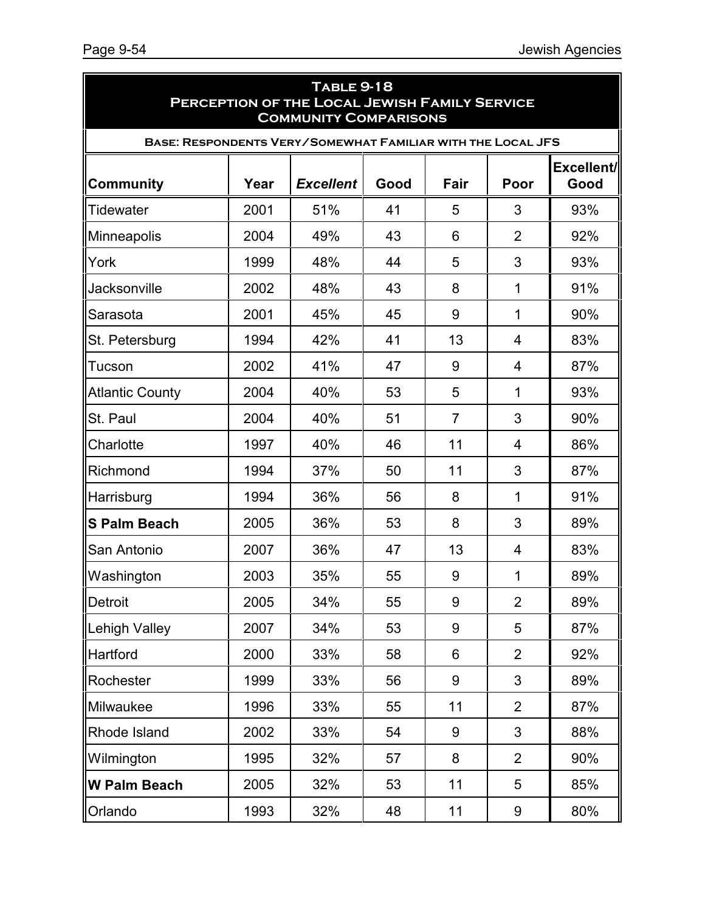## Table 9-18
## Perception of the Local Jewish Family Service Community Comparisons

**Base: Respondents Very/Somewhat Familiar with the Local JFS**

| Community | Year | *Excellent* | Good | Fair | Poor | Excellent/ Good |
|---|---|---|---|---|---|---|
| Tidewater | 2001 | 51% | 41 | 5 | 3 | 93% |
| Minneapolis | 2004 | 49% | 43 | 6 | 2 | 92% |
| York | 1999 | 48% | 44 | 5 | 3 | 93% |
| Jacksonville | 2002 | 48% | 43 | 8 | 1 | 91% |
| Sarasota | 2001 | 45% | 45 | 9 | 1 | 90% |
| St. Petersburg | 1994 | 42% | 41 | 13 | 4 | 83% |
| Tucson | 2002 | 41% | 47 | 9 | 4 | 87% |
| Atlantic County | 2004 | 40% | 53 | 5 | 1 | 93% |
| St. Paul | 2004 | 40% | 51 | 7 | 3 | 90% |
| Charlotte | 1997 | 40% | 46 | 11 | 4 | 86% |
| Richmond | 1994 | 37% | 50 | 11 | 3 | 87% |
| Harrisburg | 1994 | 36% | 56 | 8 | 1 | 91% |
| **S Palm Beach** | 2005 | 36% | 53 | 8 | 3 | 89% |
| San Antonio | 2007 | 36% | 47 | 13 | 4 | 83% |
| Washington | 2003 | 35% | 55 | 9 | 1 | 89% |
| Detroit | 2005 | 34% | 55 | 9 | 2 | 89% |
| Lehigh Valley | 2007 | 34% | 53 | 9 | 5 | 87% |
| Hartford | 2000 | 33% | 58 | 6 | 2 | 92% |
| Rochester | 1999 | 33% | 56 | 9 | 3 | 89% |
| Milwaukee | 1996 | 33% | 55 | 11 | 2 | 87% |
| Rhode Island | 2002 | 33% | 54 | 9 | 3 | 88% |
| Wilmington | 1995 | 32% | 57 | 8 | 2 | 90% |
| **W Palm Beach** | 2005 | 32% | 53 | 11 | 5 | 85% |
| Orlando | 1993 | 32% | 48 | 11 | 9 | 80% |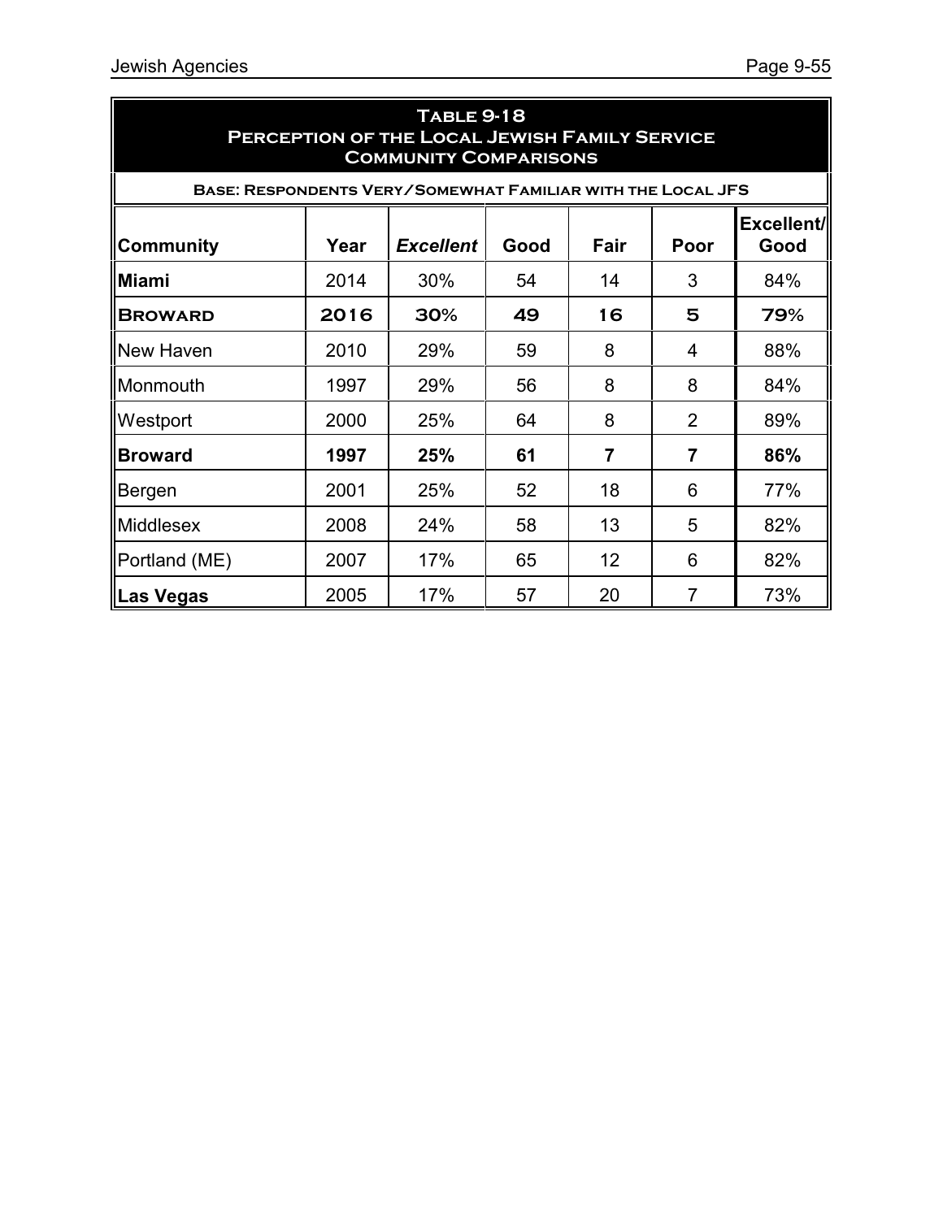## Table 9-18
## Perception of the Local Jewish Family Service
## Community Comparisons

**Base: Respondents Very/Somewhat Familiar with the Local JFS**

| Community | Year | *Excellent* | Good | Fair | Poor | Excellent/ Good |
|---|---|---|---|---|---|---|
| **Miami** | 2014 | 30% | 54 | 14 | 3 | 84% |
| **Broward** | **2016** | **30%** | **49** | **16** | **5** | **79%** |
| New Haven | 2010 | 29% | 59 | 8 | 4 | 88% |
| Monmouth | 1997 | 29% | 56 | 8 | 8 | 84% |
| Westport | 2000 | 25% | 64 | 8 | 2 | 89% |
| **Broward** | **1997** | **25%** | **61** | **7** | **7** | **86%** |
| Bergen | 2001 | 25% | 52 | 18 | 6 | 77% |
| Middlesex | 2008 | 24% | 58 | 13 | 5 | 82% |
| Portland (ME) | 2007 | 17% | 65 | 12 | 6 | 82% |
| **Las Vegas** | 2005 | 17% | 57 | 20 | 7 | 73% |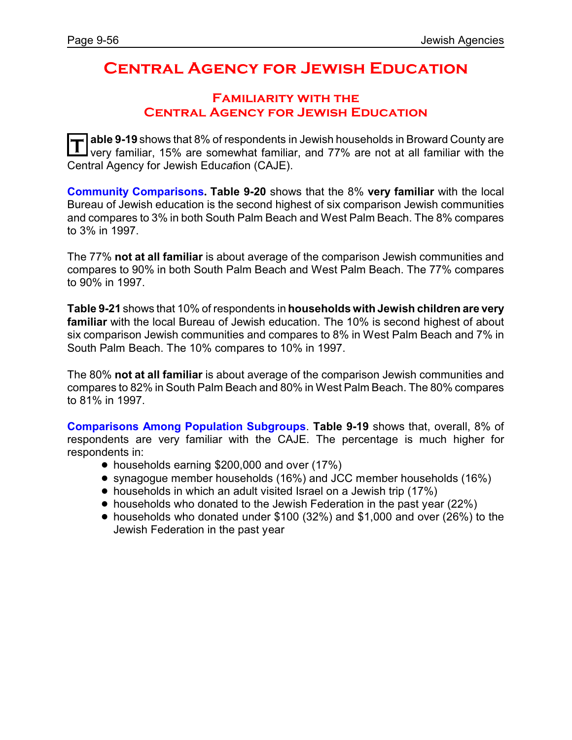# Central Agency for Jewish Education

## Familiarity with the Central Agency for Jewish Education

**Table 9-19** shows that 8% of respondents in Jewish households in Broward County are very familiar, 15% are somewhat familiar, and 77% are not at all familiar with the Central Agency for Jewish Education (CAJE).

**Community Comparisons. Table 9-20** shows that the 8% **very familiar** with the local Bureau of Jewish education is the second highest of six comparison Jewish communities and compares to 3% in both South Palm Beach and West Palm Beach. The 8% compares to 3% in 1997.

The 77% **not at all familiar** is about average of the comparison Jewish communities and compares to 90% in both South Palm Beach and West Palm Beach. The 77% compares to 90% in 1997.

**Table 9-21** shows that 10% of respondents in **households with Jewish children are very familiar** with the local Bureau of Jewish education. The 10% is second highest of about six comparison Jewish communities and compares to 8% in West Palm Beach and 7% in South Palm Beach. The 10% compares to 10% in 1997.

The 80% **not at all familiar** is about average of the comparison Jewish communities and compares to 82% in South Palm Beach and 80% in West Palm Beach. The 80% compares to 81% in 1997.

**Comparisons Among Population Subgroups**. **Table 9-19** shows that, overall, 8% of respondents are very familiar with the CAJE. The percentage is much higher for respondents in:

- households earning $200,000 and over (17%)
- synagogue member households (16%) and JCC member households (16%)
- households in which an adult visited Israel on a Jewish trip (17%)
- households who donated to the Jewish Federation in the past year (22%)
- households who donated under $100 (32%) and $1,000 and over (26%) to the Jewish Federation in the past year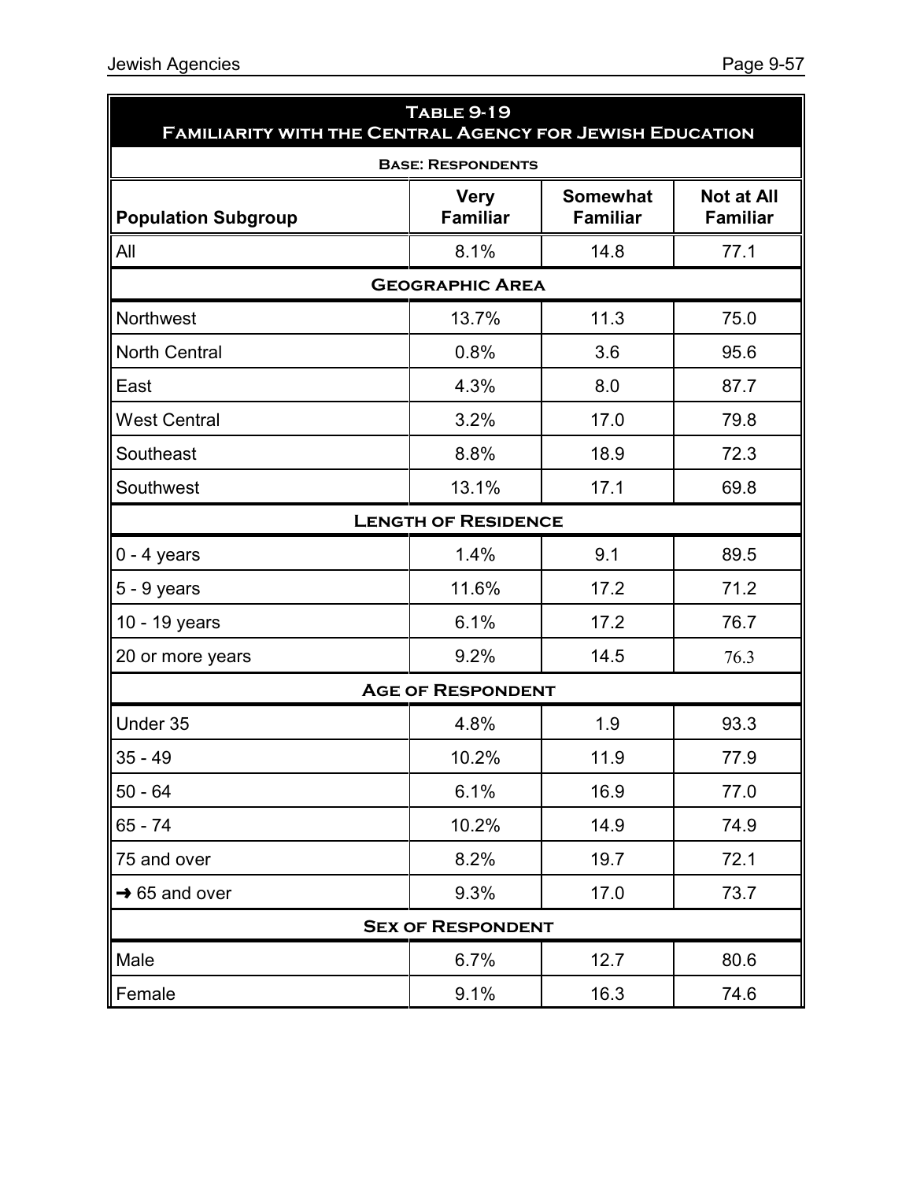## Table 9-19
## Familiarity with the Central Agency for Jewish Education

**Base: Respondents**

| Population Subgroup | Very Familiar | Somewhat Familiar | Not at All Familiar |
|---|---|---|---|
| All | 8.1% | 14.8 | 77.1 |
| **Geographic Area** | | | |
| Northwest | 13.7% | 11.3 | 75.0 |
| North Central | 0.8% | 3.6 | 95.6 |
| East | 4.3% | 8.0 | 87.7 |
| West Central | 3.2% | 17.0 | 79.8 |
| Southeast | 8.8% | 18.9 | 72.3 |
| Southwest | 13.1% | 17.1 | 69.8 |
| **Length of Residence** | | | |
| 0 - 4 years | 1.4% | 9.1 | 89.5 |
| 5 - 9 years | 11.6% | 17.2 | 71.2 |
| 10 - 19 years | 6.1% | 17.2 | 76.7 |
| 20 or more years | 9.2% | 14.5 | 76.3 |
| **Age of Respondent** | | | |
| Under 35 | 4.8% | 1.9 | 93.3 |
| 35 - 49 | 10.2% | 11.9 | 77.9 |
| 50 - 64 | 6.1% | 16.9 | 77.0 |
| 65 - 74 | 10.2% | 14.9 | 74.9 |
| 75 and over | 8.2% | 19.7 | 72.1 |
| → 65 and over | 9.3% | 17.0 | 73.7 |
| **Sex of Respondent** | | | |
| Male | 6.7% | 12.7 | 80.6 |
| Female | 9.1% | 16.3 | 74.6 |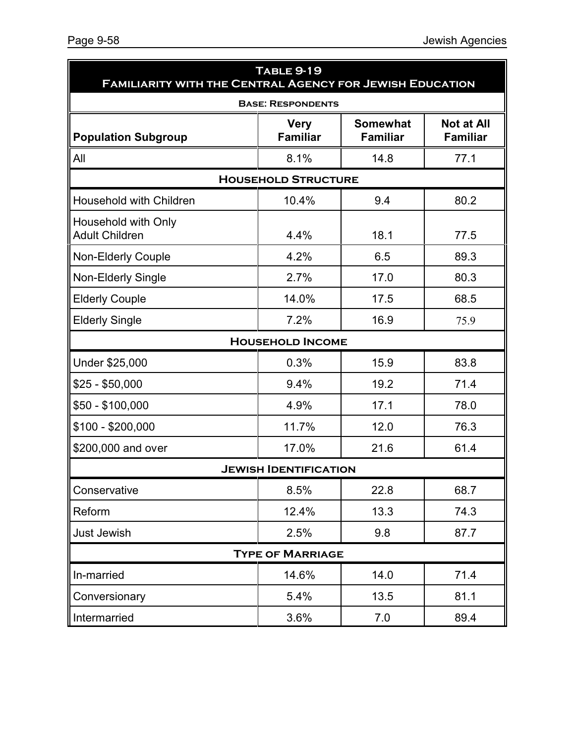**Table 9-19**
**Familiarity with the Central Agency for Jewish Education**

| Base: Respondents | | | |
|---|---|---|---|
| **Population Subgroup** | **Very Familiar** | **Somewhat Familiar** | **Not at All Familiar** |
| All | 8.1% | 14.8 | 77.1 |
| **Household Structure** | | | |
| Household with Children | 10.4% | 9.4 | 80.2 |
| Household with Only Adult Children | 4.4% | 18.1 | 77.5 |
| Non-Elderly Couple | 4.2% | 6.5 | 89.3 |
| Non-Elderly Single | 2.7% | 17.0 | 80.3 |
| Elderly Couple | 14.0% | 17.5 | 68.5 |
| Elderly Single | 7.2% | 16.9 | 75.9 |
| **Household Income** | | | |
| Under $25,000 | 0.3% | 15.9 | 83.8 |
| $25 - $50,000 | 9.4% | 19.2 | 71.4 |
| $50 - $100,000 | 4.9% | 17.1 | 78.0 |
| $100 - $200,000 | 11.7% | 12.0 | 76.3 |
| $200,000 and over | 17.0% | 21.6 | 61.4 |
| **Jewish Identification** | | | |
| Conservative | 8.5% | 22.8 | 68.7 |
| Reform | 12.4% | 13.3 | 74.3 |
| Just Jewish | 2.5% | 9.8 | 87.7 |
| **Type of Marriage** | | | |
| In-married | 14.6% | 14.0 | 71.4 |
| Conversionary | 5.4% | 13.5 | 81.1 |
| Intermarried | 3.6% | 7.0 | 89.4 |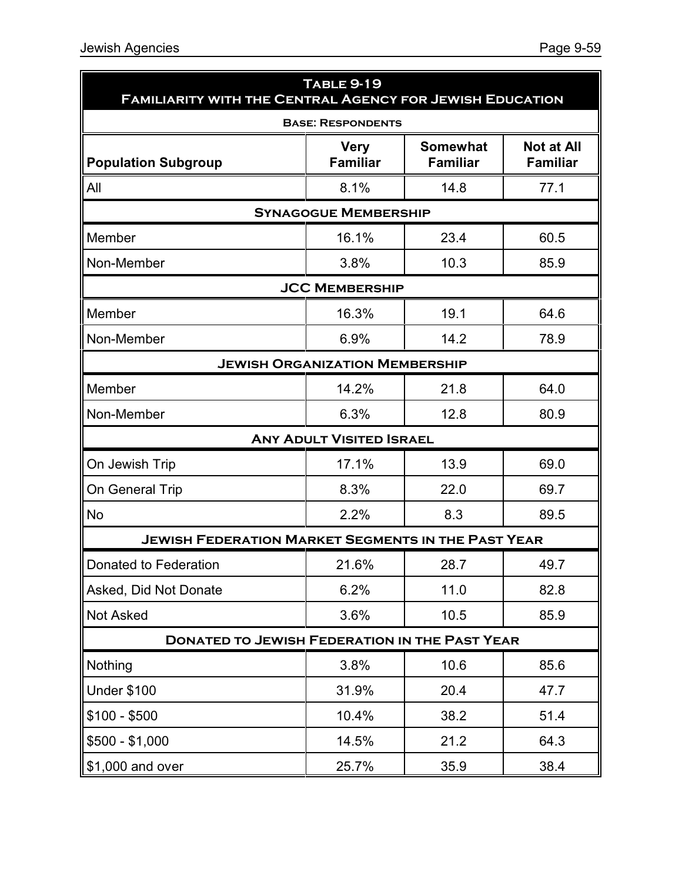| Table 9-19 Familiarity with the Central Agency for Jewish Education | | | |
|---|---|---|---|
| Base: Respondents | | | |
| **Population Subgroup** | **Very Familiar** | **Somewhat Familiar** | **Not at All Familiar** |
| All | 8.1% | 14.8 | 77.1 |
| **Synagogue Membership** | | | |
| Member | 16.1% | 23.4 | 60.5 |
| Non-Member | 3.8% | 10.3 | 85.9 |
| **JCC Membership** | | | |
| Member | 16.3% | 19.1 | 64.6 |
| Non-Member | 6.9% | 14.2 | 78.9 |
| **Jewish Organization Membership** | | | |
| Member | 14.2% | 21.8 | 64.0 |
| Non-Member | 6.3% | 12.8 | 80.9 |
| **Any Adult Visited Israel** | | | |
| On Jewish Trip | 17.1% | 13.9 | 69.0 |
| On General Trip | 8.3% | 22.0 | 69.7 |
| No | 2.2% | 8.3 | 89.5 |
| **Jewish Federation Market Segments in the Past Year** | | | |
| Donated to Federation | 21.6% | 28.7 | 49.7 |
| Asked, Did Not Donate | 6.2% | 11.0 | 82.8 |
| Not Asked | 3.6% | 10.5 | 85.9 |
| **Donated to Jewish Federation in the Past Year** | | | |
| Nothing | 3.8% | 10.6 | 85.6 |
| Under $100 | 31.9% | 20.4 | 47.7 |
| $100 - $500 | 10.4% | 38.2 | 51.4 |
| $500 - $1,000 | 14.5% | 21.2 | 64.3 |
| $1,000 and over | 25.7% | 35.9 | 38.4 |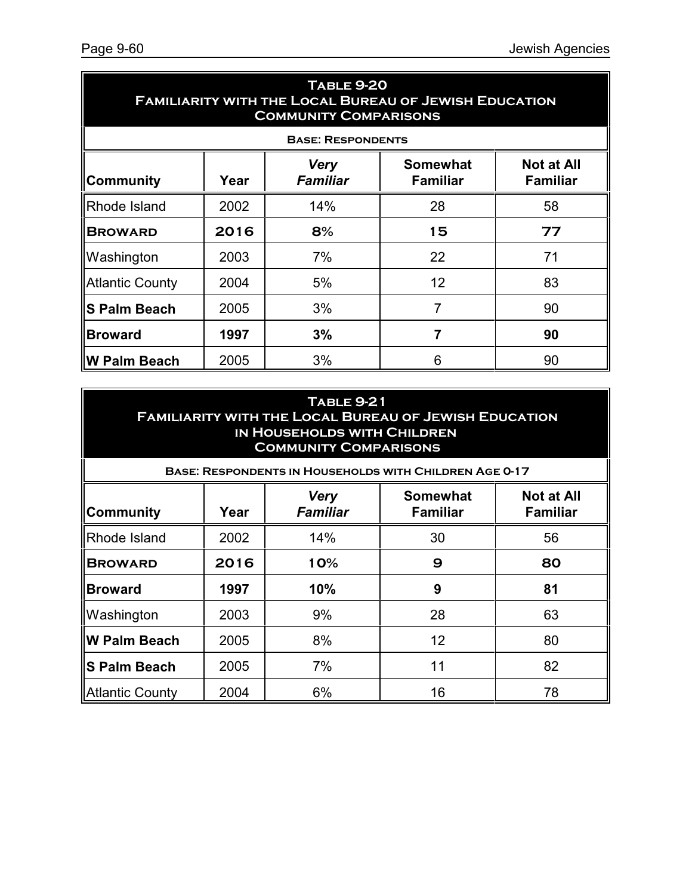## Table 9-20
## Familiarity with the Local Bureau of Jewish Education
## Community Comparisons

**Base: Respondents**

| Community | Year | *Very Familiar* | Somewhat Familiar | Not at All Familiar |
|---|---|---|---|---|
| Rhode Island | 2002 | 14% | 28 | 58 |
| **BROWARD** | **2016** | **8%** | **15** | **77** |
| Washington | 2003 | 7% | 22 | 71 |
| Atlantic County | 2004 | 5% | 12 | 83 |
| **S Palm Beach** | 2005 | 3% | 7 | 90 |
| **Broward** | **1997** | **3%** | **7** | **90** |
| **W Palm Beach** | 2005 | 3% | 6 | 90 |

## Table 9-21
## Familiarity with the Local Bureau of Jewish Education in Households with Children
## Community Comparisons

**Base: Respondents in Households with Children Age 0-17**

| Community | Year | *Very Familiar* | Somewhat Familiar | Not at All Familiar |
|---|---|---|---|---|
| Rhode Island | 2002 | 14% | 30 | 56 |
| **BROWARD** | **2016** | **10%** | **9** | **80** |
| **Broward** | **1997** | **10%** | **9** | **81** |
| Washington | 2003 | 9% | 28 | 63 |
| **W Palm Beach** | 2005 | 8% | 12 | 80 |
| **S Palm Beach** | 2005 | 7% | 11 | 82 |
| Atlantic County | 2004 | 6% | 16 | 78 |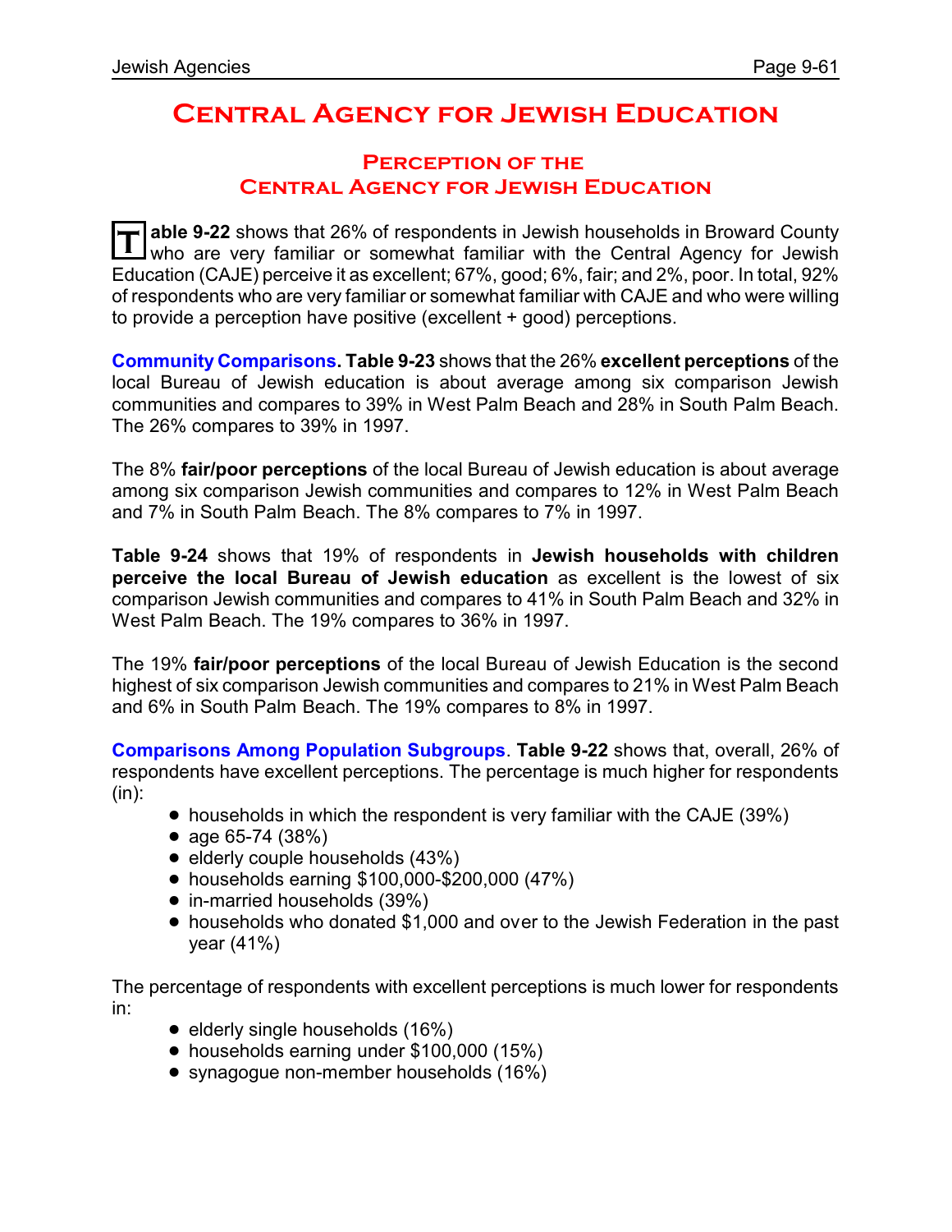# Central Agency for Jewish Education

## Perception of the Central Agency for Jewish Education

**Table 9-22** shows that 26% of respondents in Jewish households in Broward County who are very familiar or somewhat familiar with the Central Agency for Jewish Education (CAJE) perceive it as excellent; 67%, good; 6%, fair; and 2%, poor. In total, 92% of respondents who are very familiar or somewhat familiar with CAJE and who were willing to provide a perception have positive (excellent + good) perceptions.

**Community Comparisons. Table 9-23** shows that the 26% **excellent perceptions** of the local Bureau of Jewish education is about average among six comparison Jewish communities and compares to 39% in West Palm Beach and 28% in South Palm Beach. The 26% compares to 39% in 1997.

The 8% **fair/poor perceptions** of the local Bureau of Jewish education is about average among six comparison Jewish communities and compares to 12% in West Palm Beach and 7% in South Palm Beach. The 8% compares to 7% in 1997.

**Table 9-24** shows that 19% of respondents in **Jewish households with children perceive the local Bureau of Jewish education** as excellent is the lowest of six comparison Jewish communities and compares to 41% in South Palm Beach and 32% in West Palm Beach. The 19% compares to 36% in 1997.

The 19% **fair/poor perceptions** of the local Bureau of Jewish Education is the second highest of six comparison Jewish communities and compares to 21% in West Palm Beach and 6% in South Palm Beach. The 19% compares to 8% in 1997.

**Comparisons Among Population Subgroups**. **Table 9-22** shows that, overall, 26% of respondents have excellent perceptions. The percentage is much higher for respondents (in):

- households in which the respondent is very familiar with the CAJE (39%)
- age 65-74 (38%)
- elderly couple households (43%)
- households earning $100,000-$200,000 (47%)
- in-married households (39%)
- households who donated $1,000 and over to the Jewish Federation in the past year (41%)

The percentage of respondents with excellent perceptions is much lower for respondents in:

- elderly single households (16%)
- households earning under $100,000 (15%)
- synagogue non-member households (16%)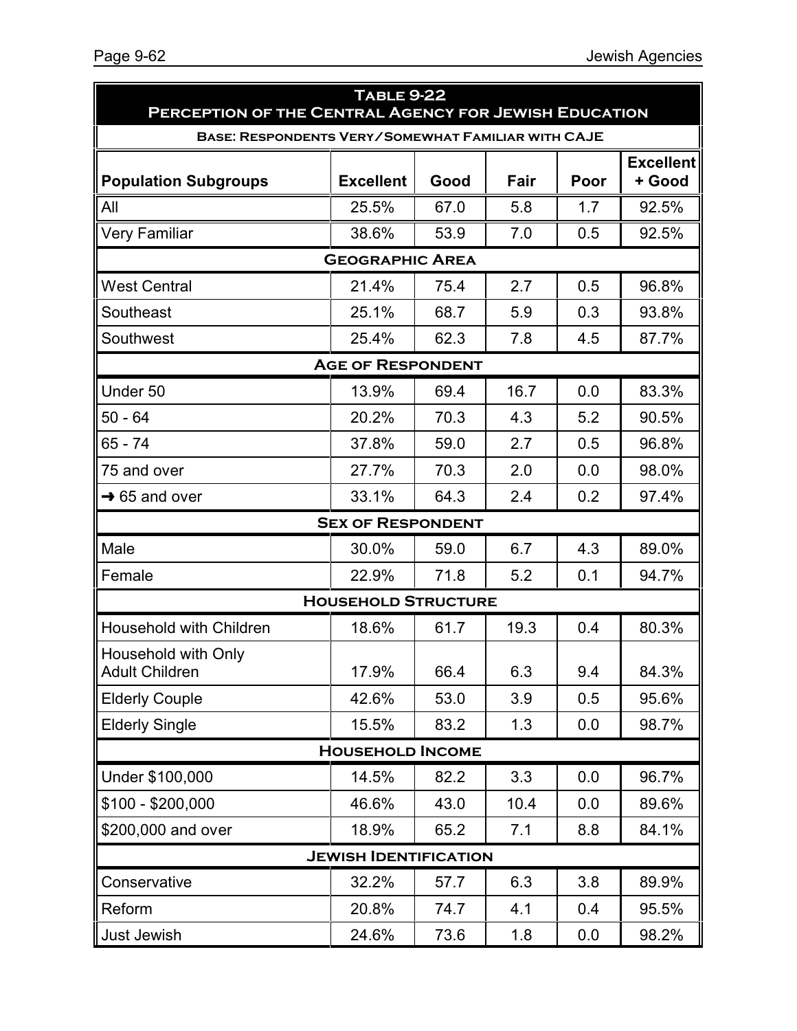## Table 9-22
## Perception of the Central Agency for Jewish Education

**Base: Respondents Very/Somewhat Familiar with CAJE**

| Population Subgroups | Excellent | Good | Fair | Poor | Excellent + Good |
|---|---|---|---|---|---|
| All | 25.5% | 67.0 | 5.8 | 1.7 | 92.5% |
| Very Familiar | 38.6% | 53.9 | 7.0 | 0.5 | 92.5% |
| **Geographic Area** | | | | | |
| West Central | 21.4% | 75.4 | 2.7 | 0.5 | 96.8% |
| Southeast | 25.1% | 68.7 | 5.9 | 0.3 | 93.8% |
| Southwest | 25.4% | 62.3 | 7.8 | 4.5 | 87.7% |
| **Age of Respondent** | | | | | |
| Under 50 | 13.9% | 69.4 | 16.7 | 0.0 | 83.3% |
| 50 - 64 | 20.2% | 70.3 | 4.3 | 5.2 | 90.5% |
| 65 - 74 | 37.8% | 59.0 | 2.7 | 0.5 | 96.8% |
| 75 and over | 27.7% | 70.3 | 2.0 | 0.0 | 98.0% |
| → 65 and over | 33.1% | 64.3 | 2.4 | 0.2 | 97.4% |
| **Sex of Respondent** | | | | | |
| Male | 30.0% | 59.0 | 6.7 | 4.3 | 89.0% |
| Female | 22.9% | 71.8 | 5.2 | 0.1 | 94.7% |
| **Household Structure** | | | | | |
| Household with Children | 18.6% | 61.7 | 19.3 | 0.4 | 80.3% |
| Household with Only Adult Children | 17.9% | 66.4 | 6.3 | 9.4 | 84.3% |
| Elderly Couple | 42.6% | 53.0 | 3.9 | 0.5 | 95.6% |
| Elderly Single | 15.5% | 83.2 | 1.3 | 0.0 | 98.7% |
| **Household Income** | | | | | |
| Under $100,000 | 14.5% | 82.2 | 3.3 | 0.0 | 96.7% |
| $100 - $200,000 | 46.6% | 43.0 | 10.4 | 0.0 | 89.6% |
| $200,000 and over | 18.9% | 65.2 | 7.1 | 8.8 | 84.1% |
| **Jewish Identification** | | | | | |
| Conservative | 32.2% | 57.7 | 6.3 | 3.8 | 89.9% |
| Reform | 20.8% | 74.7 | 4.1 | 0.4 | 95.5% |
| Just Jewish | 24.6% | 73.6 | 1.8 | 0.0 | 98.2% |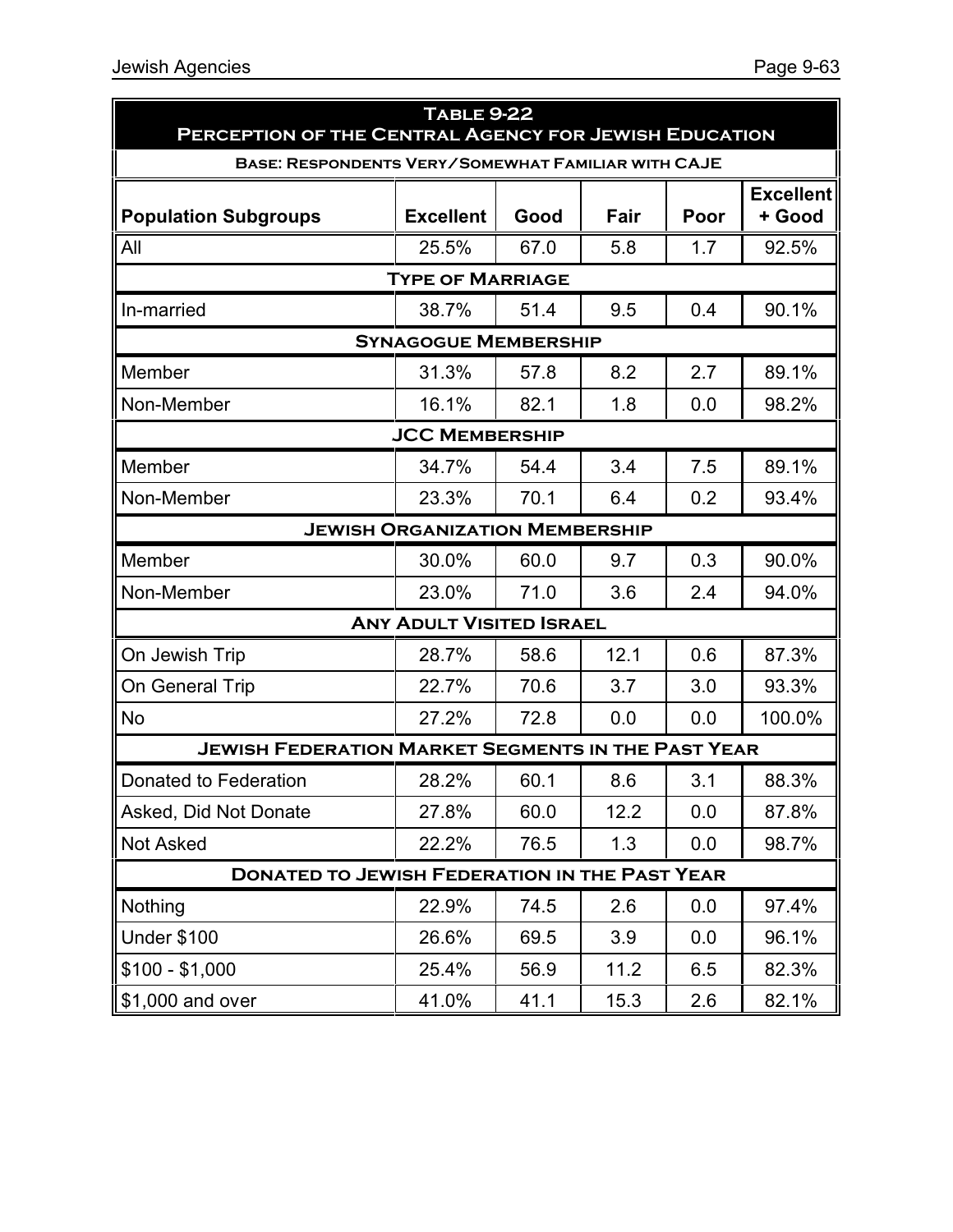## Table 9-22
## Perception of the Central Agency for Jewish Education

**Base: Respondents Very/Somewhat Familiar with CAJE**

| Population Subgroups | Excellent | Good | Fair | Poor | Excellent + Good |
|---|---|---|---|---|---|
| All | 25.5% | 67.0 | 5.8 | 1.7 | 92.5% |
| **Type of Marriage** | | | | | |
| In-married | 38.7% | 51.4 | 9.5 | 0.4 | 90.1% |
| **Synagogue Membership** | | | | | |
| Member | 31.3% | 57.8 | 8.2 | 2.7 | 89.1% |
| Non-Member | 16.1% | 82.1 | 1.8 | 0.0 | 98.2% |
| **JCC Membership** | | | | | |
| Member | 34.7% | 54.4 | 3.4 | 7.5 | 89.1% |
| Non-Member | 23.3% | 70.1 | 6.4 | 0.2 | 93.4% |
| **Jewish Organization Membership** | | | | | |
| Member | 30.0% | 60.0 | 9.7 | 0.3 | 90.0% |
| Non-Member | 23.0% | 71.0 | 3.6 | 2.4 | 94.0% |
| **Any Adult Visited Israel** | | | | | |
| On Jewish Trip | 28.7% | 58.6 | 12.1 | 0.6 | 87.3% |
| On General Trip | 22.7% | 70.6 | 3.7 | 3.0 | 93.3% |
| No | 27.2% | 72.8 | 0.0 | 0.0 | 100.0% |
| **Jewish Federation Market Segments in the Past Year** | | | | | |
| Donated to Federation | 28.2% | 60.1 | 8.6 | 3.1 | 88.3% |
| Asked, Did Not Donate | 27.8% | 60.0 | 12.2 | 0.0 | 87.8% |
| Not Asked | 22.2% | 76.5 | 1.3 | 0.0 | 98.7% |
| **Donated to Jewish Federation in the Past Year** | | | | | |
| Nothing | 22.9% | 74.5 | 2.6 | 0.0 | 97.4% |
| Under $100 | 26.6% | 69.5 | 3.9 | 0.0 | 96.1% |
| $100 - $1,000 | 25.4% | 56.9 | 11.2 | 6.5 | 82.3% |
| $1,000 and over | 41.0% | 41.1 | 15.3 | 2.6 | 82.1% |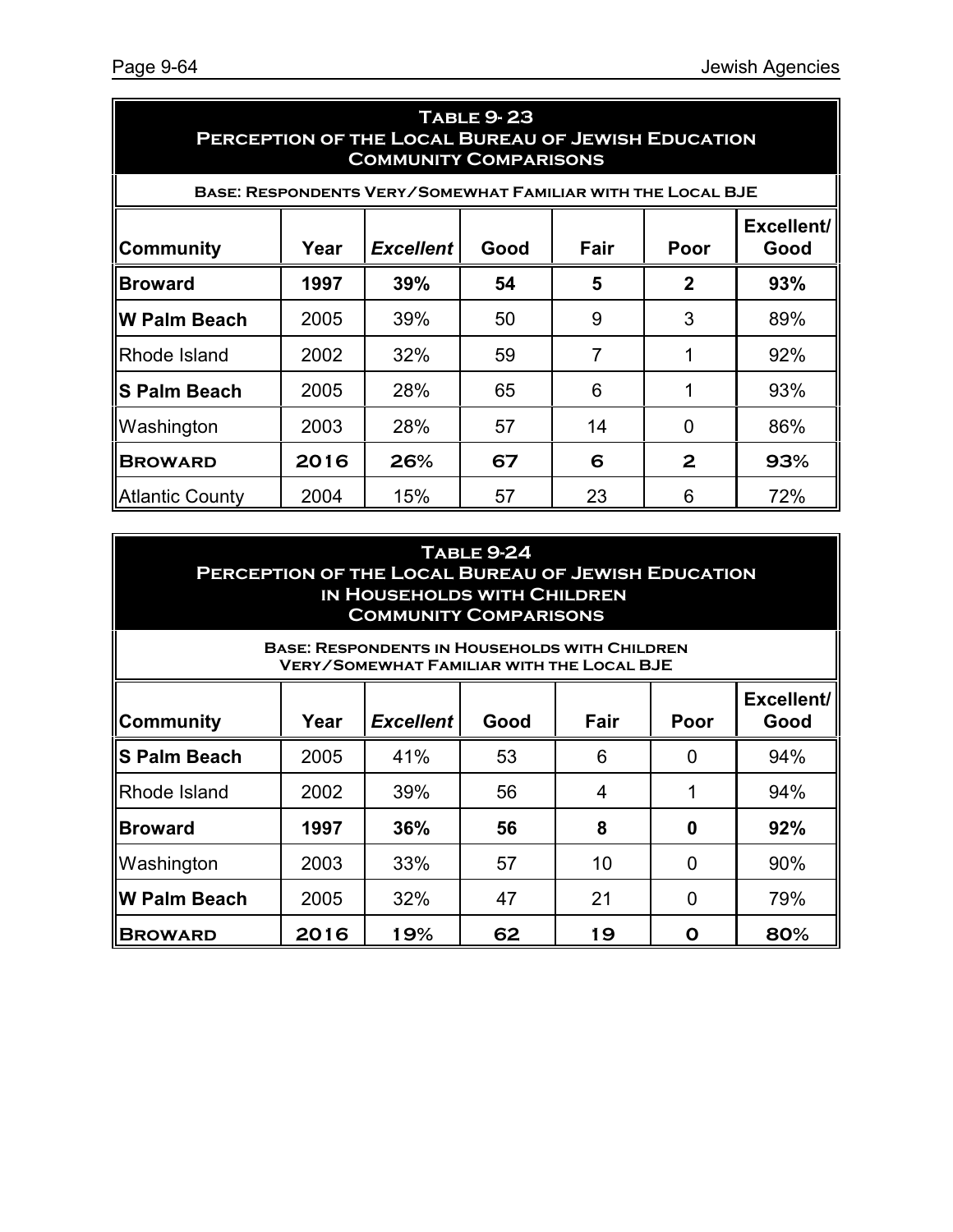## Table 9- 23
## Perception of the Local Bureau of Jewish Education
## Community Comparisons

**Base: Respondents Very/Somewhat Familiar with the Local BJE**

| Community | Year | *Excellent* | Good | Fair | Poor | Excellent/ Good |
|---|---|---|---|---|---|---|
| **Broward** | **1997** | **39%** | **54** | **5** | **2** | **93%** |
| **W Palm Beach** | 2005 | 39% | 50 | 9 | 3 | 89% |
| Rhode Island | 2002 | 32% | 59 | 7 | 1 | 92% |
| **S Palm Beach** | 2005 | 28% | 65 | 6 | 1 | 93% |
| Washington | 2003 | 28% | 57 | 14 | 0 | 86% |
| **Broward** | **2016** | **26%** | **67** | **6** | **2** | **93%** |
| Atlantic County | 2004 | 15% | 57 | 23 | 6 | 72% |

## Table 9-24
## Perception of the Local Bureau of Jewish Education in Households with Children
## Community Comparisons

**Base: Respondents in Households with Children Very/Somewhat Familiar with the Local BJE**

| Community | Year | *Excellent* | Good | Fair | Poor | Excellent/ Good |
|---|---|---|---|---|---|---|
| **S Palm Beach** | 2005 | 41% | 53 | 6 | 0 | 94% |
| Rhode Island | 2002 | 39% | 56 | 4 | 1 | 94% |
| **Broward** | **1997** | **36%** | **56** | **8** | **0** | **92%** |
| Washington | 2003 | 33% | 57 | 10 | 0 | 90% |
| **W Palm Beach** | 2005 | 32% | 47 | 21 | 0 | 79% |
| **Broward** | **2016** | **19%** | **62** | **19** | **0** | **80%** |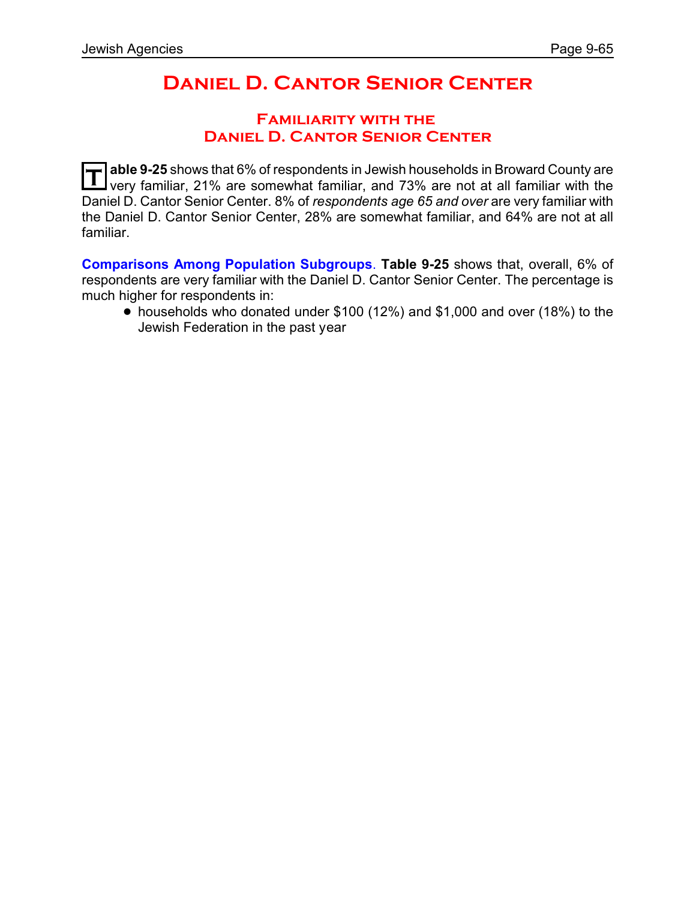# Daniel D. Cantor Senior Center

## Familiarity with the Daniel D. Cantor Senior Center

**Table 9-25** shows that 6% of respondents in Jewish households in Broward County are very familiar, 21% are somewhat familiar, and 73% are not at all familiar with the Daniel D. Cantor Senior Center. 8% of *respondents age 65 and over* are very familiar with the Daniel D. Cantor Senior Center, 28% are somewhat familiar, and 64% are not at all familiar.

**Comparisons Among Population Subgroups**. **Table 9-25** shows that, overall, 6% of respondents are very familiar with the Daniel D. Cantor Senior Center. The percentage is much higher for respondents in:

- households who donated under $100 (12%) and $1,000 and over (18%) to the Jewish Federation in the past year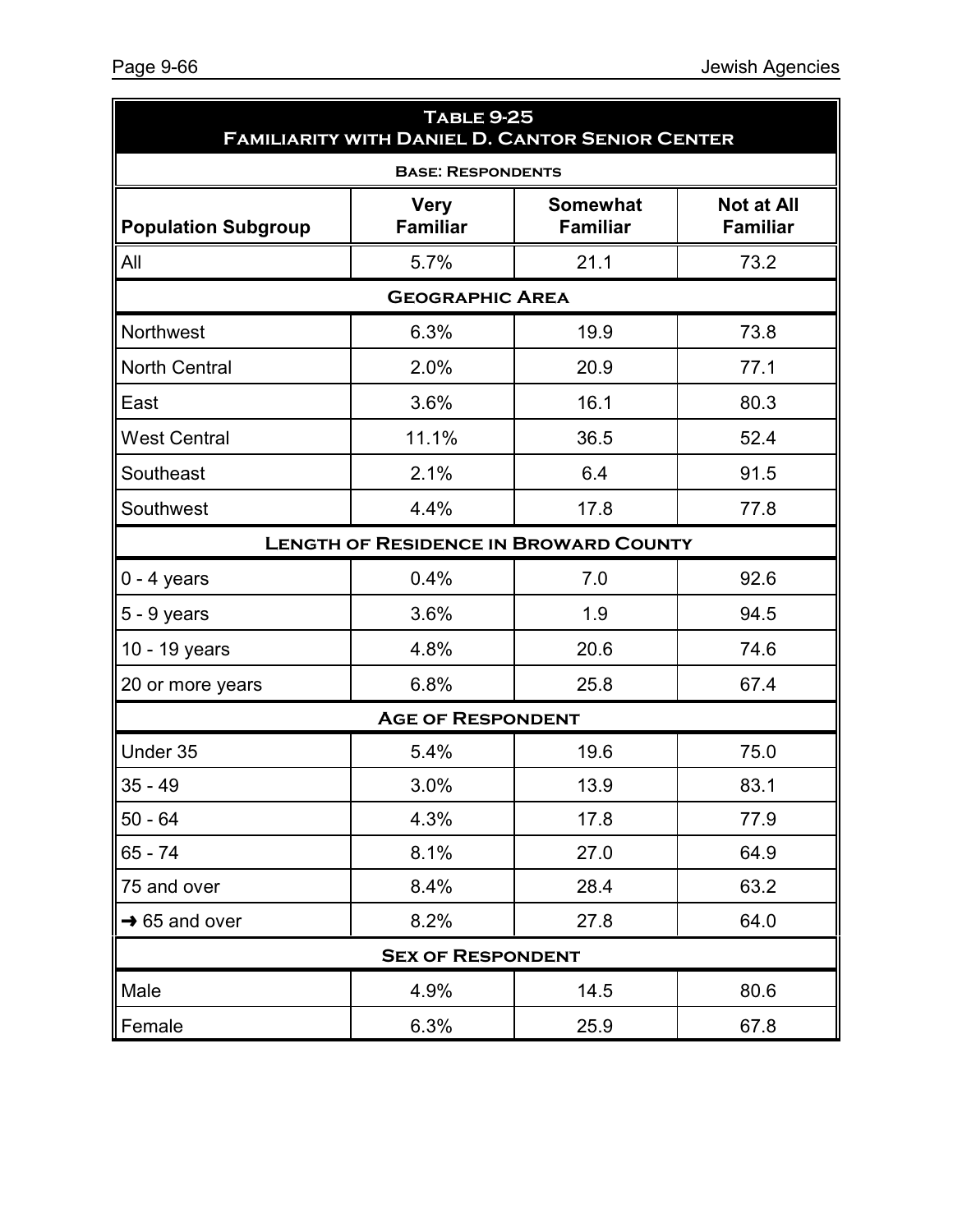## Table 9-25
## Familiarity with Daniel D. Cantor Senior Center

| Base: Respondents | | | |
|---|---|---|---|
| **Population Subgroup** | **Very Familiar** | **Somewhat Familiar** | **Not at All Familiar** |
| All | 5.7% | 21.1 | 73.2 |
| **Geographic Area** | | | |
| Northwest | 6.3% | 19.9 | 73.8 |
| North Central | 2.0% | 20.9 | 77.1 |
| East | 3.6% | 16.1 | 80.3 |
| West Central | 11.1% | 36.5 | 52.4 |
| Southeast | 2.1% | 6.4 | 91.5 |
| Southwest | 4.4% | 17.8 | 77.8 |
| **Length of Residence in Broward County** | | | |
| 0 - 4 years | 0.4% | 7.0 | 92.6 |
| 5 - 9 years | 3.6% | 1.9 | 94.5 |
| 10 - 19 years | 4.8% | 20.6 | 74.6 |
| 20 or more years | 6.8% | 25.8 | 67.4 |
| **Age of Respondent** | | | |
| Under 35 | 5.4% | 19.6 | 75.0 |
| 35 - 49 | 3.0% | 13.9 | 83.1 |
| 50 - 64 | 4.3% | 17.8 | 77.9 |
| 65 - 74 | 8.1% | 27.0 | 64.9 |
| 75 and over | 8.4% | 28.4 | 63.2 |
| → 65 and over | 8.2% | 27.8 | 64.0 |
| **Sex of Respondent** | | | |
| Male | 4.9% | 14.5 | 80.6 |
| Female | 6.3% | 25.9 | 67.8 |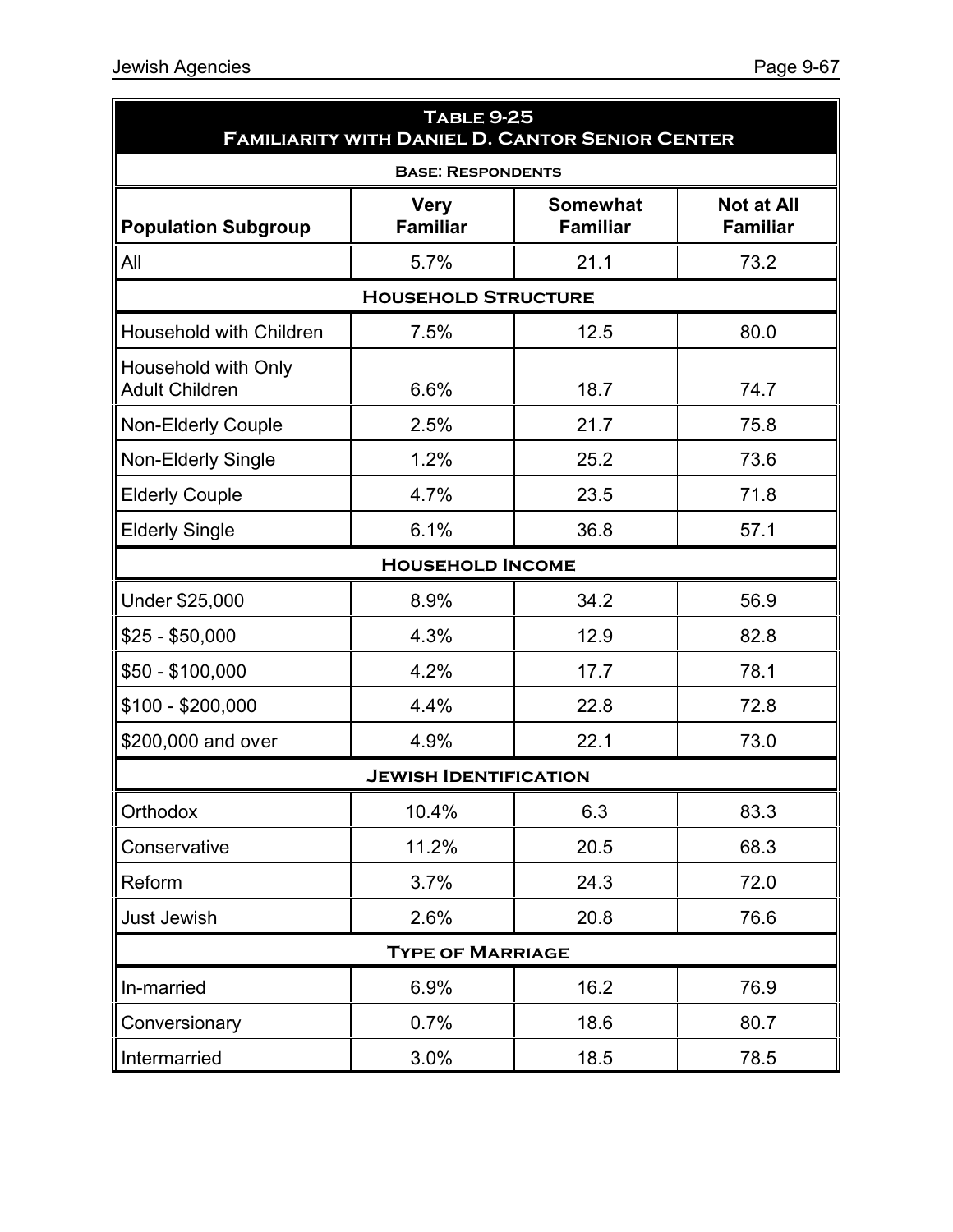**Table 9-25**
**Familiarity with Daniel D. Cantor Senior Center**

**Base: Respondents**

| Population Subgroup | Very Familiar | Somewhat Familiar | Not at All Familiar |
|---|---|---|---|
| All | 5.7% | 21.1 | 73.2 |
| **Household Structure** | | | |
| Household with Children | 7.5% | 12.5 | 80.0 |
| Household with Only Adult Children | 6.6% | 18.7 | 74.7 |
| Non-Elderly Couple | 2.5% | 21.7 | 75.8 |
| Non-Elderly Single | 1.2% | 25.2 | 73.6 |
| Elderly Couple | 4.7% | 23.5 | 71.8 |
| Elderly Single | 6.1% | 36.8 | 57.1 |
| **Household Income** | | | |
| Under $25,000 | 8.9% | 34.2 | 56.9 |
| $25 - $50,000 | 4.3% | 12.9 | 82.8 |
| $50 - $100,000 | 4.2% | 17.7 | 78.1 |
| $100 - $200,000 | 4.4% | 22.8 | 72.8 |
| $200,000 and over | 4.9% | 22.1 | 73.0 |
| **Jewish Identification** | | | |
| Orthodox | 10.4% | 6.3 | 83.3 |
| Conservative | 11.2% | 20.5 | 68.3 |
| Reform | 3.7% | 24.3 | 72.0 |
| Just Jewish | 2.6% | 20.8 | 76.6 |
| **Type of Marriage** | | | |
| In-married | 6.9% | 16.2 | 76.9 |
| Conversionary | 0.7% | 18.6 | 80.7 |
| Intermarried | 3.0% | 18.5 | 78.5 |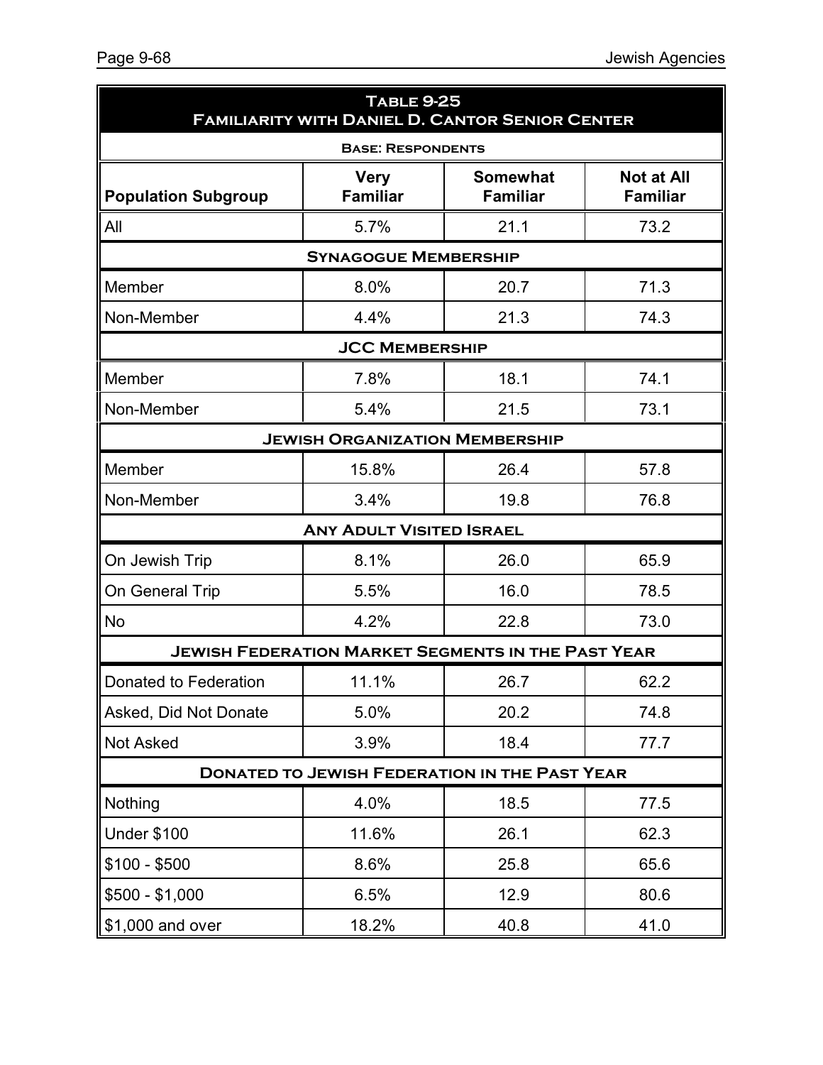## Table 9-25
## Familiarity with Daniel D. Cantor Senior Center

Base: Respondents

| Population Subgroup | Very Familiar | Somewhat Familiar | Not at All Familiar |
|---|---|---|---|
| All | 5.7% | 21.1 | 73.2 |
| **Synagogue Membership** | | | |
| Member | 8.0% | 20.7 | 71.3 |
| Non-Member | 4.4% | 21.3 | 74.3 |
| **JCC Membership** | | | |
| Member | 7.8% | 18.1 | 74.1 |
| Non-Member | 5.4% | 21.5 | 73.1 |
| **Jewish Organization Membership** | | | |
| Member | 15.8% | 26.4 | 57.8 |
| Non-Member | 3.4% | 19.8 | 76.8 |
| **Any Adult Visited Israel** | | | |
| On Jewish Trip | 8.1% | 26.0 | 65.9 |
| On General Trip | 5.5% | 16.0 | 78.5 |
| No | 4.2% | 22.8 | 73.0 |
| **Jewish Federation Market Segments in the Past Year** | | | |
| Donated to Federation | 11.1% | 26.7 | 62.2 |
| Asked, Did Not Donate | 5.0% | 20.2 | 74.8 |
| Not Asked | 3.9% | 18.4 | 77.7 |
| **Donated to Jewish Federation in the Past Year** | | | |
| Nothing | 4.0% | 18.5 | 77.5 |
| Under $100 | 11.6% | 26.1 | 62.3 |
| $100 - $500 | 8.6% | 25.8 | 65.6 |
| $500 - $1,000 | 6.5% | 12.9 | 80.6 |
| $1,000 and over | 18.2% | 40.8 | 41.0 |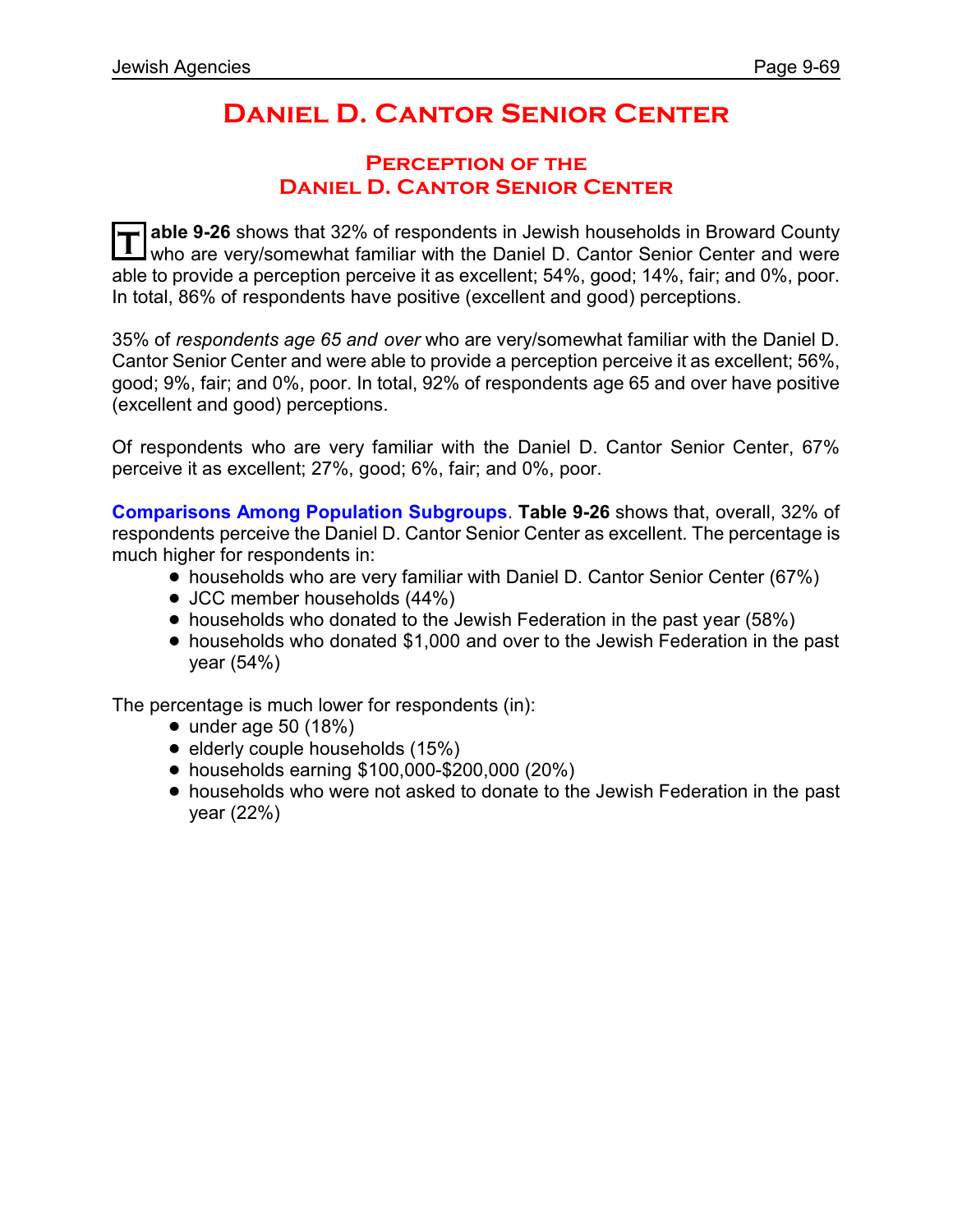# Daniel D. Cantor Senior Center

## Perception of the Daniel D. Cantor Senior Center

**Table 9-26** shows that 32% of respondents in Jewish households in Broward County who are very/somewhat familiar with the Daniel D. Cantor Senior Center and were able to provide a perception perceive it as excellent; 54%, good; 14%, fair; and 0%, poor. In total, 86% of respondents have positive (excellent and good) perceptions.

35% of *respondents age 65 and over* who are very/somewhat familiar with the Daniel D. Cantor Senior Center and were able to provide a perception perceive it as excellent; 56%, good; 9%, fair; and 0%, poor. In total, 92% of respondents age 65 and over have positive (excellent and good) perceptions.

Of respondents who are very familiar with the Daniel D. Cantor Senior Center, 67% perceive it as excellent; 27%, good; 6%, fair; and 0%, poor.

**Comparisons Among Population Subgroups**. **Table 9-26** shows that, overall, 32% of respondents perceive the Daniel D. Cantor Senior Center as excellent. The percentage is much higher for respondents in:

- households who are very familiar with Daniel D. Cantor Senior Center (67%)
- JCC member households (44%)
- households who donated to the Jewish Federation in the past year (58%)
- households who donated $1,000 and over to the Jewish Federation in the past year (54%)

The percentage is much lower for respondents (in):

- under age 50 (18%)
- elderly couple households (15%)
- households earning $100,000-$200,000 (20%)
- households who were not asked to donate to the Jewish Federation in the past year (22%)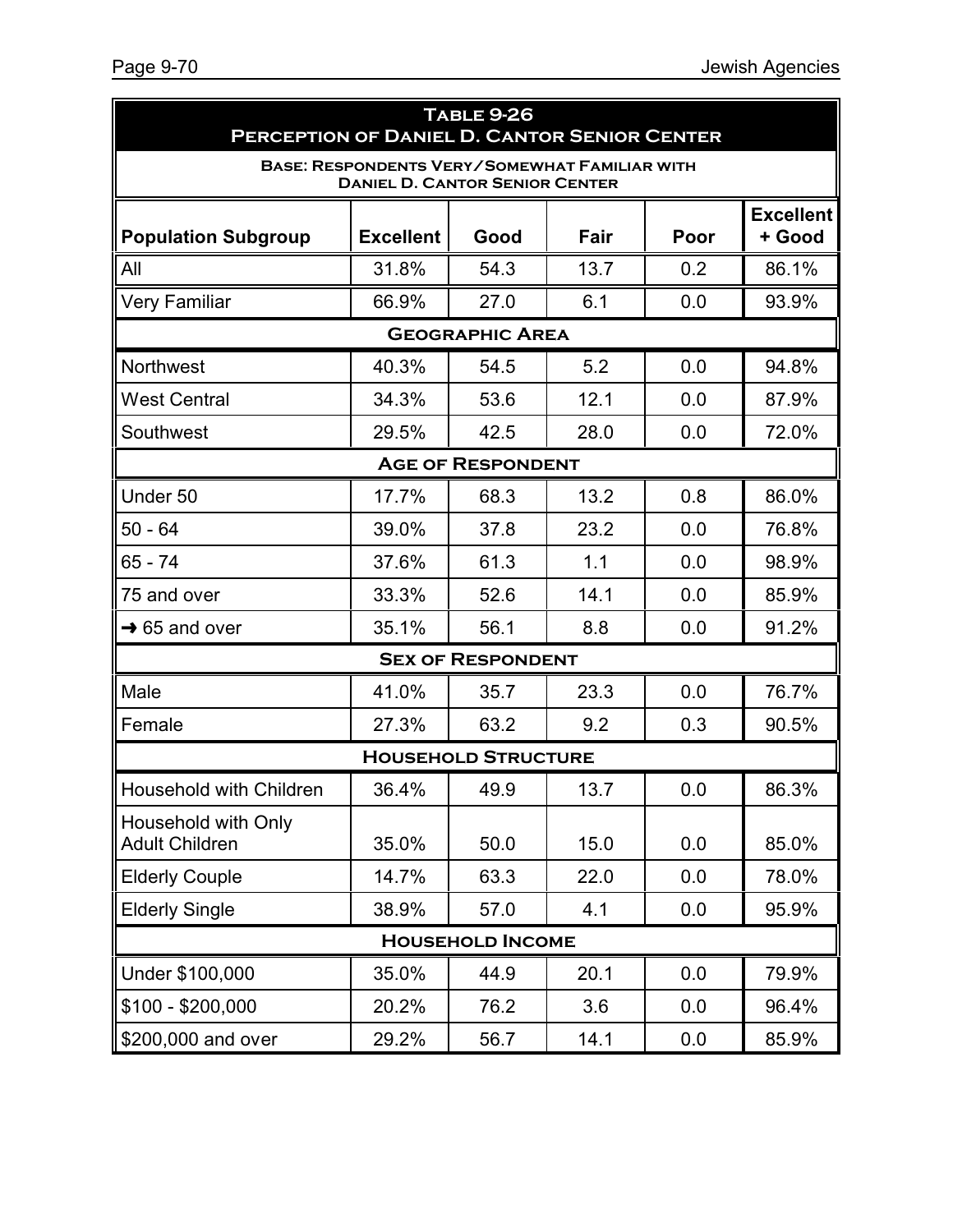## Table 9-26
## Perception of Daniel D. Cantor Senior Center

**Base: Respondents Very/Somewhat Familiar with Daniel D. Cantor Senior Center**

| Population Subgroup | Excellent | Good | Fair | Poor | Excellent + Good |
|---|---|---|---|---|---|
| All | 31.8% | 54.3 | 13.7 | 0.2 | 86.1% |
| Very Familiar | 66.9% | 27.0 | 6.1 | 0.0 | 93.9% |
| **Geographic Area** | | | | | |
| Northwest | 40.3% | 54.5 | 5.2 | 0.0 | 94.8% |
| West Central | 34.3% | 53.6 | 12.1 | 0.0 | 87.9% |
| Southwest | 29.5% | 42.5 | 28.0 | 0.0 | 72.0% |
| **Age of Respondent** | | | | | |
| Under 50 | 17.7% | 68.3 | 13.2 | 0.8 | 86.0% |
| 50 - 64 | 39.0% | 37.8 | 23.2 | 0.0 | 76.8% |
| 65 - 74 | 37.6% | 61.3 | 1.1 | 0.0 | 98.9% |
| 75 and over | 33.3% | 52.6 | 14.1 | 0.0 | 85.9% |
| → 65 and over | 35.1% | 56.1 | 8.8 | 0.0 | 91.2% |
| **Sex of Respondent** | | | | | |
| Male | 41.0% | 35.7 | 23.3 | 0.0 | 76.7% |
| Female | 27.3% | 63.2 | 9.2 | 0.3 | 90.5% |
| **Household Structure** | | | | | |
| Household with Children | 36.4% | 49.9 | 13.7 | 0.0 | 86.3% |
| Household with Only Adult Children | 35.0% | 50.0 | 15.0 | 0.0 | 85.0% |
| Elderly Couple | 14.7% | 63.3 | 22.0 | 0.0 | 78.0% |
| Elderly Single | 38.9% | 57.0 | 4.1 | 0.0 | 95.9% |
| **Household Income** | | | | | |
| Under $100,000 | 35.0% | 44.9 | 20.1 | 0.0 | 79.9% |
| $100 - $200,000 | 20.2% | 76.2 | 3.6 | 0.0 | 96.4% |
| $200,000 and over | 29.2% | 56.7 | 14.1 | 0.0 | 85.9% |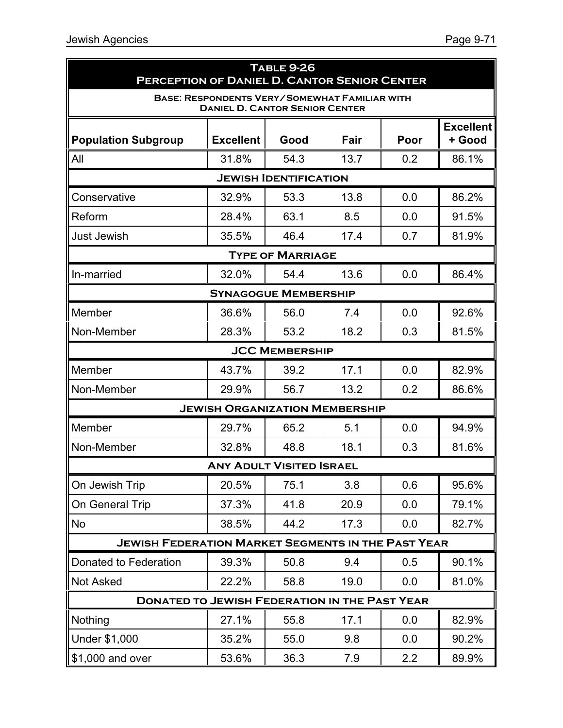**Table 9-26**
**Perception of Daniel D. Cantor Senior Center**

**Base: Respondents Very/Somewhat Familiar with Daniel D. Cantor Senior Center**

| Population Subgroup | Excellent | Good | Fair | Poor | Excellent + Good |
|---|---|---|---|---|---|
| All | 31.8% | 54.3 | 13.7 | 0.2 | 86.1% |
| **Jewish Identification** | | | | | |
| Conservative | 32.9% | 53.3 | 13.8 | 0.0 | 86.2% |
| Reform | 28.4% | 63.1 | 8.5 | 0.0 | 91.5% |
| Just Jewish | 35.5% | 46.4 | 17.4 | 0.7 | 81.9% |
| **Type of Marriage** | | | | | |
| In-married | 32.0% | 54.4 | 13.6 | 0.0 | 86.4% |
| **Synagogue Membership** | | | | | |
| Member | 36.6% | 56.0 | 7.4 | 0.0 | 92.6% |
| Non-Member | 28.3% | 53.2 | 18.2 | 0.3 | 81.5% |
| **JCC Membership** | | | | | |
| Member | 43.7% | 39.2 | 17.1 | 0.0 | 82.9% |
| Non-Member | 29.9% | 56.7 | 13.2 | 0.2 | 86.6% |
| **Jewish Organization Membership** | | | | | |
| Member | 29.7% | 65.2 | 5.1 | 0.0 | 94.9% |
| Non-Member | 32.8% | 48.8 | 18.1 | 0.3 | 81.6% |
| **Any Adult Visited Israel** | | | | | |
| On Jewish Trip | 20.5% | 75.1 | 3.8 | 0.6 | 95.6% |
| On General Trip | 37.3% | 41.8 | 20.9 | 0.0 | 79.1% |
| No | 38.5% | 44.2 | 17.3 | 0.0 | 82.7% |
| **Jewish Federation Market Segments in the Past Year** | | | | | |
| Donated to Federation | 39.3% | 50.8 | 9.4 | 0.5 | 90.1% |
| Not Asked | 22.2% | 58.8 | 19.0 | 0.0 | 81.0% |
| **Donated to Jewish Federation in the Past Year** | | | | | |
| Nothing | 27.1% | 55.8 | 17.1 | 0.0 | 82.9% |
| Under $1,000 | 35.2% | 55.0 | 9.8 | 0.0 | 90.2% |
| $1,000 and over | 53.6% | 36.3 | 7.9 | 2.2 | 89.9% |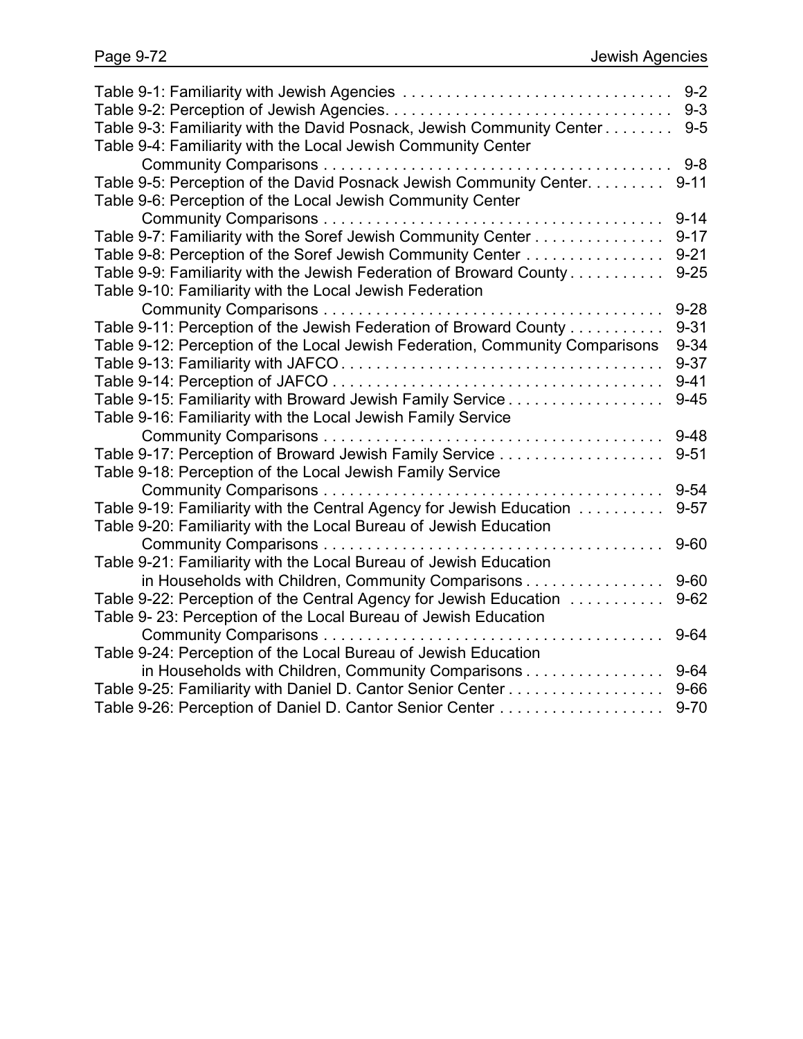Table 9-1: Familiarity with Jewish Agencies . . . . . . . . . . . . . . . . . . . . . . . . . . . . . . . 9-2
Table 9-2: Perception of Jewish Agencies. . . . . . . . . . . . . . . . . . . . . . . . . . . . . . . . . 9-3
Table 9-3: Familiarity with the David Posnack, Jewish Community Center . . . . . . . . 9-5
Table 9-4: Familiarity with the Local Jewish Community Center
Community Comparisons . . . . . . . . . . . . . . . . . . . . . . . . . . . . . . . . . . . . . . . 9-8
Table 9-5: Perception of the David Posnack Jewish Community Center. . . . . . . . . 9-11
Table 9-6: Perception of the Local Jewish Community Center
Community Comparisons . . . . . . . . . . . . . . . . . . . . . . . . . . . . . . . . . . . . . . . 9-14
Table 9-7: Familiarity with the Soref Jewish Community Center . . . . . . . . . . . . . . 9-17
Table 9-8: Perception of the Soref Jewish Community Center . . . . . . . . . . . . . . . . 9-21
Table 9-9: Familiarity with the Jewish Federation of Broward County . . . . . . . . . . . 9-25
Table 9-10: Familiarity with the Local Jewish Federation
Community Comparisons . . . . . . . . . . . . . . . . . . . . . . . . . . . . . . . . . . . . . . . 9-28
Table 9-11: Perception of the Jewish Federation of Broward County . . . . . . . . . . . 9-31
Table 9-12: Perception of the Local Jewish Federation, Community Comparisons 9-34
Table 9-13: Familiarity with JAFCO . . . . . . . . . . . . . . . . . . . . . . . . . . . . . . . . . . . . . 9-37
Table 9-14: Perception of JAFCO . . . . . . . . . . . . . . . . . . . . . . . . . . . . . . . . . . . . . . 9-41
Table 9-15: Familiarity with Broward Jewish Family Service . . . . . . . . . . . . . . . . . . 9-45
Table 9-16: Familiarity with the Local Jewish Family Service
Community Comparisons . . . . . . . . . . . . . . . . . . . . . . . . . . . . . . . . . . . . . . . 9-48
Table 9-17: Perception of Broward Jewish Family Service . . . . . . . . . . . . . . . . . . . 9-51
Table 9-18: Perception of the Local Jewish Family Service
Community Comparisons . . . . . . . . . . . . . . . . . . . . . . . . . . . . . . . . . . . . . . . 9-54
Table 9-19: Familiarity with the Central Agency for Jewish Education . . . . . . . . . . 9-57
Table 9-20: Familiarity with the Local Bureau of Jewish Education
Community Comparisons . . . . . . . . . . . . . . . . . . . . . . . . . . . . . . . . . . . . . . . 9-60
Table 9-21: Familiarity with the Local Bureau of Jewish Education
in Households with Children, Community Comparisons . . . . . . . . . . . . . . . . 9-60
Table 9-22: Perception of the Central Agency for Jewish Education . . . . . . . . . . . 9-62
Table 9- 23: Perception of the Local Bureau of Jewish Education
Community Comparisons . . . . . . . . . . . . . . . . . . . . . . . . . . . . . . . . . . . . . . . 9-64
Table 9-24: Perception of the Local Bureau of Jewish Education
in Households with Children, Community Comparisons . . . . . . . . . . . . . . . . 9-64
Table 9-25: Familiarity with Daniel D. Cantor Senior Center . . . . . . . . . . . . . . . . . . 9-66
Table 9-26: Perception of Daniel D. Cantor Senior Center . . . . . . . . . . . . . . . . . . . 9-70